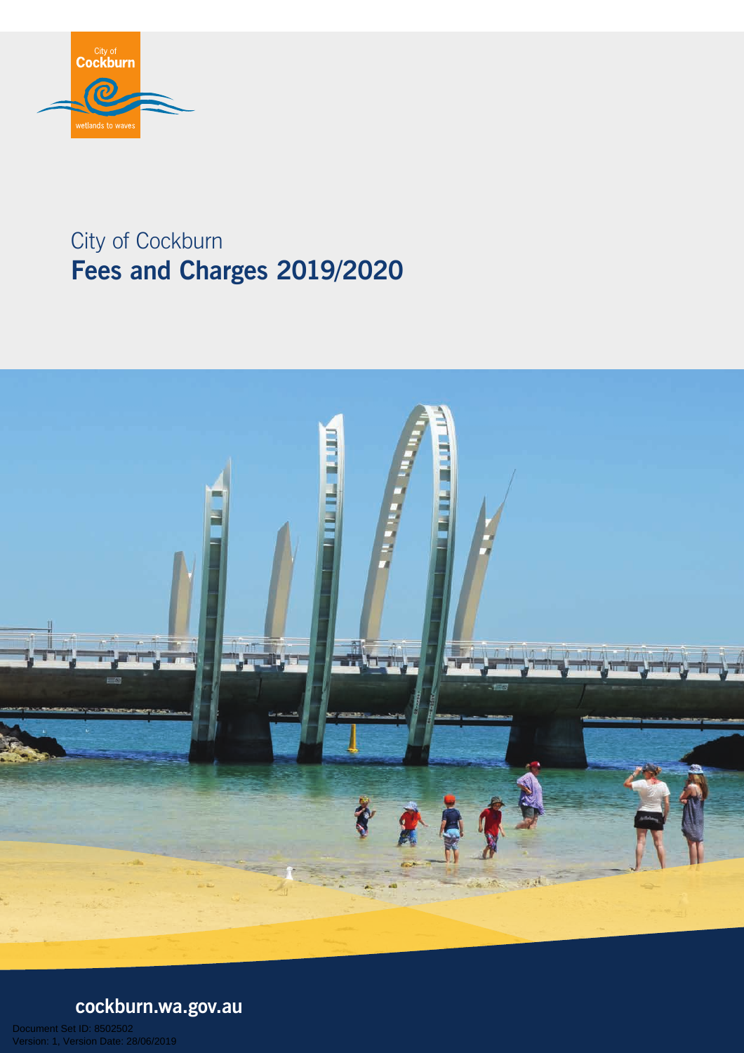City of Cockburn

wetlands to waves

City of Cockburn

# Fees and Charges 2019/2020

**cockburn.wa.gov.au**

Document Set ID: 8502502
Version: 1, Version Date: 28/06/2019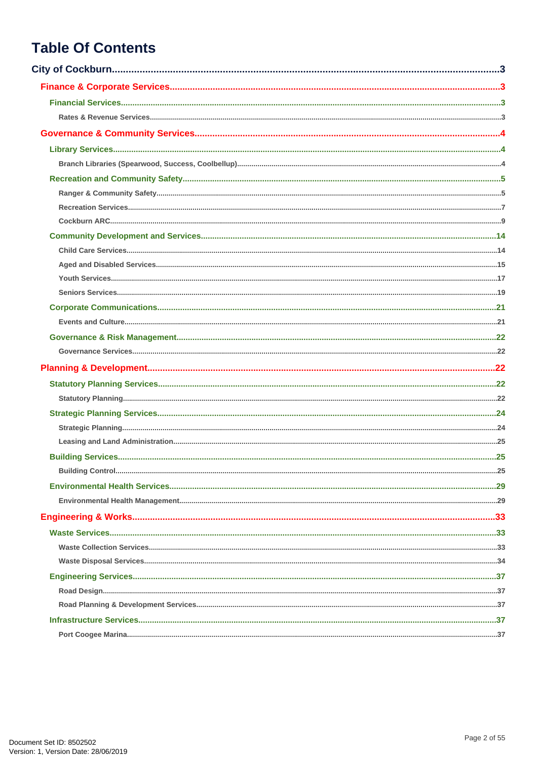# Table Of Contents

- **City of Cockburn** .......... 3
  - **Finance & Corporate Services** .......... 3
    - **Financial Services** .......... 3
      - Rates & Revenue Services .......... 3
  - **Governance & Community Services** .......... 4
    - **Library Services** .......... 4
      - Branch Libraries (Spearwood, Success, Coolbellup) .......... 4
    - **Recreation and Community Safety** .......... 5
      - Ranger & Community Safety .......... 5
      - Recreation Services .......... 7
      - Cockburn ARC .......... 9
    - **Community Development and Services** .......... 14
      - Child Care Services .......... 14
      - Aged and Disabled Services .......... 15
      - Youth Services .......... 17
      - Seniors Services .......... 19
    - **Corporate Communications** .......... 21
      - Events and Culture .......... 21
    - **Governance & Risk Management** .......... 22
      - Governance Services .......... 22
  - **Planning & Development** .......... 22
    - **Statutory Planning Services** .......... 22
      - Statutory Planning .......... 22
    - **Strategic Planning Services** .......... 24
      - Strategic Planning .......... 24
      - Leasing and Land Administration .......... 25
    - **Building Services** .......... 25
      - Building Control .......... 25
    - **Environmental Health Services** .......... 29
      - Environmental Health Management .......... 29
  - **Engineering & Works** .......... 33
    - **Waste Services** .......... 33
      - Waste Collection Services .......... 33
      - Waste Disposal Services .......... 34
    - **Engineering Services** .......... 37
      - Road Design .......... 37
      - Road Planning & Development Services .......... 37
    - **Infrastructure Services** .......... 37
      - Port Coogee Marina .......... 37

Document Set ID: 8502502
Version: 1, Version Date: 28/06/2019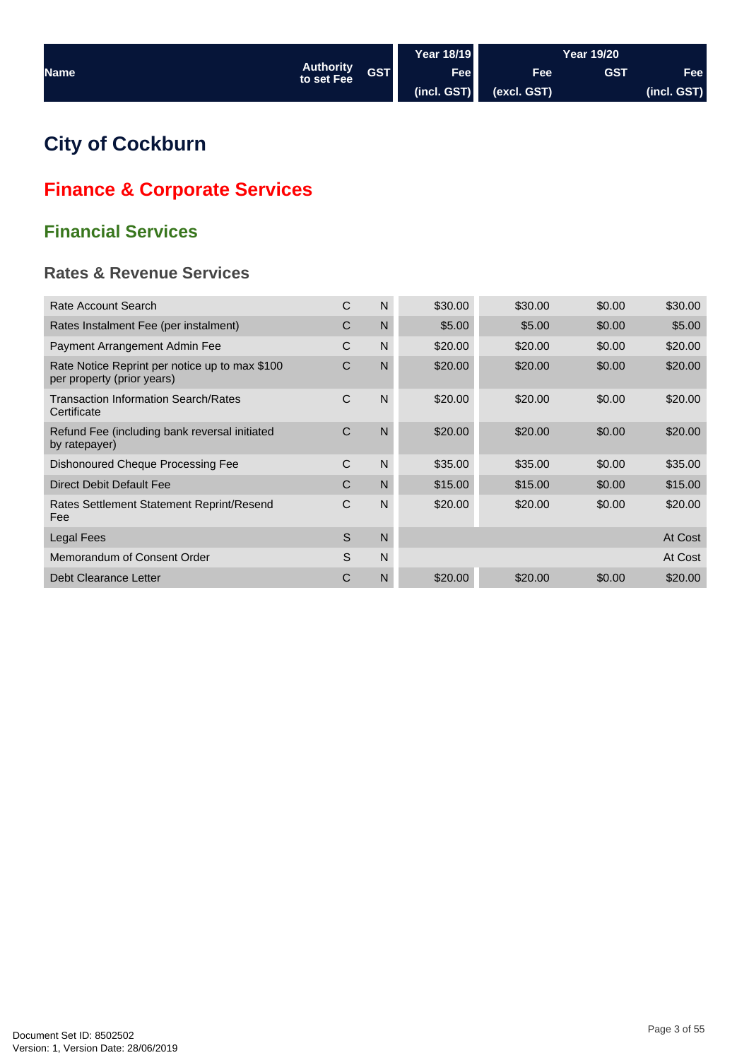| Name | Authority to set Fee | GST | Year 18/19 Fee (incl. GST) | Year 19/20 Fee (excl. GST) | GST | Fee (incl. GST) |
|---|---|---|---|---|---|---|

# City of Cockburn

## Finance & Corporate Services

### Financial Services

#### Rates & Revenue Services

| Name | Authority to set Fee | GST | Year 18/19 Fee (incl. GST) | Year 19/20 Fee (excl. GST) | GST | Fee (incl. GST) |
|---|---|---|---|---|---|---|
| Rate Account Search | C | N | $30.00 | $30.00 | $0.00 | $30.00 |
| Rates Instalment Fee (per instalment) | C | N | $5.00 | $5.00 | $0.00 | $5.00 |
| Payment Arrangement Admin Fee | C | N | $20.00 | $20.00 | $0.00 | $20.00 |
| Rate Notice Reprint per notice up to max $100 per property (prior years) | C | N | $20.00 | $20.00 | $0.00 | $20.00 |
| Transaction Information Search/Rates Certificate | C | N | $20.00 | $20.00 | $0.00 | $20.00 |
| Refund Fee (including bank reversal initiated by ratepayer) | C | N | $20.00 | $20.00 | $0.00 | $20.00 |
| Dishonoured Cheque Processing Fee | C | N | $35.00 | $35.00 | $0.00 | $35.00 |
| Direct Debit Default Fee | C | N | $15.00 | $15.00 | $0.00 | $15.00 |
| Rates Settlement Statement Reprint/Resend Fee | C | N | $20.00 | $20.00 | $0.00 | $20.00 |
| Legal Fees | S | N | | | | At Cost |
| Memorandum of Consent Order | S | N | | | | At Cost |
| Debt Clearance Letter | C | N | $20.00 | $20.00 | $0.00 | $20.00 |

Document Set ID: 8502502
Version: 1, Version Date: 28/06/2019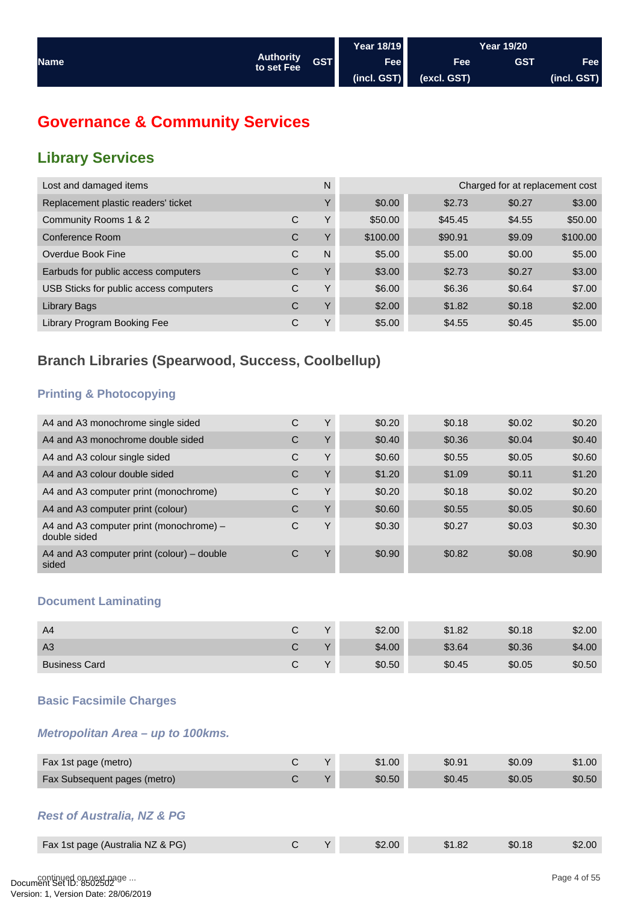| Name | Authority to set Fee | GST | Year 18/19 Fee (incl. GST) | Year 19/20 Fee (excl. GST) | GST | Fee (incl. GST) |
|---|---|---|---|---|---|---|

# Governance & Community Services

## Library Services

| Name | Authority to set Fee | GST | Year 18/19 Fee (incl. GST) | Year 19/20 Fee (excl. GST) | GST | Fee (incl. GST) |
|---|---|---|---|---|---|---|
| Lost and damaged items | | N | Charged for at replacement cost | | | |
| Replacement plastic readers' ticket | | Y | $0.00 | $2.73 | $0.27 | $3.00 |
| Community Rooms 1 & 2 | C | Y | $50.00 | $45.45 | $4.55 | $50.00 |
| Conference Room | C | Y | $100.00 | $90.91 | $9.09 | $100.00 |
| Overdue Book Fine | C | N | $5.00 | $5.00 | $0.00 | $5.00 |
| Earbuds for public access computers | C | Y | $3.00 | $2.73 | $0.27 | $3.00 |
| USB Sticks for public access computers | C | Y | $6.00 | $6.36 | $0.64 | $7.00 |
| Library Bags | C | Y | $2.00 | $1.82 | $0.18 | $2.00 |
| Library Program Booking Fee | C | Y | $5.00 | $4.55 | $0.45 | $5.00 |

### Branch Libraries (Spearwood, Success, Coolbellup)

#### Printing & Photocopying

| Name | Authority to set Fee | GST | Year 18/19 Fee (incl. GST) | Year 19/20 Fee (excl. GST) | GST | Fee (incl. GST) |
|---|---|---|---|---|---|---|
| A4 and A3 monochrome single sided | C | Y | $0.20 | $0.18 | $0.02 | $0.20 |
| A4 and A3 monochrome double sided | C | Y | $0.40 | $0.36 | $0.04 | $0.40 |
| A4 and A3 colour single sided | C | Y | $0.60 | $0.55 | $0.05 | $0.60 |
| A4 and A3 colour double sided | C | Y | $1.20 | $1.09 | $0.11 | $1.20 |
| A4 and A3 computer print (monochrome) | C | Y | $0.20 | $0.18 | $0.02 | $0.20 |
| A4 and A3 computer print (colour) | C | Y | $0.60 | $0.55 | $0.05 | $0.60 |
| A4 and A3 computer print (monochrome) – double sided | C | Y | $0.30 | $0.27 | $0.03 | $0.30 |
| A4 and A3 computer print (colour) – double sided | C | Y | $0.90 | $0.82 | $0.08 | $0.90 |

#### Document Laminating

| Name | Authority to set Fee | GST | Year 18/19 Fee (incl. GST) | Year 19/20 Fee (excl. GST) | GST | Fee (incl. GST) |
|---|---|---|---|---|---|---|
| A4 | C | Y | $2.00 | $1.82 | $0.18 | $2.00 |
| A3 | C | Y | $4.00 | $3.64 | $0.36 | $4.00 |
| Business Card | C | Y | $0.50 | $0.45 | $0.05 | $0.50 |

#### Basic Facsimile Charges

##### *Metropolitan Area – up to 100kms.*

| Name | Authority to set Fee | GST | Year 18/19 Fee (incl. GST) | Year 19/20 Fee (excl. GST) | GST | Fee (incl. GST) |
|---|---|---|---|---|---|---|
| Fax 1st page (metro) | C | Y | $1.00 | $0.91 | $0.09 | $1.00 |
| Fax Subsequent pages (metro) | C | Y | $0.50 | $0.45 | $0.05 | $0.50 |

##### *Rest of Australia, NZ & PG*

| Name | Authority to set Fee | GST | Year 18/19 Fee (incl. GST) | Year 19/20 Fee (excl. GST) | GST | Fee (incl. GST) |
|---|---|---|---|---|---|---|
| Fax 1st page (Australia NZ & PG) | C | Y | $2.00 | $1.82 | $0.18 | $2.00 |

continued on next page ...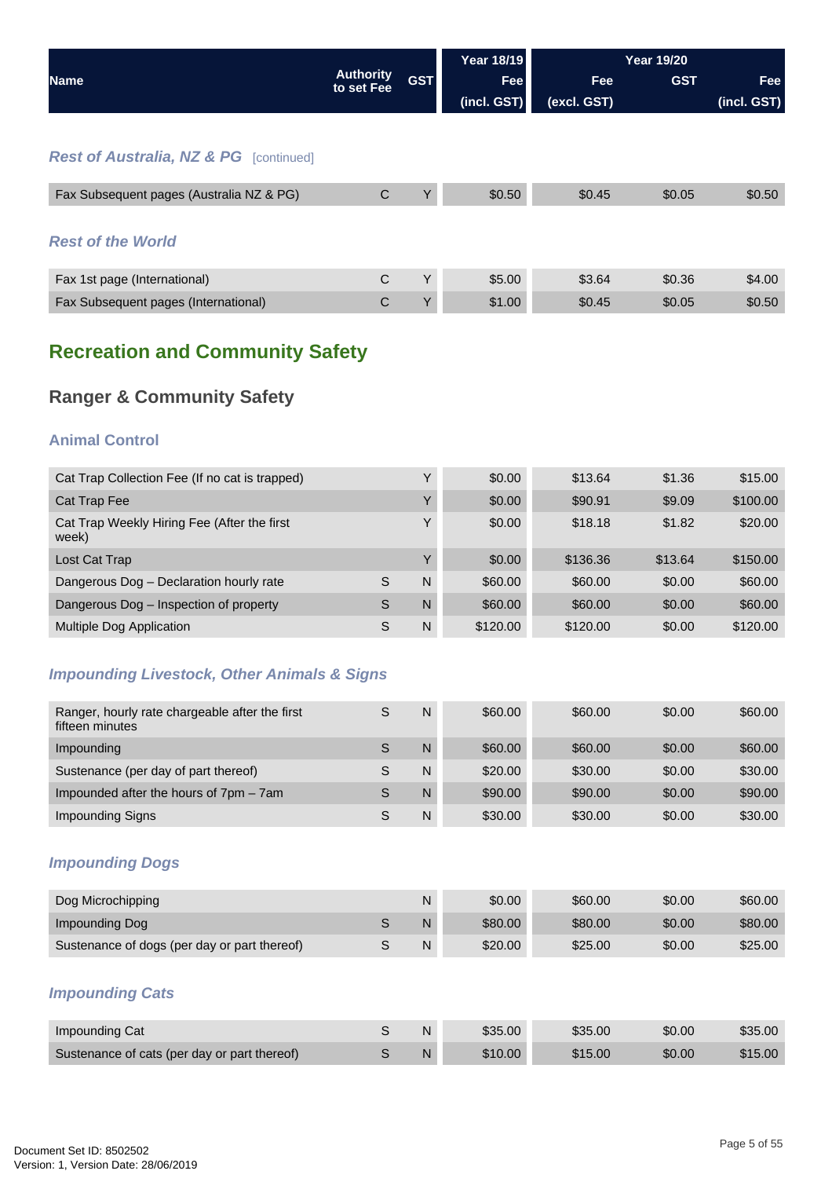| Name | Authority to set Fee | GST | Year 18/19 Fee (incl. GST) | Year 19/20 Fee (excl. GST) | GST | Fee (incl. GST) |
|---|---|---|---|---|---|---|

### *Rest of Australia, NZ & PG* [continued]

| Name | Authority to set Fee | GST | Year 18/19 Fee (incl. GST) | Year 19/20 Fee (excl. GST) | GST | Fee (incl. GST) |
|---|---|---|---|---|---|---|
| Fax Subsequent pages (Australia NZ & PG) | C | Y | $0.50 | $0.45 | $0.05 | $0.50 |

### *Rest of the World*

| Name | Authority to set Fee | GST | Year 18/19 Fee (incl. GST) | Year 19/20 Fee (excl. GST) | GST | Fee (incl. GST) |
|---|---|---|---|---|---|---|
| Fax 1st page (International) | C | Y | $5.00 | $3.64 | $0.36 | $4.00 |
| Fax Subsequent pages (International) | C | Y | $1.00 | $0.45 | $0.05 | $0.50 |

# Recreation and Community Safety

## Ranger & Community Safety

### Animal Control

| Name | Authority to set Fee | GST | Year 18/19 Fee (incl. GST) | Year 19/20 Fee (excl. GST) | GST | Fee (incl. GST) |
|---|---|---|---|---|---|---|
| Cat Trap Collection Fee (If no cat is trapped) | | Y | $0.00 | $13.64 | $1.36 | $15.00 |
| Cat Trap Fee | | Y | $0.00 | $90.91 | $9.09 | $100.00 |
| Cat Trap Weekly Hiring Fee (After the first week) | | Y | $0.00 | $18.18 | $1.82 | $20.00 |
| Lost Cat Trap | | Y | $0.00 | $136.36 | $13.64 | $150.00 |
| Dangerous Dog – Declaration hourly rate | S | N | $60.00 | $60.00 | $0.00 | $60.00 |
| Dangerous Dog – Inspection of property | S | N | $60.00 | $60.00 | $0.00 | $60.00 |
| Multiple Dog Application | S | N | $120.00 | $120.00 | $0.00 | $120.00 |

### *Impounding Livestock, Other Animals & Signs*

| Name | Authority to set Fee | GST | Year 18/19 Fee (incl. GST) | Year 19/20 Fee (excl. GST) | GST | Fee (incl. GST) |
|---|---|---|---|---|---|---|
| Ranger, hourly rate chargeable after the first fifteen minutes | S | N | $60.00 | $60.00 | $0.00 | $60.00 |
| Impounding | S | N | $60.00 | $60.00 | $0.00 | $60.00 |
| Sustenance (per day of part thereof) | S | N | $20.00 | $30.00 | $0.00 | $30.00 |
| Impounded after the hours of 7pm – 7am | S | N | $90.00 | $90.00 | $0.00 | $90.00 |
| Impounding Signs | S | N | $30.00 | $30.00 | $0.00 | $30.00 |

### *Impounding Dogs*

| Name | Authority to set Fee | GST | Year 18/19 Fee (incl. GST) | Year 19/20 Fee (excl. GST) | GST | Fee (incl. GST) |
|---|---|---|---|---|---|---|
| Dog Microchipping | | N | $0.00 | $60.00 | $0.00 | $60.00 |
| Impounding Dog | S | N | $80.00 | $80.00 | $0.00 | $80.00 |
| Sustenance of dogs (per day or part thereof) | S | N | $20.00 | $25.00 | $0.00 | $25.00 |

### *Impounding Cats*

| Name | Authority to set Fee | GST | Year 18/19 Fee (incl. GST) | Year 19/20 Fee (excl. GST) | GST | Fee (incl. GST) |
|---|---|---|---|---|---|---|
| Impounding Cat | S | N | $35.00 | $35.00 | $0.00 | $35.00 |
| Sustenance of cats (per day or part thereof) | S | N | $10.00 | $15.00 | $0.00 | $15.00 |

Document Set ID: 8502502
Version: 1, Version Date: 28/06/2019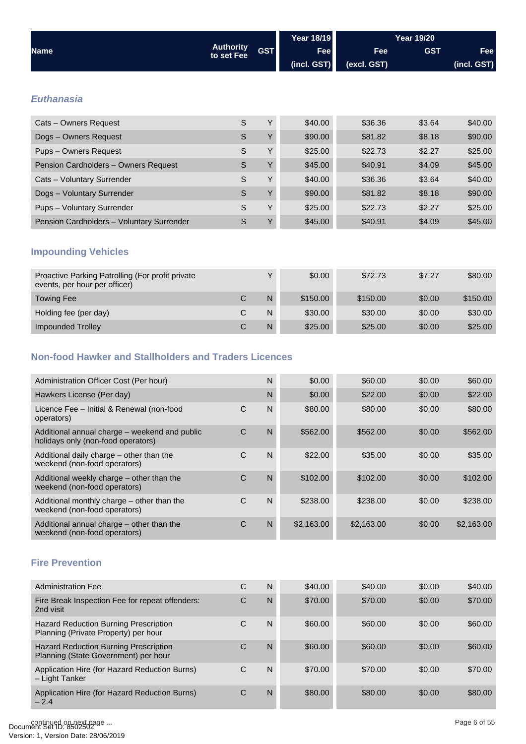| Name | Authority to set Fee | GST | Year 18/19 Fee (incl. GST) | Year 19/20 Fee (excl. GST) | GST | Fee (incl. GST) |
|---|---|---|---|---|---|---|

### *Euthanasia*

| Name | Authority to set Fee | GST | Year 18/19 Fee (incl. GST) | Year 19/20 Fee (excl. GST) | GST | Fee (incl. GST) |
|---|---|---|---|---|---|---|
| Cats – Owners Request | S | Y | $40.00 | $36.36 | $3.64 | $40.00 |
| Dogs – Owners Request | S | Y | $90.00 | $81.82 | $8.18 | $90.00 |
| Pups – Owners Request | S | Y | $25.00 | $22.73 | $2.27 | $25.00 |
| Pension Cardholders – Owners Request | S | Y | $45.00 | $40.91 | $4.09 | $45.00 |
| Cats – Voluntary Surrender | S | Y | $40.00 | $36.36 | $3.64 | $40.00 |
| Dogs – Voluntary Surrender | S | Y | $90.00 | $81.82 | $8.18 | $90.00 |
| Pups – Voluntary Surrender | S | Y | $25.00 | $22.73 | $2.27 | $25.00 |
| Pension Cardholders – Voluntary Surrender | S | Y | $45.00 | $40.91 | $4.09 | $45.00 |

### Impounding Vehicles

| Name | Authority to set Fee | GST | Year 18/19 Fee (incl. GST) | Year 19/20 Fee (excl. GST) | GST | Fee (incl. GST) |
|---|---|---|---|---|---|---|
| Proactive Parking Patrolling (For profit private events, per hour per officer) | | Y | $0.00 | $72.73 | $7.27 | $80.00 |
| Towing Fee | C | N | $150.00 | $150.00 | $0.00 | $150.00 |
| Holding fee (per day) | C | N | $30.00 | $30.00 | $0.00 | $30.00 |
| Impounded Trolley | C | N | $25.00 | $25.00 | $0.00 | $25.00 |

### Non-food Hawker and Stallholders and Traders Licences

| Name | Authority to set Fee | GST | Year 18/19 Fee (incl. GST) | Year 19/20 Fee (excl. GST) | GST | Fee (incl. GST) |
|---|---|---|---|---|---|---|
| Administration Officer Cost (Per hour) | | N | $0.00 | $60.00 | $0.00 | $60.00 |
| Hawkers License (Per day) | | N | $0.00 | $22.00 | $0.00 | $22.00 |
| Licence Fee – Initial & Renewal (non-food operators) | C | N | $80.00 | $80.00 | $0.00 | $80.00 |
| Additional annual charge – weekend and public holidays only (non-food operators) | C | N | $562.00 | $562.00 | $0.00 | $562.00 |
| Additional daily charge – other than the weekend (non-food operators) | C | N | $22.00 | $35.00 | $0.00 | $35.00 |
| Additional weekly charge – other than the weekend (non-food operators) | C | N | $102.00 | $102.00 | $0.00 | $102.00 |
| Additional monthly charge – other than the weekend (non-food operators) | C | N | $238.00 | $238.00 | $0.00 | $238.00 |
| Additional annual charge – other than the weekend (non-food operators) | C | N | $2,163.00 | $2,163.00 | $0.00 | $2,163.00 |

### Fire Prevention

| Name | Authority to set Fee | GST | Year 18/19 Fee (incl. GST) | Year 19/20 Fee (excl. GST) | GST | Fee (incl. GST) |
|---|---|---|---|---|---|---|
| Administration Fee | C | N | $40.00 | $40.00 | $0.00 | $40.00 |
| Fire Break Inspection Fee for repeat offenders: 2nd visit | C | N | $70.00 | $70.00 | $0.00 | $70.00 |
| Hazard Reduction Burning Prescription Planning (Private Property) per hour | C | N | $60.00 | $60.00 | $0.00 | $60.00 |
| Hazard Reduction Burning Prescription Planning (State Government) per hour | C | N | $60.00 | $60.00 | $0.00 | $60.00 |
| Application Hire (for Hazard Reduction Burns) – Light Tanker | C | N | $70.00 | $70.00 | $0.00 | $70.00 |
| Application Hire (for Hazard Reduction Burns) – 2.4 | C | N | $80.00 | $80.00 | $0.00 | $80.00 |

continued on next page ...

Document Set ID: 8502502
Version: 1, Version Date: 28/06/2019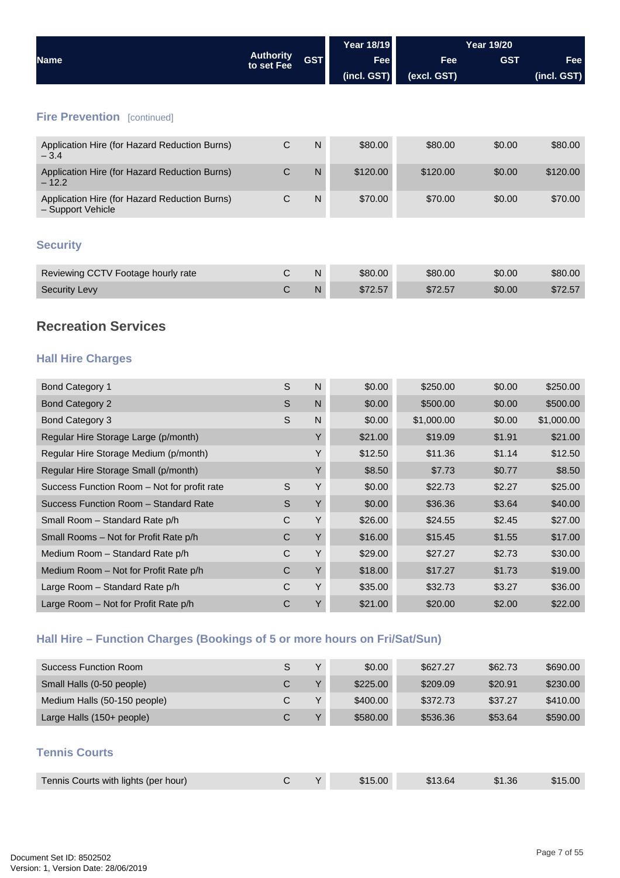| Name | Authority to set Fee | GST | Year 18/19 Fee (incl. GST) | Year 19/20 Fee (excl. GST) | GST | Fee (incl. GST) |
|---|---|---|---|---|---|---|

### Fire Prevention [continued]

| Name | Authority to set Fee | GST | Year 18/19 Fee (incl. GST) | Year 19/20 Fee (excl. GST) | GST | Fee (incl. GST) |
|---|---|---|---|---|---|---|
| Application Hire (for Hazard Reduction Burns) – 3.4 | C | N | $80.00 | $80.00 | $0.00 | $80.00 |
| Application Hire (for Hazard Reduction Burns) – 12.2 | C | N | $120.00 | $120.00 | $0.00 | $120.00 |
| Application Hire (for Hazard Reduction Burns) – Support Vehicle | C | N | $70.00 | $70.00 | $0.00 | $70.00 |

### Security

| Name | Authority to set Fee | GST | Year 18/19 Fee (incl. GST) | Year 19/20 Fee (excl. GST) | GST | Fee (incl. GST) |
|---|---|---|---|---|---|---|
| Reviewing CCTV Footage hourly rate | C | N | $80.00 | $80.00 | $0.00 | $80.00 |
| Security Levy | C | N | $72.57 | $72.57 | $0.00 | $72.57 |

## Recreation Services

### Hall Hire Charges

| Name | Authority to set Fee | GST | Year 18/19 Fee (incl. GST) | Year 19/20 Fee (excl. GST) | GST | Fee (incl. GST) |
|---|---|---|---|---|---|---|
| Bond Category 1 | S | N | $0.00 | $250.00 | $0.00 | $250.00 |
| Bond Category 2 | S | N | $0.00 | $500.00 | $0.00 | $500.00 |
| Bond Category 3 | S | N | $0.00 | $1,000.00 | $0.00 | $1,000.00 |
| Regular Hire Storage Large (p/month) | | Y | $21.00 | $19.09 | $1.91 | $21.00 |
| Regular Hire Storage Medium (p/month) | | Y | $12.50 | $11.36 | $1.14 | $12.50 |
| Regular Hire Storage Small (p/month) | | Y | $8.50 | $7.73 | $0.77 | $8.50 |
| Success Function Room – Not for profit rate | S | Y | $0.00 | $22.73 | $2.27 | $25.00 |
| Success Function Room – Standard Rate | S | Y | $0.00 | $36.36 | $3.64 | $40.00 |
| Small Room – Standard Rate p/h | C | Y | $26.00 | $24.55 | $2.45 | $27.00 |
| Small Rooms – Not for Profit Rate p/h | C | Y | $16.00 | $15.45 | $1.55 | $17.00 |
| Medium Room – Standard Rate p/h | C | Y | $29.00 | $27.27 | $2.73 | $30.00 |
| Medium Room – Not for Profit Rate p/h | C | Y | $18.00 | $17.27 | $1.73 | $19.00 |
| Large Room – Standard Rate p/h | C | Y | $35.00 | $32.73 | $3.27 | $36.00 |
| Large Room – Not for Profit Rate p/h | C | Y | $21.00 | $20.00 | $2.00 | $22.00 |

### Hall Hire – Function Charges (Bookings of 5 or more hours on Fri/Sat/Sun)

| Name | Authority to set Fee | GST | Year 18/19 Fee (incl. GST) | Year 19/20 Fee (excl. GST) | GST | Fee (incl. GST) |
|---|---|---|---|---|---|---|
| Success Function Room | S | Y | $0.00 | $627.27 | $62.73 | $690.00 |
| Small Halls (0-50 people) | C | Y | $225.00 | $209.09 | $20.91 | $230.00 |
| Medium Halls (50-150 people) | C | Y | $400.00 | $372.73 | $37.27 | $410.00 |
| Large Halls (150+ people) | C | Y | $580.00 | $536.36 | $53.64 | $590.00 |

### Tennis Courts

| Name | Authority to set Fee | GST | Year 18/19 Fee (incl. GST) | Year 19/20 Fee (excl. GST) | GST | Fee (incl. GST) |
|---|---|---|---|---|---|---|
| Tennis Courts with lights (per hour) | C | Y | $15.00 | $13.64 | $1.36 | $15.00 |

Document Set ID: 8502502
Version: 1, Version Date: 28/06/2019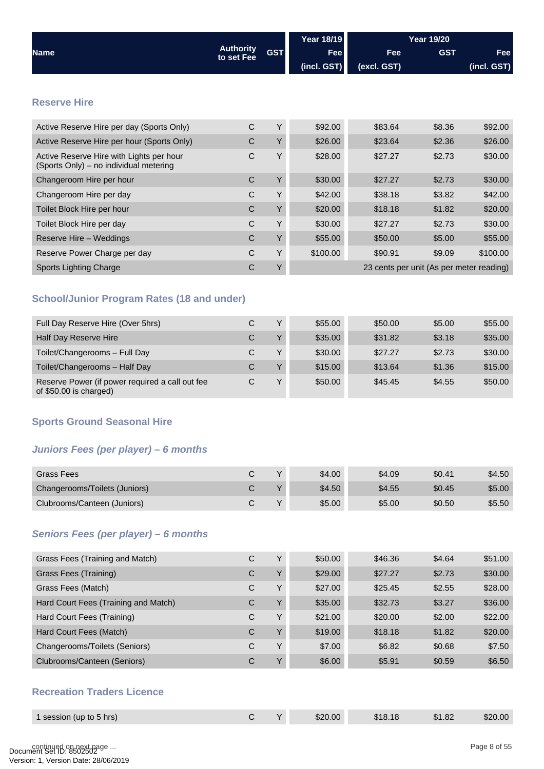| Name | Authority to set Fee | GST | Year 18/19 Fee (incl. GST) | Year 19/20 Fee (excl. GST) | GST | Fee (incl. GST) |
|---|---|---|---|---|---|---|

### Reserve Hire

| Name | Authority to set Fee | GST | Year 18/19 Fee (incl. GST) | Year 19/20 Fee (excl. GST) | GST | Fee (incl. GST) |
|---|---|---|---|---|---|---|
| Active Reserve Hire per day (Sports Only) | C | Y | $92.00 | $83.64 | $8.36 | $92.00 |
| Active Reserve Hire per hour (Sports Only) | C | Y | $26.00 | $23.64 | $2.36 | $26.00 |
| Active Reserve Hire with Lights per hour (Sports Only) – no individual metering | C | Y | $28.00 | $27.27 | $2.73 | $30.00 |
| Changeroom Hire per hour | C | Y | $30.00 | $27.27 | $2.73 | $30.00 |
| Changeroom Hire per day | C | Y | $42.00 | $38.18 | $3.82 | $42.00 |
| Toilet Block Hire per hour | C | Y | $20.00 | $18.18 | $1.82 | $20.00 |
| Toilet Block Hire per day | C | Y | $30.00 | $27.27 | $2.73 | $30.00 |
| Reserve Hire – Weddings | C | Y | $55.00 | $50.00 | $5.00 | $55.00 |
| Reserve Power Charge per day | C | Y | $100.00 | $90.91 | $9.09 | $100.00 |
| Sports Lighting Charge | C | Y | 23 cents per unit (As per meter reading) | | | |

### School/Junior Program Rates (18 and under)

| Name | Authority to set Fee | GST | Year 18/19 Fee (incl. GST) | Year 19/20 Fee (excl. GST) | GST | Fee (incl. GST) |
|---|---|---|---|---|---|---|
| Full Day Reserve Hire (Over 5hrs) | C | Y | $55.00 | $50.00 | $5.00 | $55.00 |
| Half Day Reserve Hire | C | Y | $35.00 | $31.82 | $3.18 | $35.00 |
| Toilet/Changerooms – Full Day | C | Y | $30.00 | $27.27 | $2.73 | $30.00 |
| Toilet/Changerooms – Half Day | C | Y | $15.00 | $13.64 | $1.36 | $15.00 |
| Reserve Power (if power required a call out fee of $50.00 is charged) | C | Y | $50.00 | $45.45 | $4.55 | $50.00 |

### Sports Ground Seasonal Hire

#### *Juniors Fees (per player) – 6 months*

| Name | Authority to set Fee | GST | Year 18/19 Fee (incl. GST) | Year 19/20 Fee (excl. GST) | GST | Fee (incl. GST) |
|---|---|---|---|---|---|---|
| Grass Fees | C | Y | $4.00 | $4.09 | $0.41 | $4.50 |
| Changerooms/Toilets (Juniors) | C | Y | $4.50 | $4.55 | $0.45 | $5.00 |
| Clubrooms/Canteen (Juniors) | C | Y | $5.00 | $5.00 | $0.50 | $5.50 |

#### *Seniors Fees (per player) – 6 months*

| Name | Authority to set Fee | GST | Year 18/19 Fee (incl. GST) | Year 19/20 Fee (excl. GST) | GST | Fee (incl. GST) |
|---|---|---|---|---|---|---|
| Grass Fees (Training and Match) | C | Y | $50.00 | $46.36 | $4.64 | $51.00 |
| Grass Fees (Training) | C | Y | $29.00 | $27.27 | $2.73 | $30.00 |
| Grass Fees (Match) | C | Y | $27.00 | $25.45 | $2.55 | $28.00 |
| Hard Court Fees (Training and Match) | C | Y | $35.00 | $32.73 | $3.27 | $36.00 |
| Hard Court Fees (Training) | C | Y | $21.00 | $20.00 | $2.00 | $22.00 |
| Hard Court Fees (Match) | C | Y | $19.00 | $18.18 | $1.82 | $20.00 |
| Changerooms/Toilets (Seniors) | C | Y | $7.00 | $6.82 | $0.68 | $7.50 |
| Clubrooms/Canteen (Seniors) | C | Y | $6.00 | $5.91 | $0.59 | $6.50 |

### Recreation Traders Licence

| Name | Authority to set Fee | GST | Year 18/19 Fee (incl. GST) | Year 19/20 Fee (excl. GST) | GST | Fee (incl. GST) |
|---|---|---|---|---|---|---|
| 1 session (up to 5 hrs) | C | Y | $20.00 | $18.18 | $1.82 | $20.00 |

continued on next page ...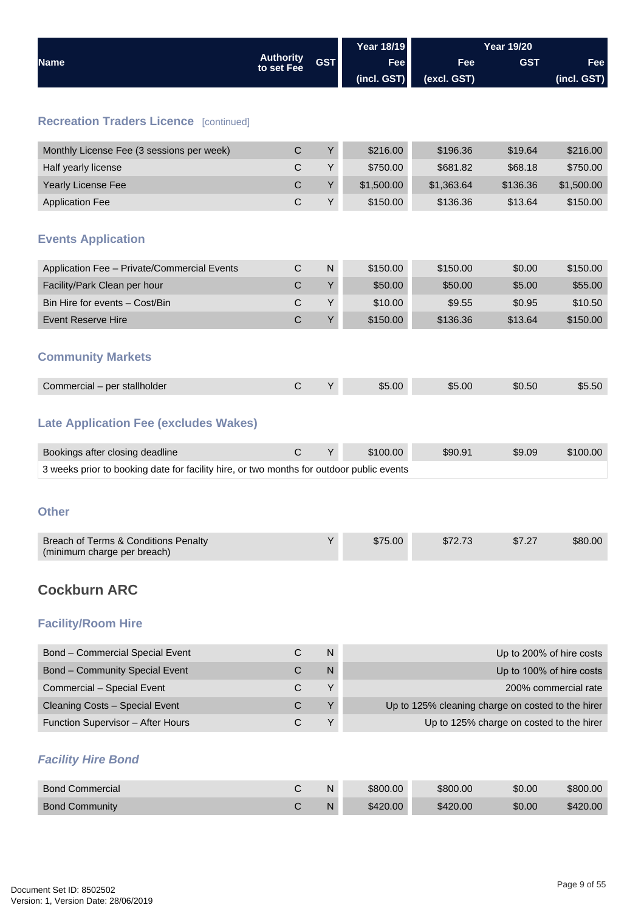| Name | Authority to set Fee | GST | Year 18/19 Fee (incl. GST) | Year 19/20 Fee (excl. GST) | GST | Fee (incl. GST) |
|---|---|---|---|---|---|---|

### Recreation Traders Licence [continued]

| Name | Authority to set Fee | GST | Year 18/19 Fee (incl. GST) | Year 19/20 Fee (excl. GST) | GST | Fee (incl. GST) |
|---|---|---|---|---|---|---|
| Monthly License Fee (3 sessions per week) | C | Y | $216.00 | $196.36 | $19.64 | $216.00 |
| Half yearly license | C | Y | $750.00 | $681.82 | $68.18 | $750.00 |
| Yearly License Fee | C | Y | $1,500.00 | $1,363.64 | $136.36 | $1,500.00 |
| Application Fee | C | Y | $150.00 | $136.36 | $13.64 | $150.00 |

### Events Application

| Name | Authority to set Fee | GST | Year 18/19 Fee (incl. GST) | Year 19/20 Fee (excl. GST) | GST | Fee (incl. GST) |
|---|---|---|---|---|---|---|
| Application Fee – Private/Commercial Events | C | N | $150.00 | $150.00 | $0.00 | $150.00 |
| Facility/Park Clean per hour | C | Y | $50.00 | $50.00 | $5.00 | $55.00 |
| Bin Hire for events – Cost/Bin | C | Y | $10.00 | $9.55 | $0.95 | $10.50 |
| Event Reserve Hire | C | Y | $150.00 | $136.36 | $13.64 | $150.00 |

### Community Markets

| Name | Authority to set Fee | GST | Year 18/19 Fee (incl. GST) | Year 19/20 Fee (excl. GST) | GST | Fee (incl. GST) |
|---|---|---|---|---|---|---|
| Commercial – per stallholder | C | Y | $5.00 | $5.00 | $0.50 | $5.50 |

### Late Application Fee (excludes Wakes)

| Name | Authority to set Fee | GST | Year 18/19 Fee (incl. GST) | Year 19/20 Fee (excl. GST) | GST | Fee (incl. GST) |
|---|---|---|---|---|---|---|
| Bookings after closing deadline | C | Y | $100.00 | $90.91 | $9.09 | $100.00 |
| 3 weeks prior to booking date for facility hire, or two months for outdoor public events | | | | | | |

### Other

| Name | Authority to set Fee | GST | Year 18/19 Fee (incl. GST) | Year 19/20 Fee (excl. GST) | GST | Fee (incl. GST) |
|---|---|---|---|---|---|---|
| Breach of Terms & Conditions Penalty (minimum charge per breach) | | Y | $75.00 | $72.73 | $7.27 | $80.00 |

## Cockburn ARC

### Facility/Room Hire

| Name | Authority to set Fee | GST | Fee |
|---|---|---|---|
| Bond – Commercial Special Event | C | N | Up to 200% of hire costs |
| Bond – Community Special Event | C | N | Up to 100% of hire costs |
| Commercial – Special Event | C | Y | 200% commercial rate |
| Cleaning Costs – Special Event | C | Y | Up to 125% cleaning charge on costed to the hirer |
| Function Supervisor – After Hours | C | Y | Up to 125% charge on costed to the hirer |

### *Facility Hire Bond*

| Name | Authority to set Fee | GST | Year 18/19 Fee (incl. GST) | Year 19/20 Fee (excl. GST) | GST | Fee (incl. GST) |
|---|---|---|---|---|---|---|
| Bond Commercial | C | N | $800.00 | $800.00 | $0.00 | $800.00 |
| Bond Community | C | N | $420.00 | $420.00 | $0.00 | $420.00 |

Document Set ID: 8502502
Version: 1, Version Date: 28/06/2019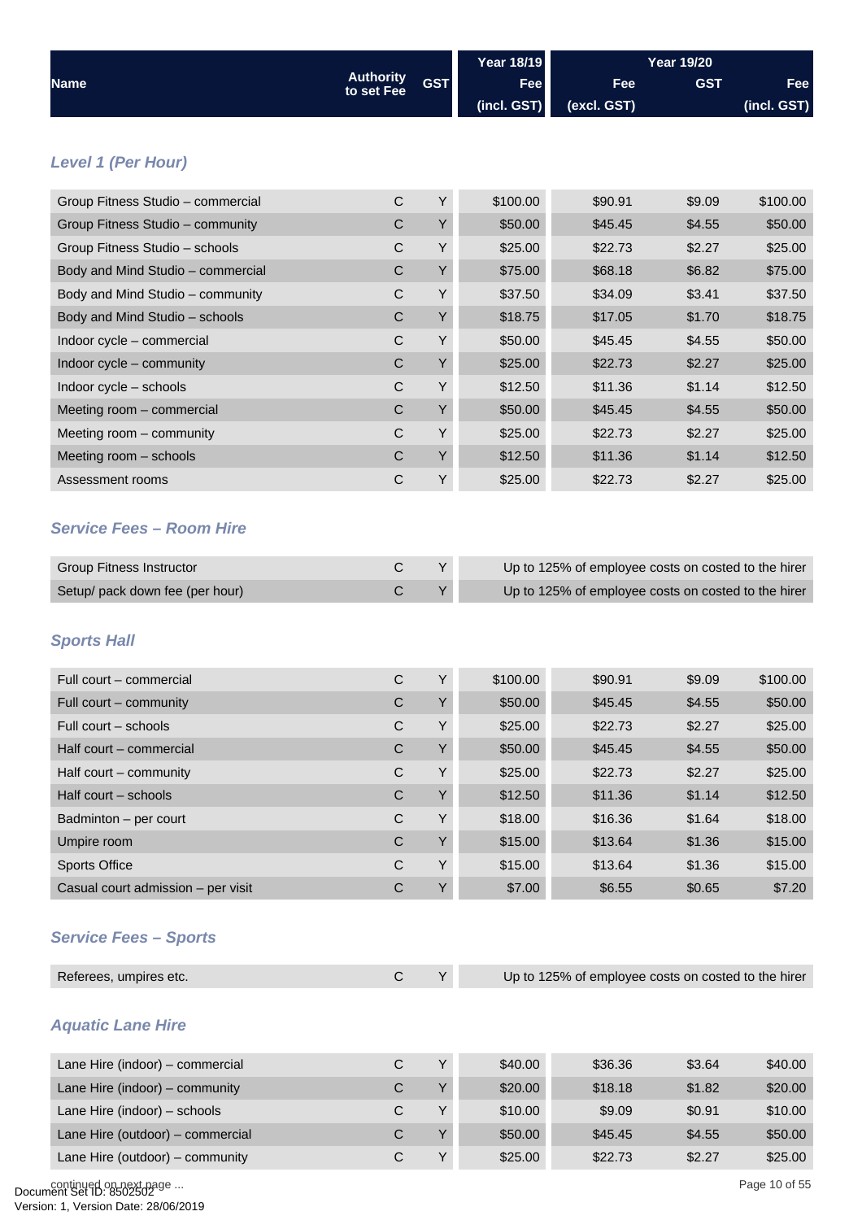| Name | Authority to set Fee | GST | Year 18/19 Fee (incl. GST) | Year 19/20 Fee (excl. GST) | GST | Fee (incl. GST) |
|---|---|---|---|---|---|---|

### Level 1 (Per Hour)

| Name | Authority to set Fee | GST | Year 18/19 Fee (incl. GST) | Year 19/20 Fee (excl. GST) | GST | Fee (incl. GST) |
|---|---|---|---|---|---|---|
| Group Fitness Studio – commercial | C | Y | $100.00 | $90.91 | $9.09 | $100.00 |
| Group Fitness Studio – community | C | Y | $50.00 | $45.45 | $4.55 | $50.00 |
| Group Fitness Studio – schools | C | Y | $25.00 | $22.73 | $2.27 | $25.00 |
| Body and Mind Studio – commercial | C | Y | $75.00 | $68.18 | $6.82 | $75.00 |
| Body and Mind Studio – community | C | Y | $37.50 | $34.09 | $3.41 | $37.50 |
| Body and Mind Studio – schools | C | Y | $18.75 | $17.05 | $1.70 | $18.75 |
| Indoor cycle – commercial | C | Y | $50.00 | $45.45 | $4.55 | $50.00 |
| Indoor cycle – community | C | Y | $25.00 | $22.73 | $2.27 | $25.00 |
| Indoor cycle – schools | C | Y | $12.50 | $11.36 | $1.14 | $12.50 |
| Meeting room – commercial | C | Y | $50.00 | $45.45 | $4.55 | $50.00 |
| Meeting room – community | C | Y | $25.00 | $22.73 | $2.27 | $25.00 |
| Meeting room – schools | C | Y | $12.50 | $11.36 | $1.14 | $12.50 |
| Assessment rooms | C | Y | $25.00 | $22.73 | $2.27 | $25.00 |

### Service Fees – Room Hire

| Name | Authority to set Fee | GST | Fee |
|---|---|---|---|
| Group Fitness Instructor | C | Y | Up to 125% of employee costs on costed to the hirer |
| Setup/ pack down fee (per hour) | C | Y | Up to 125% of employee costs on costed to the hirer |

### Sports Hall

| Name | Authority to set Fee | GST | Year 18/19 Fee (incl. GST) | Year 19/20 Fee (excl. GST) | GST | Fee (incl. GST) |
|---|---|---|---|---|---|---|
| Full court – commercial | C | Y | $100.00 | $90.91 | $9.09 | $100.00 |
| Full court – community | C | Y | $50.00 | $45.45 | $4.55 | $50.00 |
| Full court – schools | C | Y | $25.00 | $22.73 | $2.27 | $25.00 |
| Half court – commercial | C | Y | $50.00 | $45.45 | $4.55 | $50.00 |
| Half court – community | C | Y | $25.00 | $22.73 | $2.27 | $25.00 |
| Half court – schools | C | Y | $12.50 | $11.36 | $1.14 | $12.50 |
| Badminton – per court | C | Y | $18.00 | $16.36 | $1.64 | $18.00 |
| Umpire room | C | Y | $15.00 | $13.64 | $1.36 | $15.00 |
| Sports Office | C | Y | $15.00 | $13.64 | $1.36 | $15.00 |
| Casual court admission – per visit | C | Y | $7.00 | $6.55 | $0.65 | $7.20 |

### Service Fees – Sports

| Name | Authority to set Fee | GST | Fee |
|---|---|---|---|
| Referees, umpires etc. | C | Y | Up to 125% of employee costs on costed to the hirer |

### Aquatic Lane Hire

| Name | Authority to set Fee | GST | Year 18/19 Fee (incl. GST) | Year 19/20 Fee (excl. GST) | GST | Fee (incl. GST) |
|---|---|---|---|---|---|---|
| Lane Hire (indoor) – commercial | C | Y | $40.00 | $36.36 | $3.64 | $40.00 |
| Lane Hire (indoor) – community | C | Y | $20.00 | $18.18 | $1.82 | $20.00 |
| Lane Hire (indoor) – schools | C | Y | $10.00 | $9.09 | $0.91 | $10.00 |
| Lane Hire (outdoor) – commercial | C | Y | $50.00 | $45.45 | $4.55 | $50.00 |
| Lane Hire (outdoor) – community | C | Y | $25.00 | $22.73 | $2.27 | $25.00 |

continued on next page ...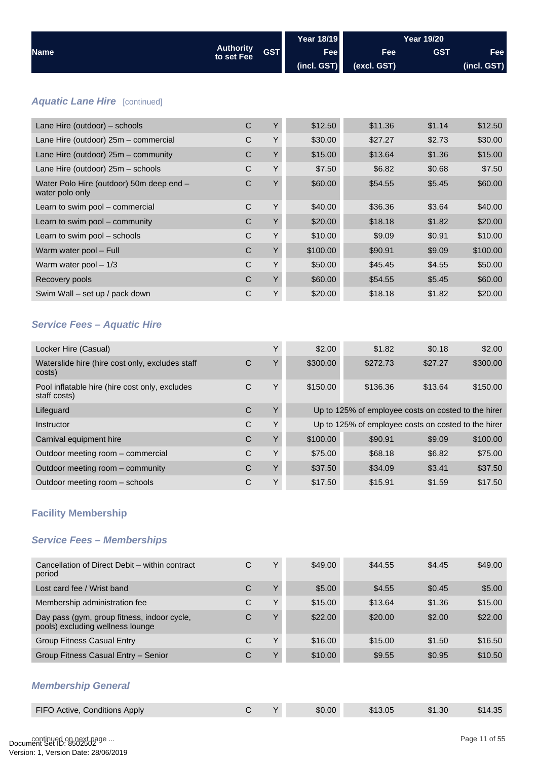| Name | Authority to set Fee | GST | Year 18/19 Fee (incl. GST) | Year 19/20 Fee (excl. GST) | GST | Fee (incl. GST) |
|---|---|---|---|---|---|---|

### *Aquatic Lane Hire* [continued]

| Name | Authority to set Fee | GST | Year 18/19 Fee (incl. GST) | Year 19/20 Fee (excl. GST) | GST | Fee (incl. GST) |
|---|---|---|---|---|---|---|
| Lane Hire (outdoor) – schools | C | Y | $12.50 | $11.36 | $1.14 | $12.50 |
| Lane Hire (outdoor) 25m – commercial | C | Y | $30.00 | $27.27 | $2.73 | $30.00 |
| Lane Hire (outdoor) 25m – community | C | Y | $15.00 | $13.64 | $1.36 | $15.00 |
| Lane Hire (outdoor) 25m – schools | C | Y | $7.50 | $6.82 | $0.68 | $7.50 |
| Water Polo Hire (outdoor) 50m deep end – water polo only | C | Y | $60.00 | $54.55 | $5.45 | $60.00 |
| Learn to swim pool – commercial | C | Y | $40.00 | $36.36 | $3.64 | $40.00 |
| Learn to swim pool – community | C | Y | $20.00 | $18.18 | $1.82 | $20.00 |
| Learn to swim pool – schools | C | Y | $10.00 | $9.09 | $0.91 | $10.00 |
| Warm water pool – Full | C | Y | $100.00 | $90.91 | $9.09 | $100.00 |
| Warm water pool – 1/3 | C | Y | $50.00 | $45.45 | $4.55 | $50.00 |
| Recovery pools | C | Y | $60.00 | $54.55 | $5.45 | $60.00 |
| Swim Wall – set up / pack down | C | Y | $20.00 | $18.18 | $1.82 | $20.00 |

### *Service Fees – Aquatic Hire*

| Name | Authority to set Fee | GST | Year 18/19 Fee (incl. GST) | Year 19/20 Fee (excl. GST) | GST | Fee (incl. GST) |
|---|---|---|---|---|---|---|
| Locker Hire (Casual) | | Y | $2.00 | $1.82 | $0.18 | $2.00 |
| Waterslide hire (hire cost only, excludes staff costs) | C | Y | $300.00 | $272.73 | $27.27 | $300.00 |
| Pool inflatable hire (hire cost only, excludes staff costs) | C | Y | $150.00 | $136.36 | $13.64 | $150.00 |
| Lifeguard | C | Y | Up to 125% of employee costs on costed to the hirer | | | |
| Instructor | C | Y | Up to 125% of employee costs on costed to the hirer | | | |
| Carnival equipment hire | C | Y | $100.00 | $90.91 | $9.09 | $100.00 |
| Outdoor meeting room – commercial | C | Y | $75.00 | $68.18 | $6.82 | $75.00 |
| Outdoor meeting room – community | C | Y | $37.50 | $34.09 | $3.41 | $37.50 |
| Outdoor meeting room – schools | C | Y | $17.50 | $15.91 | $1.59 | $17.50 |

## Facility Membership

### *Service Fees – Memberships*

| Name | Authority to set Fee | GST | Year 18/19 Fee (incl. GST) | Year 19/20 Fee (excl. GST) | GST | Fee (incl. GST) |
|---|---|---|---|---|---|---|
| Cancellation of Direct Debit – within contract period | C | Y | $49.00 | $44.55 | $4.45 | $49.00 |
| Lost card fee / Wrist band | C | Y | $5.00 | $4.55 | $0.45 | $5.00 |
| Membership administration fee | C | Y | $15.00 | $13.64 | $1.36 | $15.00 |
| Day pass (gym, group fitness, indoor cycle, pools) excluding wellness lounge | C | Y | $22.00 | $20.00 | $2.00 | $22.00 |
| Group Fitness Casual Entry | C | Y | $16.00 | $15.00 | $1.50 | $16.50 |
| Group Fitness Casual Entry – Senior | C | Y | $10.00 | $9.55 | $0.95 | $10.50 |

### *Membership General*

| Name | Authority to set Fee | GST | Year 18/19 Fee (incl. GST) | Year 19/20 Fee (excl. GST) | GST | Fee (incl. GST) |
|---|---|---|---|---|---|---|
| FIFO Active, Conditions Apply | C | Y | $0.00 | $13.05 | $1.30 | $14.35 |

continued on next page ...

Document Set ID: 8502502
Version: 1, Version Date: 28/06/2019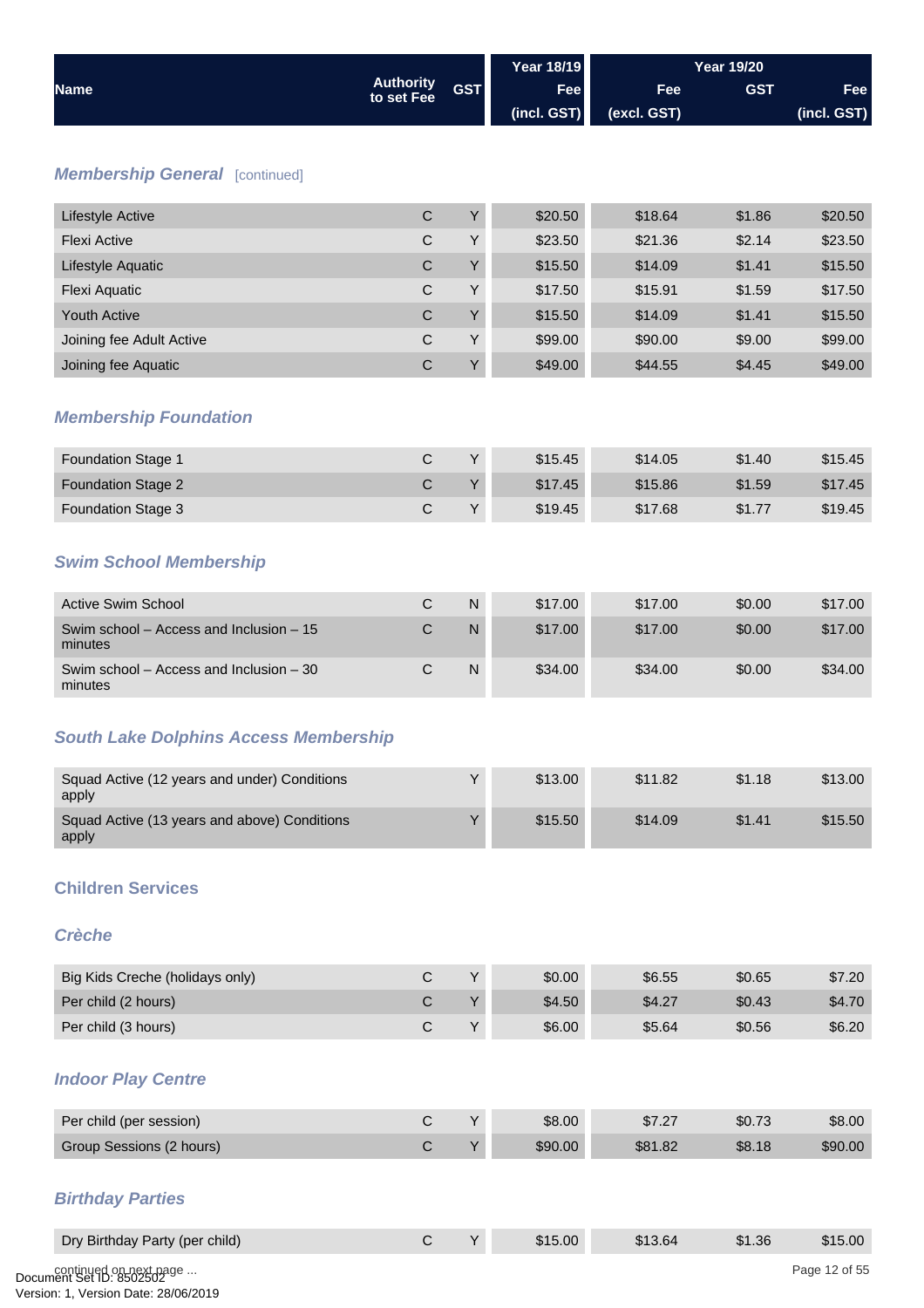| Name | Authority to set Fee | GST | Year 18/19 Fee (incl. GST) | Year 19/20 Fee (excl. GST) | GST | Fee (incl. GST) |
|---|---|---|---|---|---|---|

### *Membership General* [continued]

| Name | Authority to set Fee | GST | Year 18/19 Fee (incl. GST) | Year 19/20 Fee (excl. GST) | GST | Fee (incl. GST) |
|---|---|---|---|---|---|---|
| Lifestyle Active | C | Y | $20.50 | $18.64 | $1.86 | $20.50 |
| Flexi Active | C | Y | $23.50 | $21.36 | $2.14 | $23.50 |
| Lifestyle Aquatic | C | Y | $15.50 | $14.09 | $1.41 | $15.50 |
| Flexi Aquatic | C | Y | $17.50 | $15.91 | $1.59 | $17.50 |
| Youth Active | C | Y | $15.50 | $14.09 | $1.41 | $15.50 |
| Joining fee Adult Active | C | Y | $99.00 | $90.00 | $9.00 | $99.00 |
| Joining fee Aquatic | C | Y | $49.00 | $44.55 | $4.45 | $49.00 |

### *Membership Foundation*

| Name | Authority to set Fee | GST | Year 18/19 Fee (incl. GST) | Year 19/20 Fee (excl. GST) | GST | Fee (incl. GST) |
|---|---|---|---|---|---|---|
| Foundation Stage 1 | C | Y | $15.45 | $14.05 | $1.40 | $15.45 |
| Foundation Stage 2 | C | Y | $17.45 | $15.86 | $1.59 | $17.45 |
| Foundation Stage 3 | C | Y | $19.45 | $17.68 | $1.77 | $19.45 |

### *Swim School Membership*

| Name | Authority to set Fee | GST | Year 18/19 Fee (incl. GST) | Year 19/20 Fee (excl. GST) | GST | Fee (incl. GST) |
|---|---|---|---|---|---|---|
| Active Swim School | C | N | $17.00 | $17.00 | $0.00 | $17.00 |
| Swim school – Access and Inclusion – 15 minutes | C | N | $17.00 | $17.00 | $0.00 | $17.00 |
| Swim school – Access and Inclusion – 30 minutes | C | N | $34.00 | $34.00 | $0.00 | $34.00 |

### *South Lake Dolphins Access Membership*

| Name | Authority to set Fee | GST | Year 18/19 Fee (incl. GST) | Year 19/20 Fee (excl. GST) | GST | Fee (incl. GST) |
|---|---|---|---|---|---|---|
| Squad Active (12 years and under) Conditions apply | | Y | $13.00 | $11.82 | $1.18 | $13.00 |
| Squad Active (13 years and above) Conditions apply | | Y | $15.50 | $14.09 | $1.41 | $15.50 |

## Children Services

### *Crèche*

| Name | Authority to set Fee | GST | Year 18/19 Fee (incl. GST) | Year 19/20 Fee (excl. GST) | GST | Fee (incl. GST) |
|---|---|---|---|---|---|---|
| Big Kids Creche (holidays only) | C | Y | $0.00 | $6.55 | $0.65 | $7.20 |
| Per child (2 hours) | C | Y | $4.50 | $4.27 | $0.43 | $4.70 |
| Per child (3 hours) | C | Y | $6.00 | $5.64 | $0.56 | $6.20 |

### *Indoor Play Centre*

| Name | Authority to set Fee | GST | Year 18/19 Fee (incl. GST) | Year 19/20 Fee (excl. GST) | GST | Fee (incl. GST) |
|---|---|---|---|---|---|---|
| Per child (per session) | C | Y | $8.00 | $7.27 | $0.73 | $8.00 |
| Group Sessions (2 hours) | C | Y | $90.00 | $81.82 | $8.18 | $90.00 |

### *Birthday Parties*

| Name | Authority to set Fee | GST | Year 18/19 Fee (incl. GST) | Year 19/20 Fee (excl. GST) | GST | Fee (incl. GST) |
|---|---|---|---|---|---|---|
| Dry Birthday Party (per child) | C | Y | $15.00 | $13.64 | $1.36 | $15.00 |

continued on next page ...

Document Set ID: 8502502
Version: 1, Version Date: 28/06/2019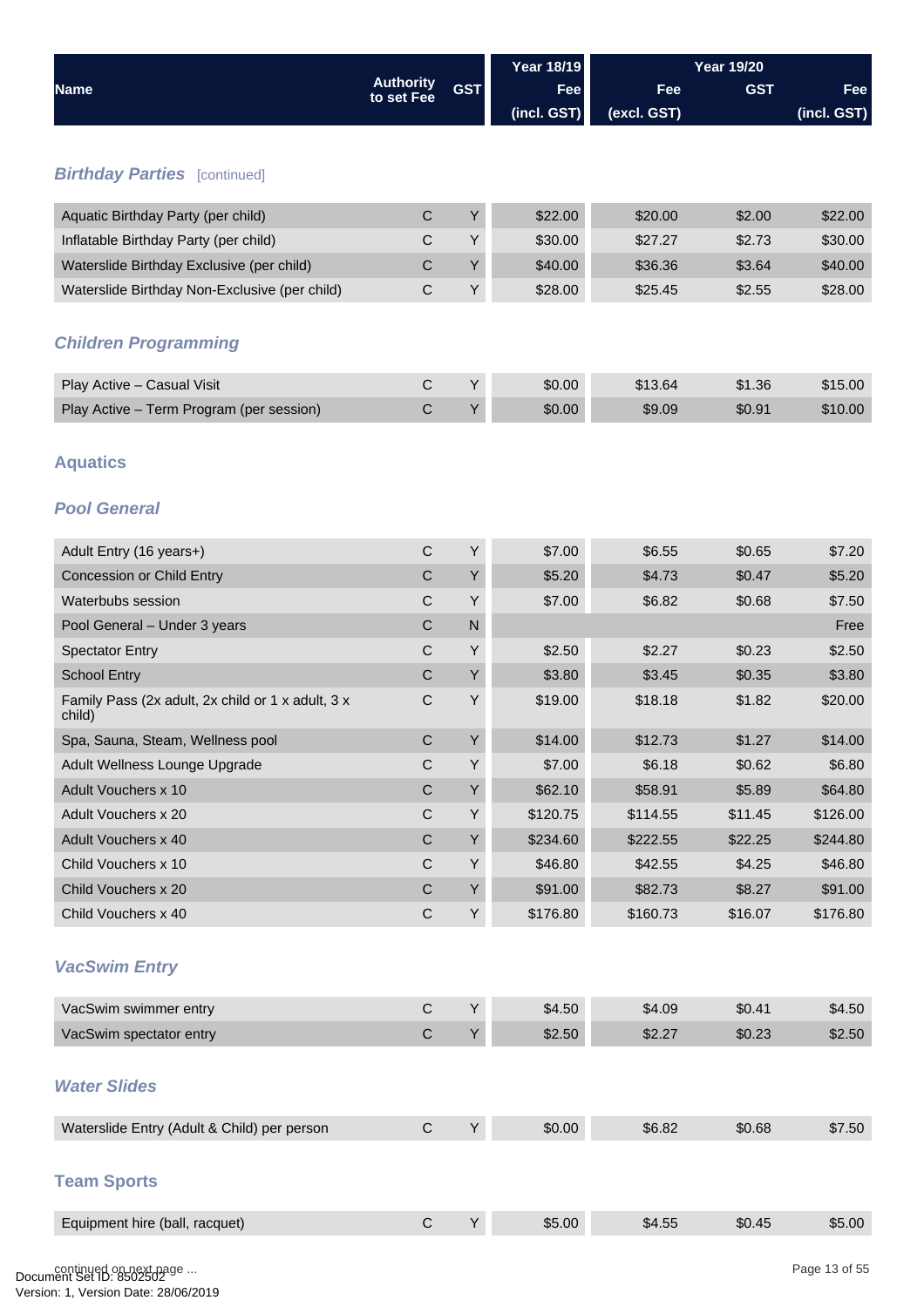| Name | Authority to set Fee | GST | Year 18/19 Fee (incl. GST) | Year 19/20 Fee (excl. GST) | GST | Fee (incl. GST) |
|---|---|---|---|---|---|---|

### Birthday Parties [continued]

| Name | Authority to set Fee | GST | Year 18/19 Fee (incl. GST) | Year 19/20 Fee (excl. GST) | GST | Fee (incl. GST) |
|---|---|---|---|---|---|---|
| Aquatic Birthday Party (per child) | C | Y | $22.00 | $20.00 | $2.00 | $22.00 |
| Inflatable Birthday Party (per child) | C | Y | $30.00 | $27.27 | $2.73 | $30.00 |
| Waterslide Birthday Exclusive (per child) | C | Y | $40.00 | $36.36 | $3.64 | $40.00 |
| Waterslide Birthday Non-Exclusive (per child) | C | Y | $28.00 | $25.45 | $2.55 | $28.00 |

### Children Programming

| Name | Authority to set Fee | GST | Year 18/19 Fee (incl. GST) | Year 19/20 Fee (excl. GST) | GST | Fee (incl. GST) |
|---|---|---|---|---|---|---|
| Play Active – Casual Visit | C | Y | $0.00 | $13.64 | $1.36 | $15.00 |
| Play Active – Term Program (per session) | C | Y | $0.00 | $9.09 | $0.91 | $10.00 |

## Aquatics

### Pool General

| Name | Authority to set Fee | GST | Year 18/19 Fee (incl. GST) | Year 19/20 Fee (excl. GST) | GST | Fee (incl. GST) |
|---|---|---|---|---|---|---|
| Adult Entry (16 years+) | C | Y | $7.00 | $6.55 | $0.65 | $7.20 |
| Concession or Child Entry | C | Y | $5.20 | $4.73 | $0.47 | $5.20 |
| Waterbubs session | C | Y | $7.00 | $6.82 | $0.68 | $7.50 |
| Pool General – Under 3 years | C | N | | | | Free |
| Spectator Entry | C | Y | $2.50 | $2.27 | $0.23 | $2.50 |
| School Entry | C | Y | $3.80 | $3.45 | $0.35 | $3.80 |
| Family Pass (2x adult, 2x child or 1 x adult, 3 x child) | C | Y | $19.00 | $18.18 | $1.82 | $20.00 |
| Spa, Sauna, Steam, Wellness pool | C | Y | $14.00 | $12.73 | $1.27 | $14.00 |
| Adult Wellness Lounge Upgrade | C | Y | $7.00 | $6.18 | $0.62 | $6.80 |
| Adult Vouchers x 10 | C | Y | $62.10 | $58.91 | $5.89 | $64.80 |
| Adult Vouchers x 20 | C | Y | $120.75 | $114.55 | $11.45 | $126.00 |
| Adult Vouchers x 40 | C | Y | $234.60 | $222.55 | $22.25 | $244.80 |
| Child Vouchers x 10 | C | Y | $46.80 | $42.55 | $4.25 | $46.80 |
| Child Vouchers x 20 | C | Y | $91.00 | $82.73 | $8.27 | $91.00 |
| Child Vouchers x 40 | C | Y | $176.80 | $160.73 | $16.07 | $176.80 |

### VacSwim Entry

| Name | Authority to set Fee | GST | Year 18/19 Fee (incl. GST) | Year 19/20 Fee (excl. GST) | GST | Fee (incl. GST) |
|---|---|---|---|---|---|---|
| VacSwim swimmer entry | C | Y | $4.50 | $4.09 | $0.41 | $4.50 |
| VacSwim spectator entry | C | Y | $2.50 | $2.27 | $0.23 | $2.50 |

### Water Slides

| Name | Authority to set Fee | GST | Year 18/19 Fee (incl. GST) | Year 19/20 Fee (excl. GST) | GST | Fee (incl. GST) |
|---|---|---|---|---|---|---|
| Waterslide Entry (Adult & Child) per person | C | Y | $0.00 | $6.82 | $0.68 | $7.50 |

## Team Sports

| Name | Authority to set Fee | GST | Year 18/19 Fee (incl. GST) | Year 19/20 Fee (excl. GST) | GST | Fee (incl. GST) |
|---|---|---|---|---|---|---|
| Equipment hire (ball, racquet) | C | Y | $5.00 | $4.55 | $0.45 | $5.00 |

continued on next page ...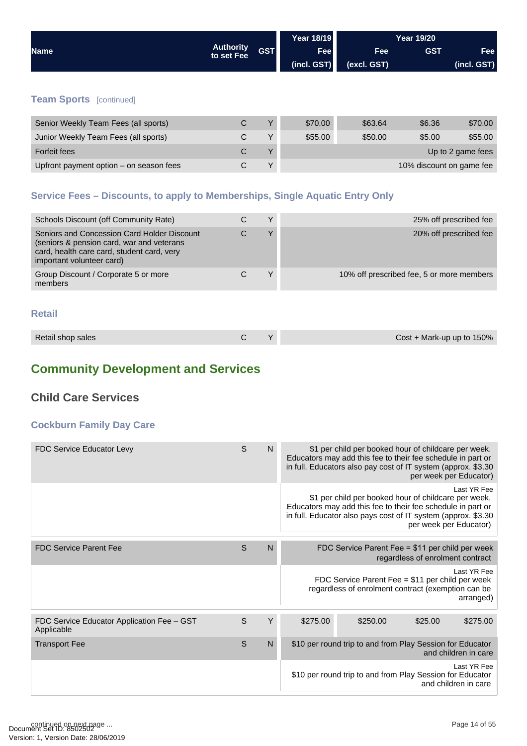| Name | Authority to set Fee | GST | Year 18/19 Fee (incl. GST) | Year 19/20 Fee (excl. GST) | GST | Fee (incl. GST) |
|---|---|---|---|---|---|---|

### Team Sports [continued]

| Name | Authority to set Fee | GST | Year 18/19 Fee (incl. GST) | Year 19/20 Fee (excl. GST) | GST | Fee (incl. GST) |
|---|---|---|---|---|---|---|
| Senior Weekly Team Fees (all sports) | C | Y | $70.00 | $63.64 | $6.36 | $70.00 |
| Junior Weekly Team Fees (all sports) | C | Y | $55.00 | $50.00 | $5.00 | $55.00 |
| Forfeit fees | C | Y | | | | Up to 2 game fees |
| Upfront payment option – on season fees | C | Y | | | | 10% discount on game fee |

### Service Fees – Discounts, to apply to Memberships, Single Aquatic Entry Only

| Name | Authority to set Fee | GST | Year 18/19 Fee (incl. GST) | Year 19/20 Fee (excl. GST) | GST | Fee (incl. GST) |
|---|---|---|---|---|---|---|
| Schools Discount (off Community Rate) | C | Y | | | | 25% off prescribed fee |
| Seniors and Concession Card Holder Discount (seniors & pension card, war and veterans card, health care card, student card, very important volunteer card) | C | Y | | | | 20% off prescribed fee |
| Group Discount / Corporate 5 or more members | C | Y | | | | 10% off prescribed fee, 5 or more members |

### Retail

| Name | Authority to set Fee | GST | Year 18/19 Fee (incl. GST) | Year 19/20 Fee (excl. GST) | GST | Fee (incl. GST) |
|---|---|---|---|---|---|---|
| Retail shop sales | C | Y | | | | Cost + Mark-up up to 150% |

# Community Development and Services

## Child Care Services

### Cockburn Family Day Care

| Name | Authority to set Fee | GST | Year 18/19 Fee (incl. GST) | Year 19/20 Fee (excl. GST) | GST | Fee (incl. GST) |
|---|---|---|---|---|---|---|
| FDC Service Educator Levy | S | N | | | | $1 per child per booked hour of childcare per week. Educators may add this fee to their fee schedule in part or in full. Educators also pay cost of IT system (approx. $3.30 per week per Educator) |
| | | | | | | Last YR Fee: $1 per child per booked hour of childcare per week. Educators may add this fee to their fee schedule in part or in full. Educator also pays cost of IT system (approx. $3.30 per week per Educator) |
| FDC Service Parent Fee | S | N | | | | FDC Service Parent Fee = $11 per child per week regardless of enrolment contract |
| | | | | | | Last YR Fee: FDC Service Parent Fee = $11 per child per week regardless of enrolment contract (exemption can be arranged) |
| FDC Service Educator Application Fee – GST Applicable | S | Y | $275.00 | $250.00 | $25.00 | $275.00 |
| Transport Fee | S | N | | | | $10 per round trip to and from Play Session for Educator and children in care |
| | | | | | | Last YR Fee: $10 per round trip to and from Play Session for Educator and children in care |

continued on next page ...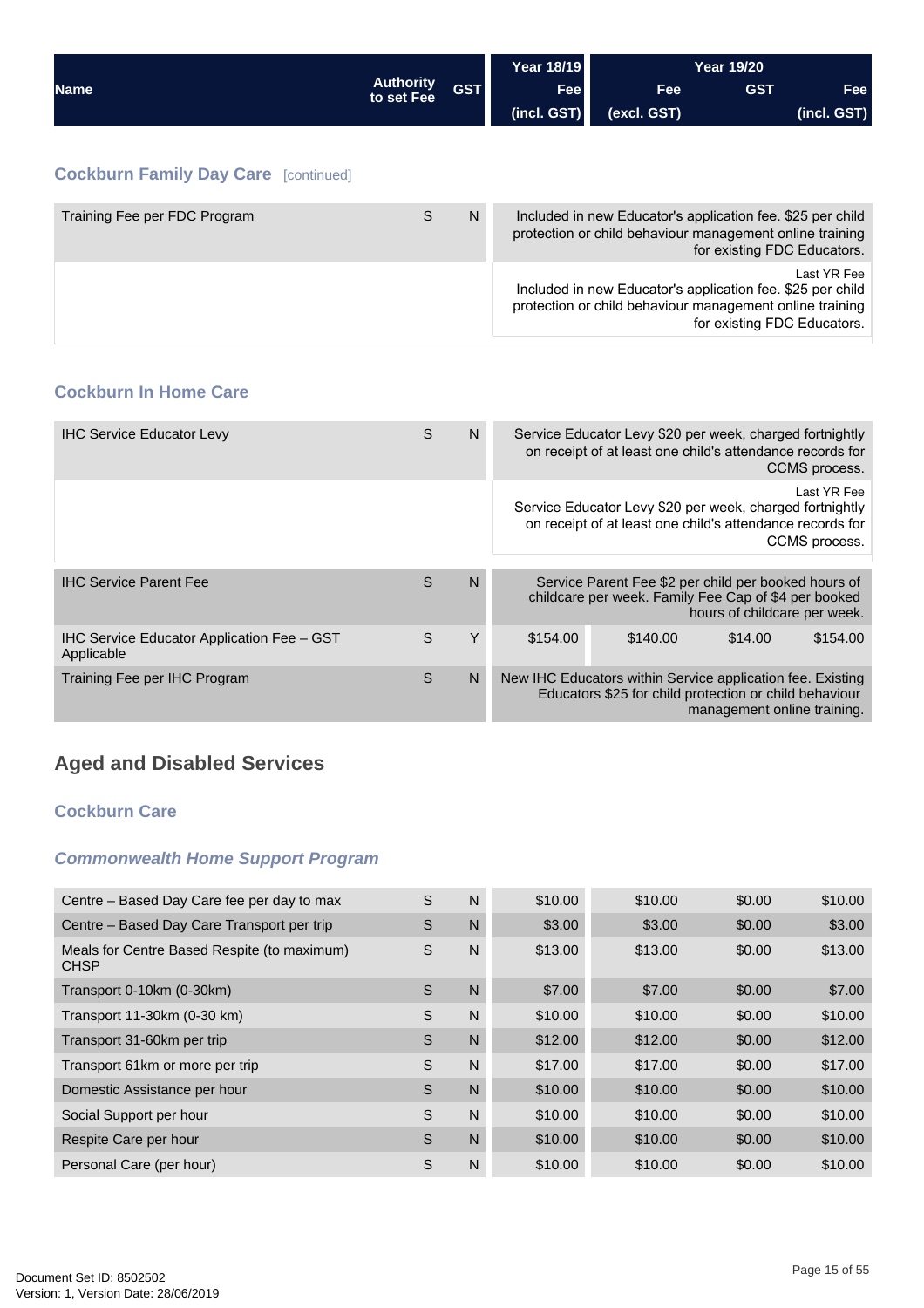| Name | Authority to set Fee | GST | Year 18/19 Fee (incl. GST) | Year 19/20 Fee (excl. GST) | GST | Fee (incl. GST) |
|---|---|---|---|---|---|---|

### Cockburn Family Day Care [continued]

| Name | Authority to set Fee | GST | Year 18/19 Fee (incl. GST) | Year 19/20 Fee (excl. GST) | GST | Fee (incl. GST) |
|---|---|---|---|---|---|---|
| Training Fee per FDC Program | S | N | Included in new Educator's application fee. $25 per child protection or child behaviour management online training for existing FDC Educators. | | | |
| | | | Last YR Fee Included in new Educator's application fee. $25 per child protection or child behaviour management online training for existing FDC Educators. | | | |

### Cockburn In Home Care

| Name | Authority to set Fee | GST | Year 18/19 Fee (incl. GST) | Year 19/20 Fee (excl. GST) | GST | Fee (incl. GST) |
|---|---|---|---|---|---|---|
| IHC Service Educator Levy | S | N | Service Educator Levy $20 per week, charged fortnightly on receipt of at least one child's attendance records for CCMS process. | | | |
| | | | Last YR Fee Service Educator Levy $20 per week, charged fortnightly on receipt of at least one child's attendance records for CCMS process. | | | |
| IHC Service Parent Fee | S | N | Service Parent Fee $2 per child per booked hours of childcare per week. Family Fee Cap of $4 per booked hours of childcare per week. | | | |
| IHC Service Educator Application Fee – GST Applicable | S | Y | $154.00 | $140.00 | $14.00 | $154.00 |
| Training Fee per IHC Program | S | N | New IHC Educators within Service application fee. Existing Educators $25 for child protection or child behaviour management online training. | | | |

## Aged and Disabled Services

### Cockburn Care

#### *Commonwealth Home Support Program*

| Name | Authority to set Fee | GST | Year 18/19 Fee (incl. GST) | Year 19/20 Fee (excl. GST) | GST | Fee (incl. GST) |
|---|---|---|---|---|---|---|
| Centre – Based Day Care fee per day to max | S | N | $10.00 | $10.00 | $0.00 | $10.00 |
| Centre – Based Day Care Transport per trip | S | N | $3.00 | $3.00 | $0.00 | $3.00 |
| Meals for Centre Based Respite (to maximum) CHSP | S | N | $13.00 | $13.00 | $0.00 | $13.00 |
| Transport 0-10km (0-30km) | S | N | $7.00 | $7.00 | $0.00 | $7.00 |
| Transport 11-30km (0-30 km) | S | N | $10.00 | $10.00 | $0.00 | $10.00 |
| Transport 31-60km per trip | S | N | $12.00 | $12.00 | $0.00 | $12.00 |
| Transport 61km or more per trip | S | N | $17.00 | $17.00 | $0.00 | $17.00 |
| Domestic Assistance per hour | S | N | $10.00 | $10.00 | $0.00 | $10.00 |
| Social Support per hour | S | N | $10.00 | $10.00 | $0.00 | $10.00 |
| Respite Care per hour | S | N | $10.00 | $10.00 | $0.00 | $10.00 |
| Personal Care (per hour) | S | N | $10.00 | $10.00 | $0.00 | $10.00 |

Document Set ID: 8502502
Version: 1, Version Date: 28/06/2019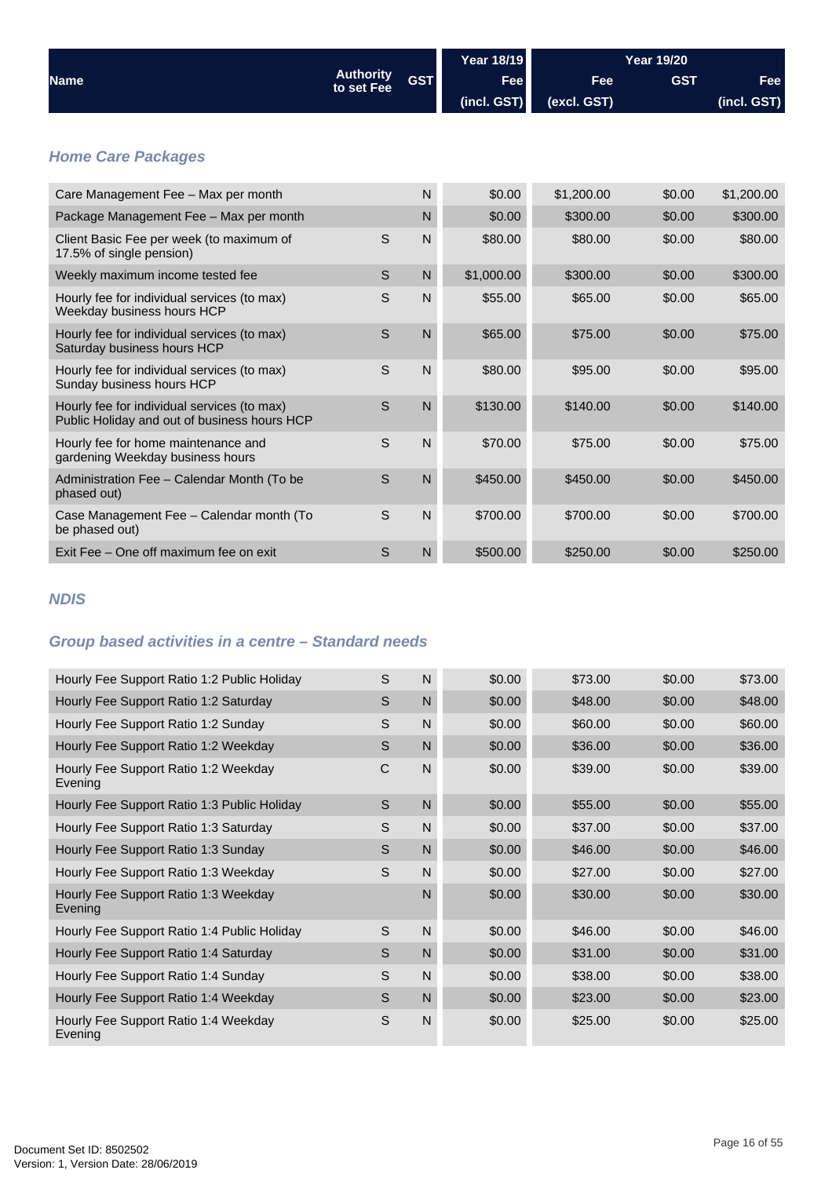| Name | Authority to set Fee | GST | Year 18/19 Fee (incl. GST) | Year 19/20 Fee (excl. GST) | GST | Fee (incl. GST) |
|---|---|---|---|---|---|---|

### *Home Care Packages*

| Name | Authority to set Fee | GST | Year 18/19 Fee (incl. GST) | Year 19/20 Fee (excl. GST) | GST | Fee (incl. GST) |
|---|---|---|---|---|---|---|
| Care Management Fee – Max per month | | N | $0.00 | $1,200.00 | $0.00 | $1,200.00 |
| Package Management Fee – Max per month | | N | $0.00 | $300.00 | $0.00 | $300.00 |
| Client Basic Fee per week (to maximum of 17.5% of single pension) | S | N | $80.00 | $80.00 | $0.00 | $80.00 |
| Weekly maximum income tested fee | S | N | $1,000.00 | $300.00 | $0.00 | $300.00 |
| Hourly fee for individual services (to max) Weekday business hours HCP | S | N | $55.00 | $65.00 | $0.00 | $65.00 |
| Hourly fee for individual services (to max) Saturday business hours HCP | S | N | $65.00 | $75.00 | $0.00 | $75.00 |
| Hourly fee for individual services (to max) Sunday business hours HCP | S | N | $80.00 | $95.00 | $0.00 | $95.00 |
| Hourly fee for individual services (to max) Public Holiday and out of business hours HCP | S | N | $130.00 | $140.00 | $0.00 | $140.00 |
| Hourly fee for home maintenance and gardening Weekday business hours | S | N | $70.00 | $75.00 | $0.00 | $75.00 |
| Administration Fee – Calendar Month (To be phased out) | S | N | $450.00 | $450.00 | $0.00 | $450.00 |
| Case Management Fee – Calendar month (To be phased out) | S | N | $700.00 | $700.00 | $0.00 | $700.00 |
| Exit Fee – One off maximum fee on exit | S | N | $500.00 | $250.00 | $0.00 | $250.00 |

### *NDIS*

### *Group based activities in a centre – Standard needs*

| Name | Authority to set Fee | GST | Year 18/19 Fee (incl. GST) | Year 19/20 Fee (excl. GST) | GST | Fee (incl. GST) |
|---|---|---|---|---|---|---|
| Hourly Fee Support Ratio 1:2 Public Holiday | S | N | $0.00 | $73.00 | $0.00 | $73.00 |
| Hourly Fee Support Ratio 1:2 Saturday | S | N | $0.00 | $48.00 | $0.00 | $48.00 |
| Hourly Fee Support Ratio 1:2 Sunday | S | N | $0.00 | $60.00 | $0.00 | $60.00 |
| Hourly Fee Support Ratio 1:2 Weekday | S | N | $0.00 | $36.00 | $0.00 | $36.00 |
| Hourly Fee Support Ratio 1:2 Weekday Evening | C | N | $0.00 | $39.00 | $0.00 | $39.00 |
| Hourly Fee Support Ratio 1:3 Public Holiday | S | N | $0.00 | $55.00 | $0.00 | $55.00 |
| Hourly Fee Support Ratio 1:3 Saturday | S | N | $0.00 | $37.00 | $0.00 | $37.00 |
| Hourly Fee Support Ratio 1:3 Sunday | S | N | $0.00 | $46.00 | $0.00 | $46.00 |
| Hourly Fee Support Ratio 1:3 Weekday | S | N | $0.00 | $27.00 | $0.00 | $27.00 |
| Hourly Fee Support Ratio 1:3 Weekday Evening | | N | $0.00 | $30.00 | $0.00 | $30.00 |
| Hourly Fee Support Ratio 1:4 Public Holiday | S | N | $0.00 | $46.00 | $0.00 | $46.00 |
| Hourly Fee Support Ratio 1:4 Saturday | S | N | $0.00 | $31.00 | $0.00 | $31.00 |
| Hourly Fee Support Ratio 1:4 Sunday | S | N | $0.00 | $38.00 | $0.00 | $38.00 |
| Hourly Fee Support Ratio 1:4 Weekday | S | N | $0.00 | $23.00 | $0.00 | $23.00 |
| Hourly Fee Support Ratio 1:4 Weekday Evening | S | N | $0.00 | $25.00 | $0.00 | $25.00 |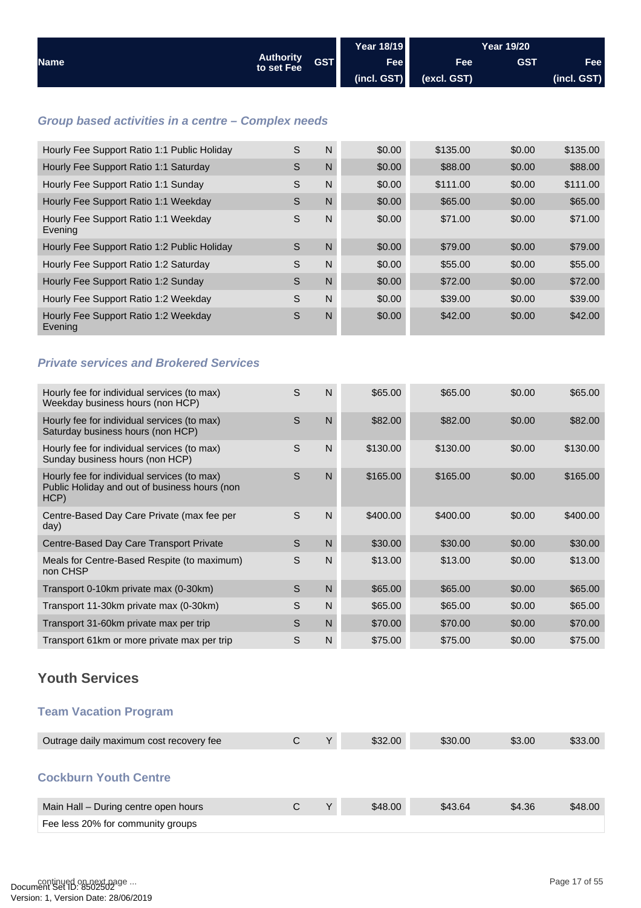| Name | Authority to set Fee | GST | Year 18/19 Fee (incl. GST) | Year 19/20 Fee (excl. GST) | GST | Fee (incl. GST) |
|---|---|---|---|---|---|---|

### *Group based activities in a centre – Complex needs*

| Name | Authority to set Fee | GST | Year 18/19 Fee (incl. GST) | Year 19/20 Fee (excl. GST) | GST | Fee (incl. GST) |
|---|---|---|---|---|---|---|
| Hourly Fee Support Ratio 1:1 Public Holiday | S | N | $0.00 | $135.00 | $0.00 | $135.00 |
| Hourly Fee Support Ratio 1:1 Saturday | S | N | $0.00 | $88.00 | $0.00 | $88.00 |
| Hourly Fee Support Ratio 1:1 Sunday | S | N | $0.00 | $111.00 | $0.00 | $111.00 |
| Hourly Fee Support Ratio 1:1 Weekday | S | N | $0.00 | $65.00 | $0.00 | $65.00 |
| Hourly Fee Support Ratio 1:1 Weekday Evening | S | N | $0.00 | $71.00 | $0.00 | $71.00 |
| Hourly Fee Support Ratio 1:2 Public Holiday | S | N | $0.00 | $79.00 | $0.00 | $79.00 |
| Hourly Fee Support Ratio 1:2 Saturday | S | N | $0.00 | $55.00 | $0.00 | $55.00 |
| Hourly Fee Support Ratio 1:2 Sunday | S | N | $0.00 | $72.00 | $0.00 | $72.00 |
| Hourly Fee Support Ratio 1:2 Weekday | S | N | $0.00 | $39.00 | $0.00 | $39.00 |
| Hourly Fee Support Ratio 1:2 Weekday Evening | S | N | $0.00 | $42.00 | $0.00 | $42.00 |

### *Private services and Brokered Services*

| Name | Authority to set Fee | GST | Year 18/19 Fee (incl. GST) | Year 19/20 Fee (excl. GST) | GST | Fee (incl. GST) |
|---|---|---|---|---|---|---|
| Hourly fee for individual services (to max) Weekday business hours (non HCP) | S | N | $65.00 | $65.00 | $0.00 | $65.00 |
| Hourly fee for individual services (to max) Saturday business hours (non HCP) | S | N | $82.00 | $82.00 | $0.00 | $82.00 |
| Hourly fee for individual services (to max) Sunday business hours (non HCP) | S | N | $130.00 | $130.00 | $0.00 | $130.00 |
| Hourly fee for individual services (to max) Public Holiday and out of business hours (non HCP) | S | N | $165.00 | $165.00 | $0.00 | $165.00 |
| Centre-Based Day Care Private (max fee per day) | S | N | $400.00 | $400.00 | $0.00 | $400.00 |
| Centre-Based Day Care Transport Private | S | N | $30.00 | $30.00 | $0.00 | $30.00 |
| Meals for Centre-Based Respite (to maximum) non CHSP | S | N | $13.00 | $13.00 | $0.00 | $13.00 |
| Transport 0-10km private max (0-30km) | S | N | $65.00 | $65.00 | $0.00 | $65.00 |
| Transport 11-30km private max (0-30km) | S | N | $65.00 | $65.00 | $0.00 | $65.00 |
| Transport 31-60km private max per trip | S | N | $70.00 | $70.00 | $0.00 | $70.00 |
| Transport 61km or more private max per trip | S | N | $75.00 | $75.00 | $0.00 | $75.00 |

## Youth Services

### Team Vacation Program

| Name | Authority to set Fee | GST | Year 18/19 Fee (incl. GST) | Year 19/20 Fee (excl. GST) | GST | Fee (incl. GST) |
|---|---|---|---|---|---|---|
| Outrage daily maximum cost recovery fee | C | Y | $32.00 | $30.00 | $3.00 | $33.00 |

### Cockburn Youth Centre

| Name | Authority to set Fee | GST | Year 18/19 Fee (incl. GST) | Year 19/20 Fee (excl. GST) | GST | Fee (incl. GST) |
|---|---|---|---|---|---|---|
| Main Hall – During centre open hours | C | Y | $48.00 | $43.64 | $4.36 | $48.00 |
| Fee less 20% for community groups | | | | | | |

continued on next page ...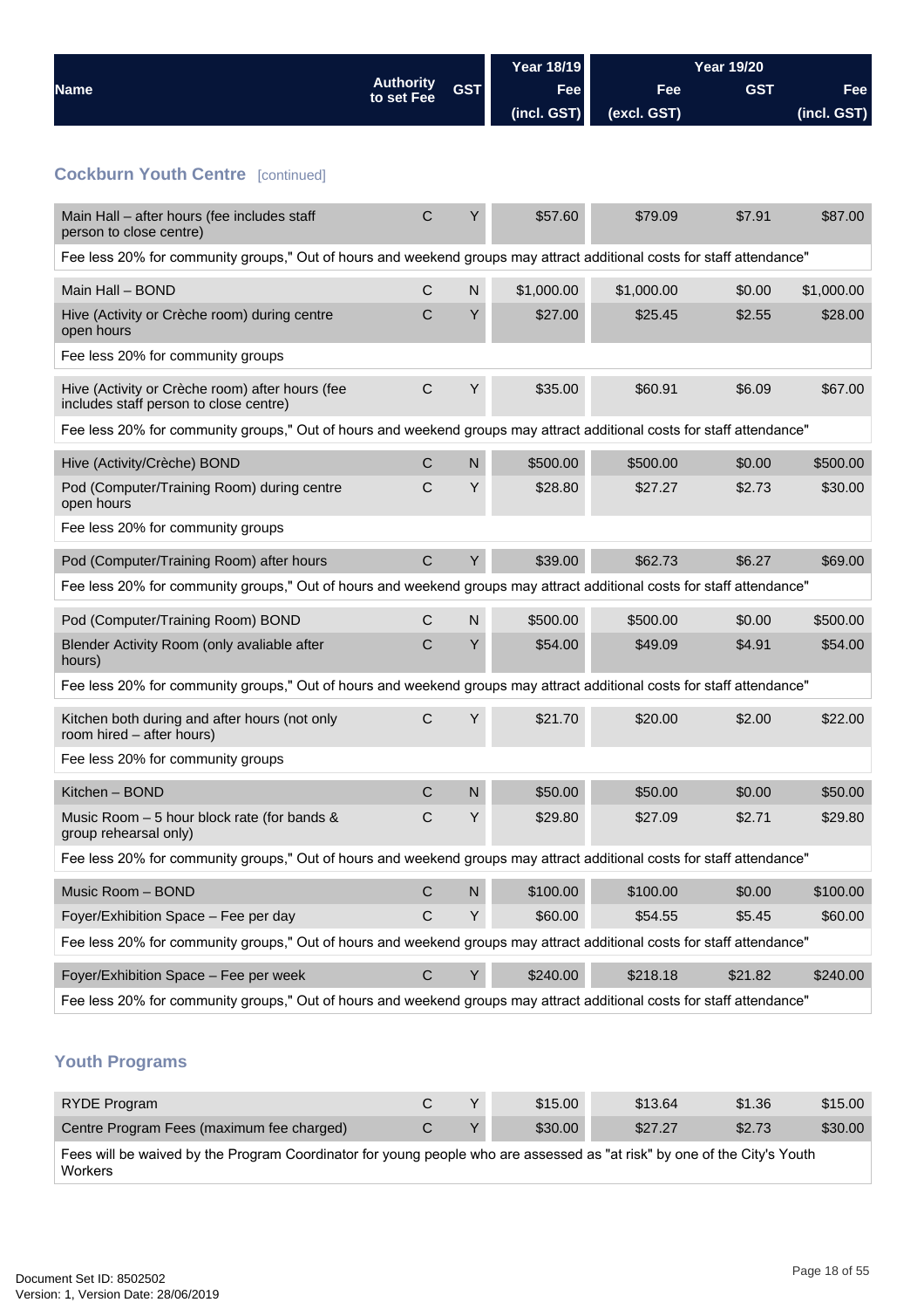| Name | Authority to set Fee | GST | Year 18/19 Fee (incl. GST) | Year 19/20 Fee (excl. GST) | GST | Fee (incl. GST) |
|---|---|---|---|---|---|---|

## Cockburn Youth Centre [continued]

| Name | Authority to set Fee | GST | Year 18/19 Fee (incl. GST) | Year 19/20 Fee (excl. GST) | GST | Fee (incl. GST) |
|---|---|---|---|---|---|---|
| Main Hall – after hours (fee includes staff person to close centre) | C | Y | $57.60 | $79.09 | $7.91 | $87.00 |
| Fee less 20% for community groups," Out of hours and weekend groups may attract additional costs for staff attendance" | | | | | | |
| Main Hall – BOND | C | N | $1,000.00 | $1,000.00 | $0.00 | $1,000.00 |
| Hive (Activity or Crèche room) during centre open hours | C | Y | $27.00 | $25.45 | $2.55 | $28.00 |
| Fee less 20% for community groups | | | | | | |
| Hive (Activity or Crèche room) after hours (fee includes staff person to close centre) | C | Y | $35.00 | $60.91 | $6.09 | $67.00 |
| Fee less 20% for community groups," Out of hours and weekend groups may attract additional costs for staff attendance" | | | | | | |
| Hive (Activity/Crèche) BOND | C | N | $500.00 | $500.00 | $0.00 | $500.00 |
| Pod (Computer/Training Room) during centre open hours | C | Y | $28.80 | $27.27 | $2.73 | $30.00 |
| Fee less 20% for community groups | | | | | | |
| Pod (Computer/Training Room) after hours | C | Y | $39.00 | $62.73 | $6.27 | $69.00 |
| Fee less 20% for community groups," Out of hours and weekend groups may attract additional costs for staff attendance" | | | | | | |
| Pod (Computer/Training Room) BOND | C | N | $500.00 | $500.00 | $0.00 | $500.00 |
| Blender Activity Room (only avaliable after hours) | C | Y | $54.00 | $49.09 | $4.91 | $54.00 |
| Fee less 20% for community groups," Out of hours and weekend groups may attract additional costs for staff attendance" | | | | | | |
| Kitchen both during and after hours (not only room hired – after hours) | C | Y | $21.70 | $20.00 | $2.00 | $22.00 |
| Fee less 20% for community groups | | | | | | |
| Kitchen – BOND | C | N | $50.00 | $50.00 | $0.00 | $50.00 |
| Music Room – 5 hour block rate (for bands & group rehearsal only) | C | Y | $29.80 | $27.09 | $2.71 | $29.80 |
| Fee less 20% for community groups," Out of hours and weekend groups may attract additional costs for staff attendance" | | | | | | |
| Music Room – BOND | C | N | $100.00 | $100.00 | $0.00 | $100.00 |
| Foyer/Exhibition Space – Fee per day | C | Y | $60.00 | $54.55 | $5.45 | $60.00 |
| Fee less 20% for community groups," Out of hours and weekend groups may attract additional costs for staff attendance" | | | | | | |
| Foyer/Exhibition Space – Fee per week | C | Y | $240.00 | $218.18 | $21.82 | $240.00 |
| Fee less 20% for community groups," Out of hours and weekend groups may attract additional costs for staff attendance" | | | | | | |

## Youth Programs

| Name | Authority to set Fee | GST | Year 18/19 Fee (incl. GST) | Year 19/20 Fee (excl. GST) | GST | Fee (incl. GST) |
|---|---|---|---|---|---|---|
| RYDE Program | C | Y | $15.00 | $13.64 | $1.36 | $15.00 |
| Centre Program Fees (maximum fee charged) | C | Y | $30.00 | $27.27 | $2.73 | $30.00 |
| Fees will be waived by the Program Coordinator for young people who are assessed as "at risk" by one of the City's Youth Workers | | | | | | |

Document Set ID: 8502502
Version: 1, Version Date: 28/06/2019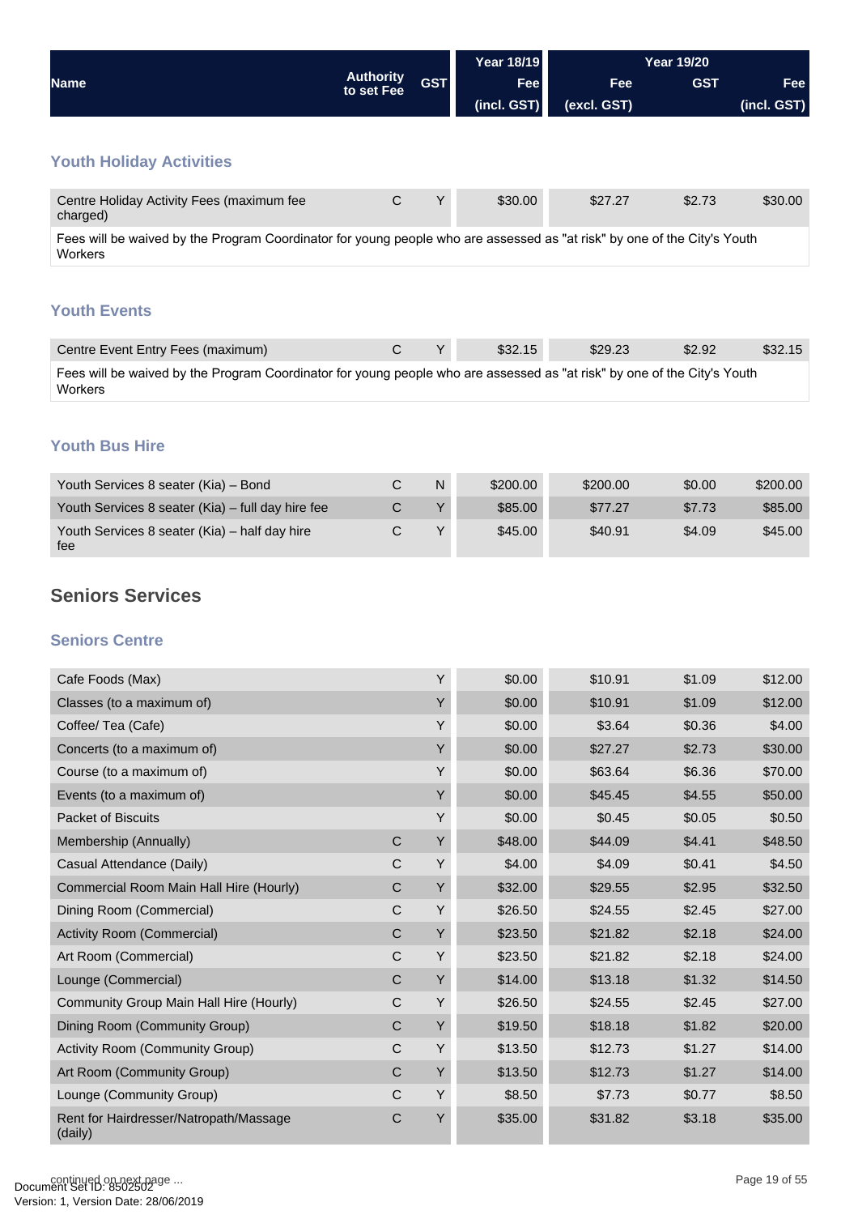| Name | Authority to set Fee | GST | Year 18/19 Fee (incl. GST) | Year 19/20 Fee (excl. GST) | GST | Fee (incl. GST) |
|---|---|---|---|---|---|---|

### Youth Holiday Activities

| Name | Authority to set Fee | GST | Year 18/19 Fee (incl. GST) | Year 19/20 Fee (excl. GST) | GST | Fee (incl. GST) |
|---|---|---|---|---|---|---|
| Centre Holiday Activity Fees (maximum fee charged) | C | Y | $30.00 | $27.27 | $2.73 | $30.00 |

Fees will be waived by the Program Coordinator for young people who are assessed as "at risk" by one of the City's Youth Workers

### Youth Events

| Name | Authority to set Fee | GST | Year 18/19 Fee (incl. GST) | Year 19/20 Fee (excl. GST) | GST | Fee (incl. GST) |
|---|---|---|---|---|---|---|
| Centre Event Entry Fees (maximum) | C | Y | $32.15 | $29.23 | $2.92 | $32.15 |

Fees will be waived by the Program Coordinator for young people who are assessed as "at risk" by one of the City's Youth Workers

### Youth Bus Hire

| Name | Authority to set Fee | GST | Year 18/19 Fee (incl. GST) | Year 19/20 Fee (excl. GST) | GST | Fee (incl. GST) |
|---|---|---|---|---|---|---|
| Youth Services 8 seater (Kia) – Bond | C | N | $200.00 | $200.00 | $0.00 | $200.00 |
| Youth Services 8 seater (Kia) – full day hire fee | C | Y | $85.00 | $77.27 | $7.73 | $85.00 |
| Youth Services 8 seater (Kia) – half day hire fee | C | Y | $45.00 | $40.91 | $4.09 | $45.00 |

## Seniors Services

### Seniors Centre

| Name | Authority to set Fee | GST | Year 18/19 Fee (incl. GST) | Year 19/20 Fee (excl. GST) | GST | Fee (incl. GST) |
|---|---|---|---|---|---|---|
| Cafe Foods (Max) | | Y | $0.00 | $10.91 | $1.09 | $12.00 |
| Classes (to a maximum of) | | Y | $0.00 | $10.91 | $1.09 | $12.00 |
| Coffee/ Tea (Cafe) | | Y | $0.00 | $3.64 | $0.36 | $4.00 |
| Concerts (to a maximum of) | | Y | $0.00 | $27.27 | $2.73 | $30.00 |
| Course (to a maximum of) | | Y | $0.00 | $63.64 | $6.36 | $70.00 |
| Events (to a maximum of) | | Y | $0.00 | $45.45 | $4.55 | $50.00 |
| Packet of Biscuits | | Y | $0.00 | $0.45 | $0.05 | $0.50 |
| Membership (Annually) | C | Y | $48.00 | $44.09 | $4.41 | $48.50 |
| Casual Attendance (Daily) | C | Y | $4.00 | $4.09 | $0.41 | $4.50 |
| Commercial Room Main Hall Hire (Hourly) | C | Y | $32.00 | $29.55 | $2.95 | $32.50 |
| Dining Room (Commercial) | C | Y | $26.50 | $24.55 | $2.45 | $27.00 |
| Activity Room (Commercial) | C | Y | $23.50 | $21.82 | $2.18 | $24.00 |
| Art Room (Commercial) | C | Y | $23.50 | $21.82 | $2.18 | $24.00 |
| Lounge (Commercial) | C | Y | $14.00 | $13.18 | $1.32 | $14.50 |
| Community Group Main Hall Hire (Hourly) | C | Y | $26.50 | $24.55 | $2.45 | $27.00 |
| Dining Room (Community Group) | C | Y | $19.50 | $18.18 | $1.82 | $20.00 |
| Activity Room (Community Group) | C | Y | $13.50 | $12.73 | $1.27 | $14.00 |
| Art Room (Community Group) | C | Y | $13.50 | $12.73 | $1.27 | $14.00 |
| Lounge (Community Group) | C | Y | $8.50 | $7.73 | $0.77 | $8.50 |
| Rent for Hairdresser/Natropath/Massage (daily) | C | Y | $35.00 | $31.82 | $3.18 | $35.00 |

continued on next page ...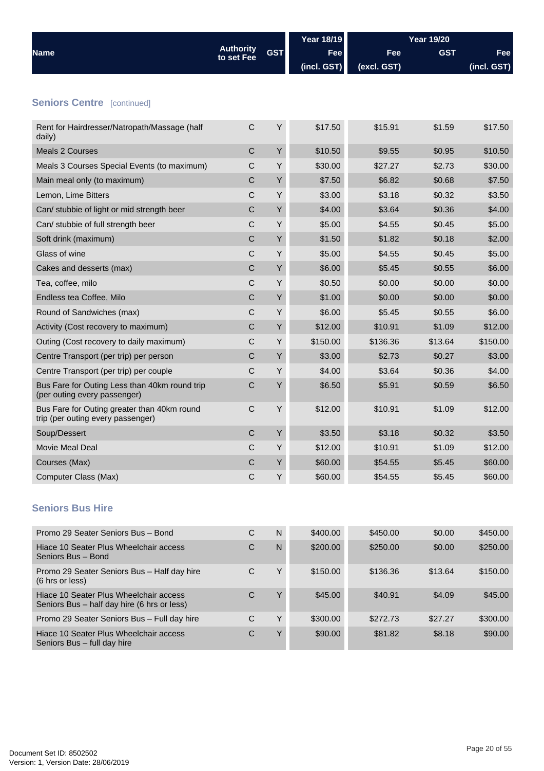| Name | Authority to set Fee | GST | Year 18/19 Fee (incl. GST) | Year 19/20 Fee (excl. GST) | GST | Fee (incl. GST) |
|---|---|---|---|---|---|---|

## Seniors Centre [continued]

| Name | Authority to set Fee | GST | Year 18/19 Fee (incl. GST) | Year 19/20 Fee (excl. GST) | GST | Fee (incl. GST) |
|---|---|---|---|---|---|---|
| Rent for Hairdresser/Natropath/Massage (half daily) | C | Y | $17.50 | $15.91 | $1.59 | $17.50 |
| Meals 2 Courses | C | Y | $10.50 | $9.55 | $0.95 | $10.50 |
| Meals 3 Courses Special Events (to maximum) | C | Y | $30.00 | $27.27 | $2.73 | $30.00 |
| Main meal only (to maximum) | C | Y | $7.50 | $6.82 | $0.68 | $7.50 |
| Lemon, Lime Bitters | C | Y | $3.00 | $3.18 | $0.32 | $3.50 |
| Can/ stubbie of light or mid strength beer | C | Y | $4.00 | $3.64 | $0.36 | $4.00 |
| Can/ stubbie of full strength beer | C | Y | $5.00 | $4.55 | $0.45 | $5.00 |
| Soft drink (maximum) | C | Y | $1.50 | $1.82 | $0.18 | $2.00 |
| Glass of wine | C | Y | $5.00 | $4.55 | $0.45 | $5.00 |
| Cakes and desserts (max) | C | Y | $6.00 | $5.45 | $0.55 | $6.00 |
| Tea, coffee, milo | C | Y | $0.50 | $0.00 | $0.00 | $0.00 |
| Endless tea Coffee, Milo | C | Y | $1.00 | $0.00 | $0.00 | $0.00 |
| Round of Sandwiches (max) | C | Y | $6.00 | $5.45 | $0.55 | $6.00 |
| Activity (Cost recovery to maximum) | C | Y | $12.00 | $10.91 | $1.09 | $12.00 |
| Outing (Cost recovery to daily maximum) | C | Y | $150.00 | $136.36 | $13.64 | $150.00 |
| Centre Transport (per trip) per person | C | Y | $3.00 | $2.73 | $0.27 | $3.00 |
| Centre Transport (per trip) per couple | C | Y | $4.00 | $3.64 | $0.36 | $4.00 |
| Bus Fare for Outing Less than 40km round trip (per outing every passenger) | C | Y | $6.50 | $5.91 | $0.59 | $6.50 |
| Bus Fare for Outing greater than 40km round trip (per outing every passenger) | C | Y | $12.00 | $10.91 | $1.09 | $12.00 |
| Soup/Dessert | C | Y | $3.50 | $3.18 | $0.32 | $3.50 |
| Movie Meal Deal | C | Y | $12.00 | $10.91 | $1.09 | $12.00 |
| Courses (Max) | C | Y | $60.00 | $54.55 | $5.45 | $60.00 |
| Computer Class (Max) | C | Y | $60.00 | $54.55 | $5.45 | $60.00 |

## Seniors Bus Hire

| Name | Authority to set Fee | GST | Year 18/19 Fee (incl. GST) | Year 19/20 Fee (excl. GST) | GST | Fee (incl. GST) |
|---|---|---|---|---|---|---|
| Promo 29 Seater Seniors Bus – Bond | C | N | $400.00 | $450.00 | $0.00 | $450.00 |
| Hiace 10 Seater Plus Wheelchair access Seniors Bus – Bond | C | N | $200.00 | $250.00 | $0.00 | $250.00 |
| Promo 29 Seater Seniors Bus – Half day hire (6 hrs or less) | C | Y | $150.00 | $136.36 | $13.64 | $150.00 |
| Hiace 10 Seater Plus Wheelchair access Seniors Bus – half day hire (6 hrs or less) | C | Y | $45.00 | $40.91 | $4.09 | $45.00 |
| Promo 29 Seater Seniors Bus – Full day hire | C | Y | $300.00 | $272.73 | $27.27 | $300.00 |
| Hiace 10 Seater Plus Wheelchair access Seniors Bus – full day hire | C | Y | $90.00 | $81.82 | $8.18 | $90.00 |

Document Set ID: 8502502
Version: 1, Version Date: 28/06/2019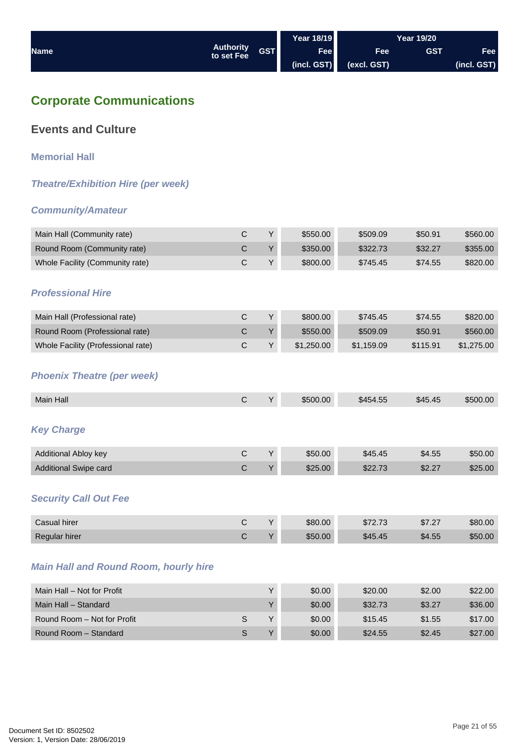| Name | Authority to set Fee | GST | Year 18/19 Fee (incl. GST) | Year 19/20 Fee (excl. GST) | GST | Fee (incl. GST) |
|---|---|---|---|---|---|---|

# Corporate Communications

## Events and Culture

### Memorial Hall

#### *Theatre/Exhibition Hire (per week)*

#### *Community/Amateur*

| Name | Authority to set Fee | GST | Year 18/19 Fee (incl. GST) | Year 19/20 Fee (excl. GST) | GST | Fee (incl. GST) |
|---|---|---|---|---|---|---|
| Main Hall (Community rate) | C | Y | $550.00 | $509.09 | $50.91 | $560.00 |
| Round Room (Community rate) | C | Y | $350.00 | $322.73 | $32.27 | $355.00 |
| Whole Facility (Community rate) | C | Y | $800.00 | $745.45 | $74.55 | $820.00 |

#### *Professional Hire*

| Name | Authority to set Fee | GST | Year 18/19 Fee (incl. GST) | Year 19/20 Fee (excl. GST) | GST | Fee (incl. GST) |
|---|---|---|---|---|---|---|
| Main Hall (Professional rate) | C | Y | $800.00 | $745.45 | $74.55 | $820.00 |
| Round Room (Professional rate) | C | Y | $550.00 | $509.09 | $50.91 | $560.00 |
| Whole Facility (Professional rate) | C | Y | $1,250.00 | $1,159.09 | $115.91 | $1,275.00 |

#### *Phoenix Theatre (per week)*

| Name | Authority to set Fee | GST | Year 18/19 Fee (incl. GST) | Year 19/20 Fee (excl. GST) | GST | Fee (incl. GST) |
|---|---|---|---|---|---|---|
| Main Hall | C | Y | $500.00 | $454.55 | $45.45 | $500.00 |

#### *Key Charge*

| Name | Authority to set Fee | GST | Year 18/19 Fee (incl. GST) | Year 19/20 Fee (excl. GST) | GST | Fee (incl. GST) |
|---|---|---|---|---|---|---|
| Additional Abloy key | C | Y | $50.00 | $45.45 | $4.55 | $50.00 |
| Additional Swipe card | C | Y | $25.00 | $22.73 | $2.27 | $25.00 |

#### *Security Call Out Fee*

| Name | Authority to set Fee | GST | Year 18/19 Fee (incl. GST) | Year 19/20 Fee (excl. GST) | GST | Fee (incl. GST) |
|---|---|---|---|---|---|---|
| Casual hirer | C | Y | $80.00 | $72.73 | $7.27 | $80.00 |
| Regular hirer | C | Y | $50.00 | $45.45 | $4.55 | $50.00 |

#### *Main Hall and Round Room, hourly hire*

| Name | Authority to set Fee | GST | Year 18/19 Fee (incl. GST) | Year 19/20 Fee (excl. GST) | GST | Fee (incl. GST) |
|---|---|---|---|---|---|---|
| Main Hall – Not for Profit | | Y | $0.00 | $20.00 | $2.00 | $22.00 |
| Main Hall – Standard | | Y | $0.00 | $32.73 | $3.27 | $36.00 |
| Round Room – Not for Profit | S | Y | $0.00 | $15.45 | $1.55 | $17.00 |
| Round Room – Standard | S | Y | $0.00 | $24.55 | $2.45 | $27.00 |

Document Set ID: 8502502
Version: 1, Version Date: 28/06/2019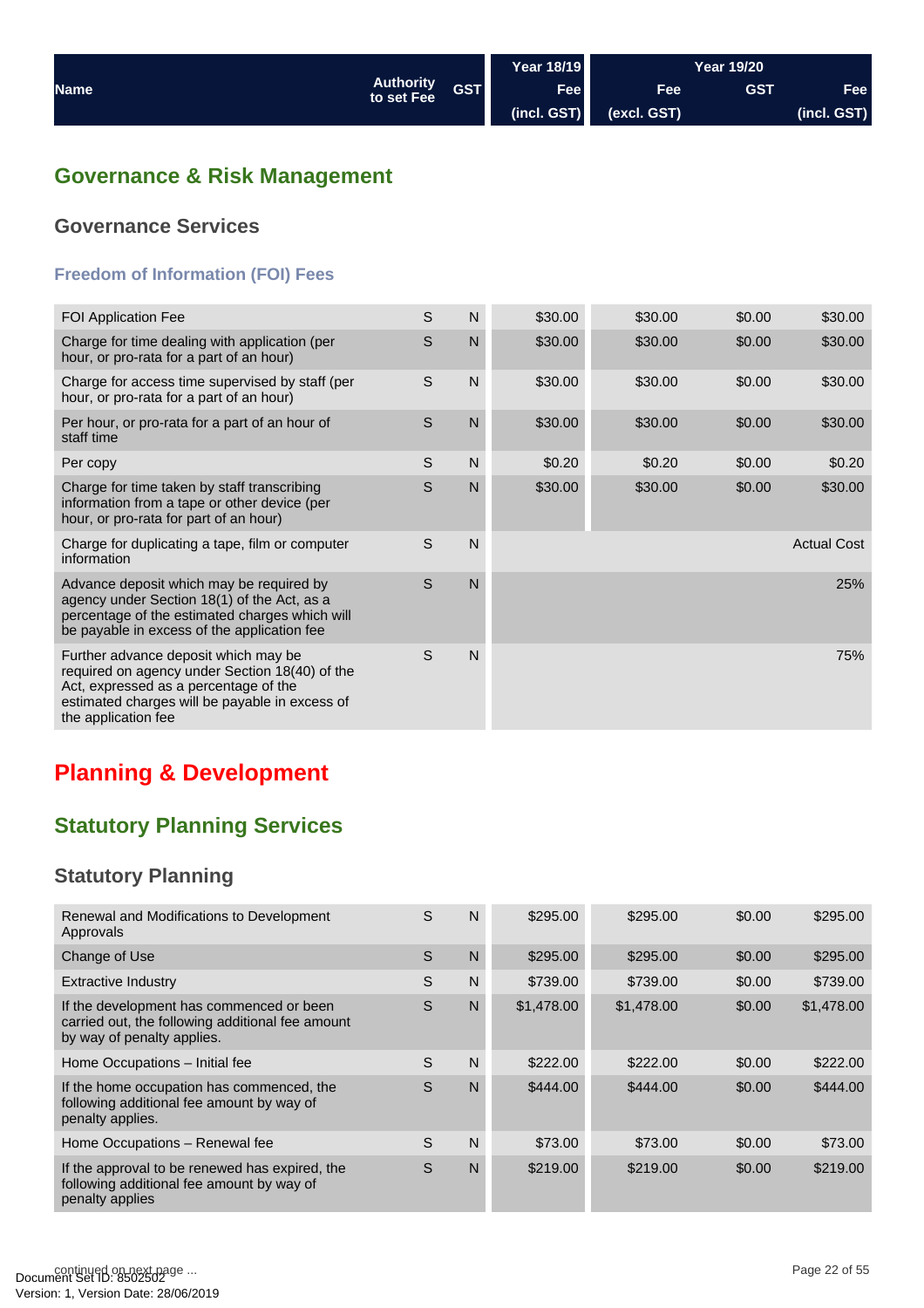| Name | Authority to set Fee | GST | Year 18/19 Fee (incl. GST) | Year 19/20 Fee (excl. GST) | GST | Fee (incl. GST) |
|---|---|---|---|---|---|---|

## Governance & Risk Management

### Governance Services

#### Freedom of Information (FOI) Fees

| Name | Authority to set Fee | GST | Year 18/19 Fee (incl. GST) | Year 19/20 Fee (excl. GST) | GST | Fee (incl. GST) |
|---|---|---|---|---|---|---|
| FOI Application Fee | S | N | $30.00 | $30.00 | $0.00 | $30.00 |
| Charge for time dealing with application (per hour, or pro-rata for a part of an hour) | S | N | $30.00 | $30.00 | $0.00 | $30.00 |
| Charge for access time supervised by staff (per hour, or pro-rata for a part of an hour) | S | N | $30.00 | $30.00 | $0.00 | $30.00 |
| Per hour, or pro-rata for a part of an hour of staff time | S | N | $30.00 | $30.00 | $0.00 | $30.00 |
| Per copy | S | N | $0.20 | $0.20 | $0.00 | $0.20 |
| Charge for time taken by staff transcribing information from a tape or other device (per hour, or pro-rata for part of an hour) | S | N | $30.00 | $30.00 | $0.00 | $30.00 |
| Charge for duplicating a tape, film or computer information | S | N | | | | Actual Cost |
| Advance deposit which may be required by agency under Section 18(1) of the Act, as a percentage of the estimated charges which will be payable in excess of the application fee | S | N | | | | 25% |
| Further advance deposit which may be required on agency under Section 18(40) of the Act, expressed as a percentage of the estimated charges will be payable in excess of the application fee | S | N | | | | 75% |

## Planning & Development

### Statutory Planning Services

#### Statutory Planning

| Name | Authority to set Fee | GST | Year 18/19 Fee (incl. GST) | Year 19/20 Fee (excl. GST) | GST | Fee (incl. GST) |
|---|---|---|---|---|---|---|
| Renewal and Modifications to Development Approvals | S | N | $295.00 | $295.00 | $0.00 | $295.00 |
| Change of Use | S | N | $295.00 | $295.00 | $0.00 | $295.00 |
| Extractive Industry | S | N | $739.00 | $739.00 | $0.00 | $739.00 |
| If the development has commenced or been carried out, the following additional fee amount by way of penalty applies. | S | N | $1,478.00 | $1,478.00 | $0.00 | $1,478.00 |
| Home Occupations – Initial fee | S | N | $222.00 | $222.00 | $0.00 | $222.00 |
| If the home occupation has commenced, the following additional fee amount by way of penalty applies. | S | N | $444.00 | $444.00 | $0.00 | $444.00 |
| Home Occupations – Renewal fee | S | N | $73.00 | $73.00 | $0.00 | $73.00 |
| If the approval to be renewed has expired, the following additional fee amount by way of penalty applies | S | N | $219.00 | $219.00 | $0.00 | $219.00 |

continued on next page ...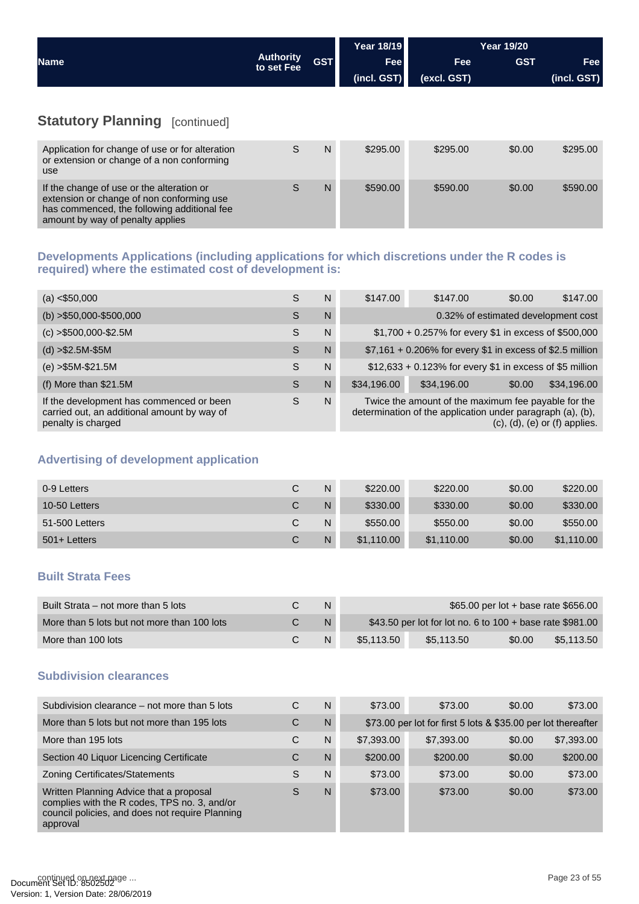| Name | Authority to set Fee | GST | Year 18/19 Fee (incl. GST) | Year 19/20 Fee (excl. GST) | GST | Fee (incl. GST) |
|---|---|---|---|---|---|---|

## Statutory Planning [continued]

| Name | Authority to set Fee | GST | Year 18/19 Fee (incl. GST) | Year 19/20 Fee (excl. GST) | GST | Fee (incl. GST) |
|---|---|---|---|---|---|---|
| Application for change of use or for alteration or extension or change of a non conforming use | S | N | $295.00 | $295.00 | $0.00 | $295.00 |
| If the change of use or the alteration or extension or change of non conforming use has commenced, the following additional fee amount by way of penalty applies | S | N | $590.00 | $590.00 | $0.00 | $590.00 |

### Developments Applications (including applications for which discretions under the R codes is required) where the estimated cost of development is:

| Name | Authority to set Fee | GST | Year 18/19 Fee (incl. GST) | Year 19/20 Fee (excl. GST) | GST | Fee (incl. GST) |
|---|---|---|---|---|---|---|
| (a) <$50,000 | S | N | $147.00 | $147.00 | $0.00 | $147.00 |
| (b) >$50,000-$500,000 | S | N | 0.32% of estimated development cost | | | |
| (c) >$500,000-$2.5M | S | N | $1,700 + 0.257% for every $1 in excess of $500,000 | | | |
| (d) >$2.5M-$5M | S | N | $7,161 + 0.206% for every $1 in excess of $2.5 million | | | |
| (e) >$5M-$21.5M | S | N | $12,633 + 0.123% for every $1 in excess of $5 million | | | |
| (f) More than $21.5M | S | N | $34,196.00 | $34,196.00 | $0.00 | $34,196.00 |
| If the development has commenced or been carried out, an additional amount by way of penalty is charged | S | N | Twice the amount of the maximum fee payable for the determination of the application under paragraph (a), (b), (c), (d), (e) or (f) applies. | | | |

### Advertising of development application

| Name | Authority to set Fee | GST | Year 18/19 Fee (incl. GST) | Year 19/20 Fee (excl. GST) | GST | Fee (incl. GST) |
|---|---|---|---|---|---|---|
| 0-9 Letters | C | N | $220.00 | $220.00 | $0.00 | $220.00 |
| 10-50 Letters | C | N | $330.00 | $330.00 | $0.00 | $330.00 |
| 51-500 Letters | C | N | $550.00 | $550.00 | $0.00 | $550.00 |
| 501+ Letters | C | N | $1,110.00 | $1,110.00 | $0.00 | $1,110.00 |

### Built Strata Fees

| Name | Authority to set Fee | GST | Year 18/19 Fee (incl. GST) | Year 19/20 Fee (excl. GST) | GST | Fee (incl. GST) |
|---|---|---|---|---|---|---|
| Built Strata – not more than 5 lots | C | N | $65.00 per lot + base rate $656.00 | | | |
| More than 5 lots but not more than 100 lots | C | N | $43.50 per lot for lot no. 6 to 100 + base rate $981.00 | | | |
| More than 100 lots | C | N | $5,113.50 | $5,113.50 | $0.00 | $5,113.50 |

### Subdivision clearances

| Name | Authority to set Fee | GST | Year 18/19 Fee (incl. GST) | Year 19/20 Fee (excl. GST) | GST | Fee (incl. GST) |
|---|---|---|---|---|---|---|
| Subdivision clearance – not more than 5 lots | C | N | $73.00 | $73.00 | $0.00 | $73.00 |
| More than 5 lots but not more than 195 lots | C | N | $73.00 per lot for first 5 lots & $35.00 per lot thereafter | | | |
| More than 195 lots | C | N | $7,393.00 | $7,393.00 | $0.00 | $7,393.00 |
| Section 40 Liquor Licencing Certificate | C | N | $200.00 | $200.00 | $0.00 | $200.00 |
| Zoning Certificates/Statements | S | N | $73.00 | $73.00 | $0.00 | $73.00 |
| Written Planning Advice that a proposal complies with the R codes, TPS no. 3, and/or council policies, and does not require Planning approval | S | N | $73.00 | $73.00 | $0.00 | $73.00 |

continued on next page ...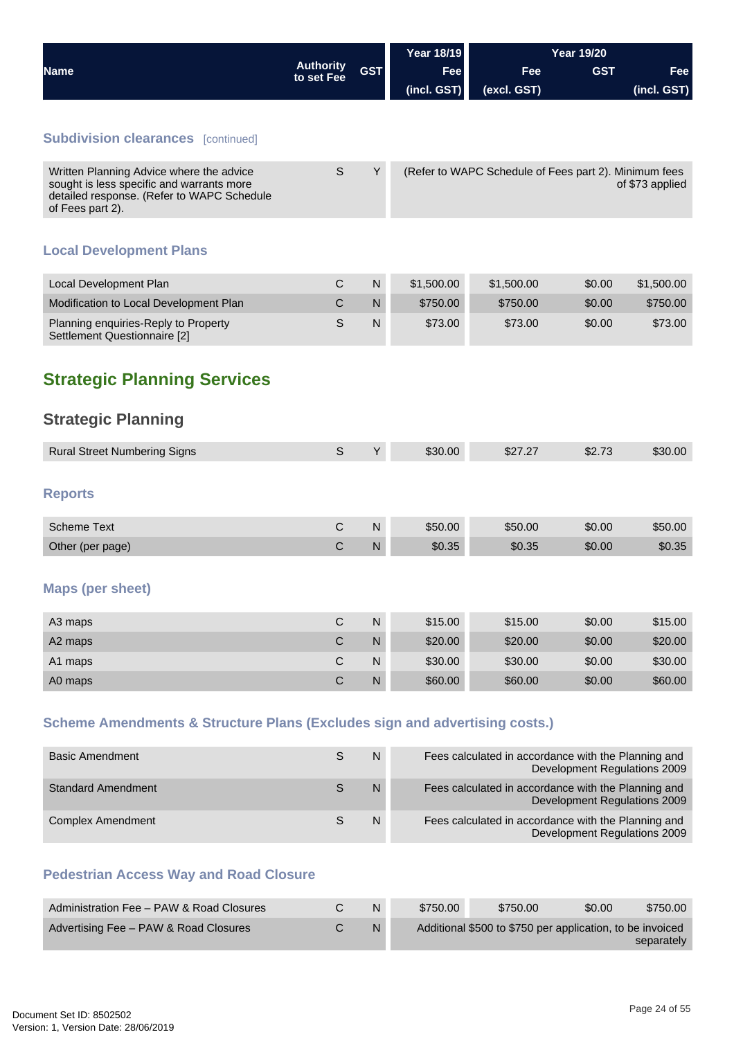| Name | Authority to set Fee | GST | Year 18/19 Fee (incl. GST) | Year 19/20 Fee (excl. GST) | GST | Fee (incl. GST) |
|---|---|---|---|---|---|---|

### Subdivision clearances [continued]

| Name | Authority to set Fee | GST | Year 18/19 Fee (incl. GST) | Year 19/20 Fee (excl. GST) | GST | Fee (incl. GST) |
|---|---|---|---|---|---|---|
| Written Planning Advice where the advice sought is less specific and warrants more detailed response. (Refer to WAPC Schedule of Fees part 2). | S | Y | (Refer to WAPC Schedule of Fees part 2). Minimum fees of $73 applied | | | |

### Local Development Plans

| Name | Authority to set Fee | GST | Year 18/19 Fee (incl. GST) | Year 19/20 Fee (excl. GST) | GST | Fee (incl. GST) |
|---|---|---|---|---|---|---|
| Local Development Plan | C | N | $1,500.00 | $1,500.00 | $0.00 | $1,500.00 |
| Modification to Local Development Plan | C | N | $750.00 | $750.00 | $0.00 | $750.00 |
| Planning enquiries-Reply to Property Settlement Questionnaire [2] | S | N | $73.00 | $73.00 | $0.00 | $73.00 |

# Strategic Planning Services

## Strategic Planning

| Name | Authority to set Fee | GST | Year 18/19 Fee (incl. GST) | Year 19/20 Fee (excl. GST) | GST | Fee (incl. GST) |
|---|---|---|---|---|---|---|
| Rural Street Numbering Signs | S | Y | $30.00 | $27.27 | $2.73 | $30.00 |

### Reports

| Name | Authority to set Fee | GST | Year 18/19 Fee (incl. GST) | Year 19/20 Fee (excl. GST) | GST | Fee (incl. GST) |
|---|---|---|---|---|---|---|
| Scheme Text | C | N | $50.00 | $50.00 | $0.00 | $50.00 |
| Other (per page) | C | N | $0.35 | $0.35 | $0.00 | $0.35 |

### Maps (per sheet)

| Name | Authority to set Fee | GST | Year 18/19 Fee (incl. GST) | Year 19/20 Fee (excl. GST) | GST | Fee (incl. GST) |
|---|---|---|---|---|---|---|
| A3 maps | C | N | $15.00 | $15.00 | $0.00 | $15.00 |
| A2 maps | C | N | $20.00 | $20.00 | $0.00 | $20.00 |
| A1 maps | C | N | $30.00 | $30.00 | $0.00 | $30.00 |
| A0 maps | C | N | $60.00 | $60.00 | $0.00 | $60.00 |

### Scheme Amendments & Structure Plans (Excludes sign and advertising costs.)

| Name | Authority to set Fee | GST | Year 18/19 Fee (incl. GST) | Year 19/20 Fee (excl. GST) | GST | Fee (incl. GST) |
|---|---|---|---|---|---|---|
| Basic Amendment | S | N | Fees calculated in accordance with the Planning and Development Regulations 2009 | | | |
| Standard Amendment | S | N | Fees calculated in accordance with the Planning and Development Regulations 2009 | | | |
| Complex Amendment | S | N | Fees calculated in accordance with the Planning and Development Regulations 2009 | | | |

### Pedestrian Access Way and Road Closure

| Name | Authority to set Fee | GST | Year 18/19 Fee (incl. GST) | Year 19/20 Fee (excl. GST) | GST | Fee (incl. GST) |
|---|---|---|---|---|---|---|
| Administration Fee – PAW & Road Closures | C | N | $750.00 | $750.00 | $0.00 | $750.00 |
| Advertising Fee – PAW & Road Closures | C | N | Additional $500 to $750 per application, to be invoiced separately | | | |

Document Set ID: 8502502
Version: 1, Version Date: 28/06/2019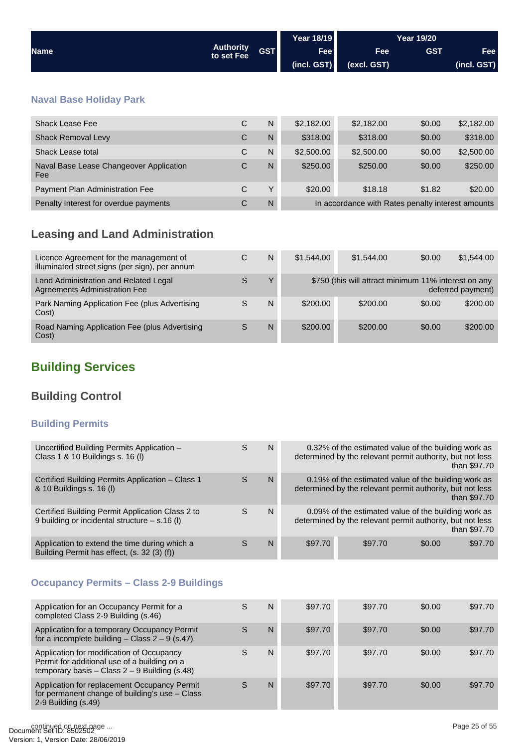| Name | Authority to set Fee | GST | Year 18/19 Fee (incl. GST) | Year 19/20 Fee (excl. GST) | GST | Fee (incl. GST) |
|---|---|---|---|---|---|---|

### Naval Base Holiday Park

| Name | Authority to set Fee | GST | Year 18/19 Fee (incl. GST) | Year 19/20 Fee (excl. GST) | GST | Fee (incl. GST) |
|---|---|---|---|---|---|---|
| Shack Lease Fee | C | N | $2,182.00 | $2,182.00 | $0.00 | $2,182.00 |
| Shack Removal Levy | C | N | $318.00 | $318.00 | $0.00 | $318.00 |
| Shack Lease total | C | N | $2,500.00 | $2,500.00 | $0.00 | $2,500.00 |
| Naval Base Lease Changeover Application Fee | C | N | $250.00 | $250.00 | $0.00 | $250.00 |
| Payment Plan Administration Fee | C | Y | $20.00 | $18.18 | $1.82 | $20.00 |
| Penalty Interest for overdue payments | C | N | In accordance with Rates penalty interest amounts | | | |

## Leasing and Land Administration

| Name | Authority to set Fee | GST | Year 18/19 Fee (incl. GST) | Year 19/20 Fee (excl. GST) | GST | Fee (incl. GST) |
|---|---|---|---|---|---|---|
| Licence Agreement for the management of illuminated street signs (per sign), per annum | C | N | $1,544.00 | $1,544.00 | $0.00 | $1,544.00 |
| Land Administration and Related Legal Agreements Administration Fee | S | Y | $750 (this will attract minimum 11% interest on any deferred payment) | | | |
| Park Naming Application Fee (plus Advertising Cost) | S | N | $200.00 | $200.00 | $0.00 | $200.00 |
| Road Naming Application Fee (plus Advertising Cost) | S | N | $200.00 | $200.00 | $0.00 | $200.00 |

# Building Services

## Building Control

### Building Permits

| Name | Authority to set Fee | GST | Year 18/19 Fee (incl. GST) | Year 19/20 Fee (excl. GST) | GST | Fee (incl. GST) |
|---|---|---|---|---|---|---|
| Uncertified Building Permits Application – Class 1 & 10 Buildings s. 16 (l) | S | N | 0.32% of the estimated value of the building work as determined by the relevant permit authority, but not less than $97.70 | | | |
| Certified Building Permits Application – Class 1 & 10 Buildings s. 16 (l) | S | N | 0.19% of the estimated value of the building work as determined by the relevant permit authority, but not less than $97.70 | | | |
| Certified Building Permit Application Class 2 to 9 building or incidental structure – s.16 (l) | S | N | 0.09% of the estimated value of the building work as determined by the relevant permit authority, but not less than $97.70 | | | |
| Application to extend the time during which a Building Permit has effect, (s. 32 (3) (f)) | S | N | $97.70 | $97.70 | $0.00 | $97.70 |

### Occupancy Permits – Class 2-9 Buildings

| Name | Authority to set Fee | GST | Year 18/19 Fee (incl. GST) | Year 19/20 Fee (excl. GST) | GST | Fee (incl. GST) |
|---|---|---|---|---|---|---|
| Application for an Occupancy Permit for a completed Class 2-9 Building (s.46) | S | N | $97.70 | $97.70 | $0.00 | $97.70 |
| Application for a temporary Occupancy Permit for a incomplete building – Class 2 – 9 (s.47) | S | N | $97.70 | $97.70 | $0.00 | $97.70 |
| Application for modification of Occupancy Permit for additional use of a building on a temporary basis – Class 2 – 9 Building (s.48) | S | N | $97.70 | $97.70 | $0.00 | $97.70 |
| Application for replacement Occupancy Permit for permanent change of building's use – Class 2-9 Building (s.49) | S | N | $97.70 | $97.70 | $0.00 | $97.70 |

continued on next page ...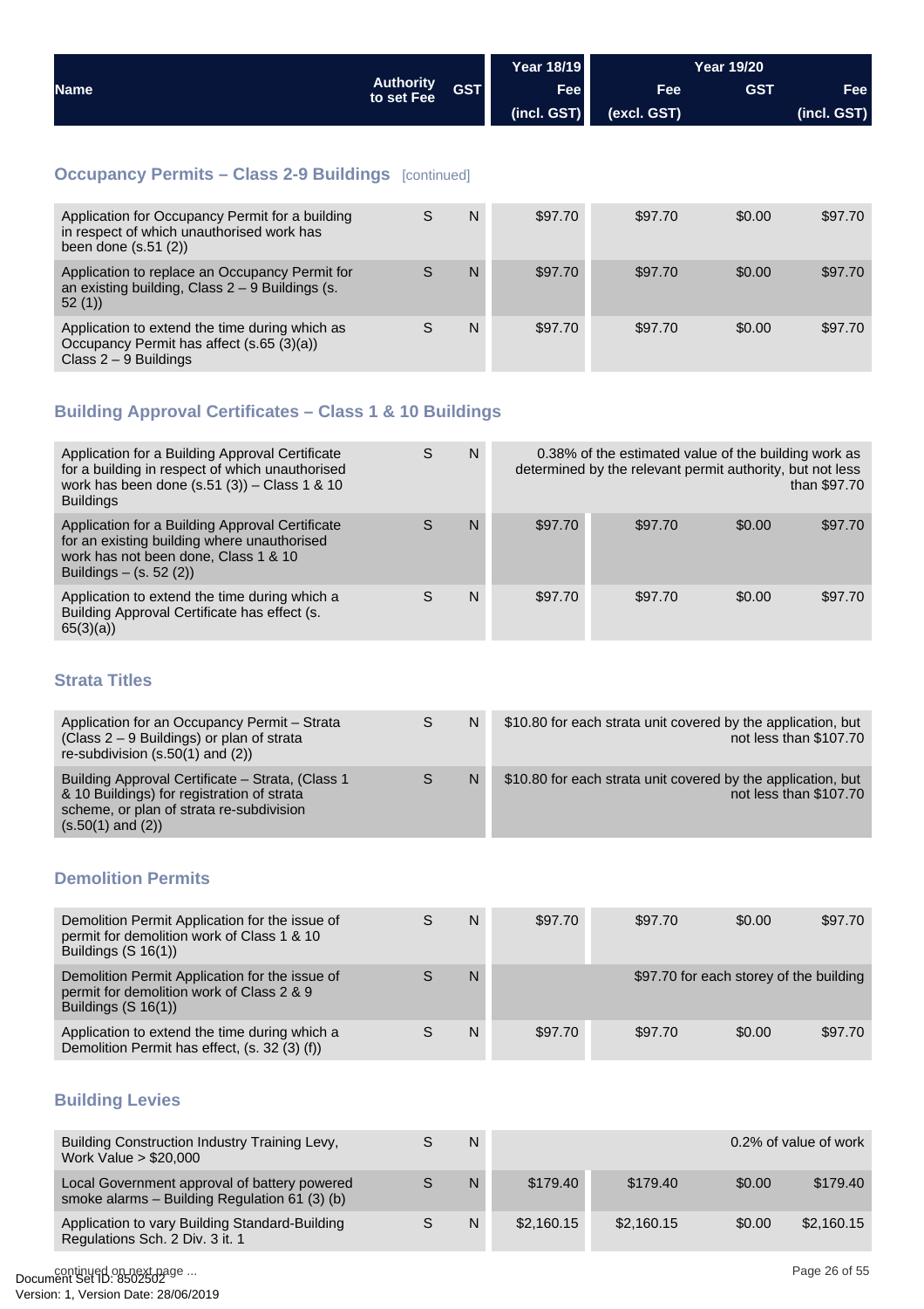| Name | Authority to set Fee | GST | Year 18/19 Fee (incl. GST) | Year 19/20 Fee (excl. GST) | Year 19/20 GST | Year 19/20 Fee (incl. GST) |
|---|---|---|---|---|---|---|

## Occupancy Permits – Class 2-9 Buildings [continued]

| Name | Authority to set Fee | GST | Year 18/19 Fee (incl. GST) | Year 19/20 Fee (excl. GST) | Year 19/20 GST | Year 19/20 Fee (incl. GST) |
|---|---|---|---|---|---|---|
| Application for Occupancy Permit for a building in respect of which unauthorised work has been done (s.51 (2)) | S | N | $97.70 | $97.70 | $0.00 | $97.70 |
| Application to replace an Occupancy Permit for an existing building, Class 2 – 9 Buildings (s. 52 (1)) | S | N | $97.70 | $97.70 | $0.00 | $97.70 |
| Application to extend the time during which as Occupancy Permit has affect (s.65 (3)(a)) Class 2 – 9 Buildings | S | N | $97.70 | $97.70 | $0.00 | $97.70 |

## Building Approval Certificates – Class 1 & 10 Buildings

| Name | Authority to set Fee | GST | Year 18/19 Fee (incl. GST) | Year 19/20 Fee (excl. GST) | Year 19/20 GST | Year 19/20 Fee (incl. GST) |
|---|---|---|---|---|---|---|
| Application for a Building Approval Certificate for a building in respect of which unauthorised work has been done (s.51 (3)) – Class 1 & 10 Buildings | S | N | 0.38% of the estimated value of the building work as determined by the relevant permit authority, but not less than $97.70 | | | |
| Application for a Building Approval Certificate for an existing building where unauthorised work has not been done, Class 1 & 10 Buildings – (s. 52 (2)) | S | N | $97.70 | $97.70 | $0.00 | $97.70 |
| Application to extend the time during which a Building Approval Certificate has effect (s. 65(3)(a)) | S | N | $97.70 | $97.70 | $0.00 | $97.70 |

## Strata Titles

| Name | Authority to set Fee | GST | Year 18/19 Fee (incl. GST) | Year 19/20 Fee (excl. GST) | Year 19/20 GST | Year 19/20 Fee (incl. GST) |
|---|---|---|---|---|---|---|
| Application for an Occupancy Permit – Strata (Class 2 – 9 Buildings) or plan of strata re-subdivision (s.50(1) and (2)) | S | N | $10.80 for each strata unit covered by the application, but not less than $107.70 | | | |
| Building Approval Certificate – Strata, (Class 1 & 10 Buildings) for registration of strata scheme, or plan of strata re-subdivision (s.50(1) and (2)) | S | N | $10.80 for each strata unit covered by the application, but not less than $107.70 | | | |

## Demolition Permits

| Name | Authority to set Fee | GST | Year 18/19 Fee (incl. GST) | Year 19/20 Fee (excl. GST) | Year 19/20 GST | Year 19/20 Fee (incl. GST) |
|---|---|---|---|---|---|---|
| Demolition Permit Application for the issue of permit for demolition work of Class 1 & 10 Buildings (S 16(1)) | S | N | $97.70 | $97.70 | $0.00 | $97.70 |
| Demolition Permit Application for the issue of permit for demolition work of Class 2 & 9 Buildings (S 16(1)) | S | N | | $97.70 for each storey of the building | | |
| Application to extend the time during which a Demolition Permit has effect, (s. 32 (3) (f)) | S | N | $97.70 | $97.70 | $0.00 | $97.70 |

## Building Levies

| Name | Authority to set Fee | GST | Year 18/19 Fee (incl. GST) | Year 19/20 Fee (excl. GST) | Year 19/20 GST | Year 19/20 Fee (incl. GST) |
|---|---|---|---|---|---|---|
| Building Construction Industry Training Levy, Work Value > $20,000 | S | N | | | | 0.2% of value of work |
| Local Government approval of battery powered smoke alarms – Building Regulation 61 (3) (b) | S | N | $179.40 | $179.40 | $0.00 | $179.40 |
| Application to vary Building Standard-Building Regulations Sch. 2 Div. 3 it. 1 | S | N | $2,160.15 | $2,160.15 | $0.00 | $2,160.15 |

continued on next page ...

Document Set ID: 8502502
Version: 1, Version Date: 28/06/2019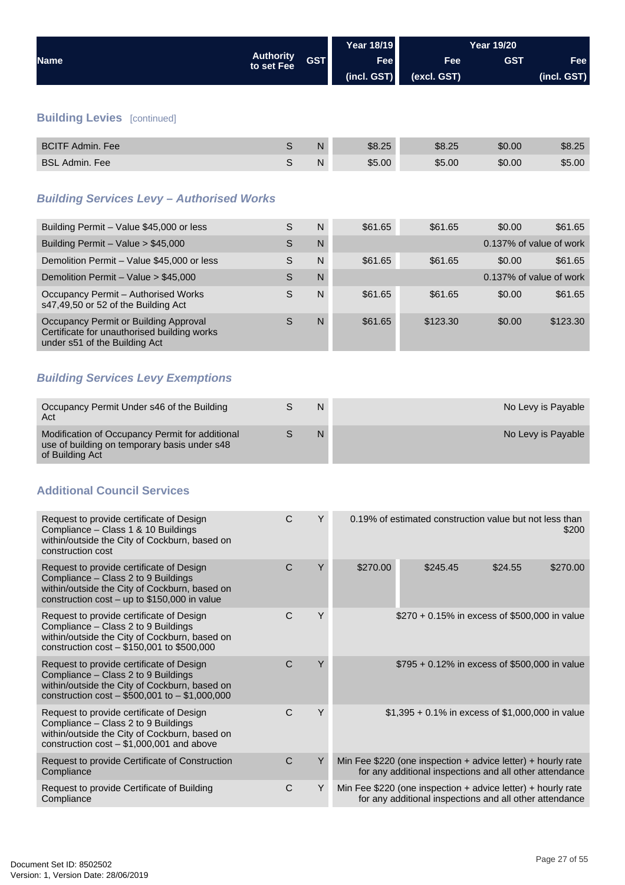| Name | Authority to set Fee | GST | Year 18/19 Fee (incl. GST) | Year 19/20 Fee (excl. GST) | GST | Fee (incl. GST) |
|---|---|---|---|---|---|---|

## Building Levies [continued]

| Name | Authority to set Fee | GST | Year 18/19 Fee (incl. GST) | Year 19/20 Fee (excl. GST) | GST | Fee (incl. GST) |
|---|---|---|---|---|---|---|
| BCITF Admin. Fee | S | N | $8.25 | $8.25 | $0.00 | $8.25 |
| BSL Admin. Fee | S | N | $5.00 | $5.00 | $0.00 | $5.00 |

## *Building Services Levy – Authorised Works*

| Name | Authority to set Fee | GST | Year 18/19 Fee (incl. GST) | Year 19/20 Fee (excl. GST) | GST | Fee (incl. GST) |
|---|---|---|---|---|---|---|
| Building Permit – Value $45,000 or less | S | N | $61.65 | $61.65 | $0.00 | $61.65 |
| Building Permit – Value > $45,000 | S | N | 0.137% of value of work | | | |
| Demolition Permit – Value $45,000 or less | S | N | $61.65 | $61.65 | $0.00 | $61.65 |
| Demolition Permit – Value > $45,000 | S | N | 0.137% of value of work | | | |
| Occupancy Permit – Authorised Works s47,49,50 or 52 of the Building Act | S | N | $61.65 | $61.65 | $0.00 | $61.65 |
| Occupancy Permit or Building Approval Certificate for unauthorised building works under s51 of the Building Act | S | N | $61.65 | $123.30 | $0.00 | $123.30 |

## *Building Services Levy Exemptions*

| Name | Authority to set Fee | GST | Fee |
|---|---|---|---|
| Occupancy Permit Under s46 of the Building Act | S | N | No Levy is Payable |
| Modification of Occupancy Permit for additional use of building on temporary basis under s48 of Building Act | S | N | No Levy is Payable |

## Additional Council Services

| Name | Authority to set Fee | GST | Year 18/19 Fee (incl. GST) | Year 19/20 Fee (excl. GST) | GST | Fee (incl. GST) |
|---|---|---|---|---|---|---|
| Request to provide certificate of Design Compliance – Class 1 & 10 Buildings within/outside the City of Cockburn, based on construction cost | C | Y | 0.19% of estimated construction value but not less than $200 | | | |
| Request to provide certificate of Design Compliance – Class 2 to 9 Buildings within/outside the City of Cockburn, based on construction cost – up to $150,000 in value | C | Y | $270.00 | $245.45 | $24.55 | $270.00 |
| Request to provide certificate of Design Compliance – Class 2 to 9 Buildings within/outside the City of Cockburn, based on construction cost – $150,001 to $500,000 | C | Y | $270 + 0.15% in excess of $500,000 in value | | | |
| Request to provide certificate of Design Compliance – Class 2 to 9 Buildings within/outside the City of Cockburn, based on construction cost – $500,001 to – $1,000,000 | C | Y | $795 + 0.12% in excess of $500,000 in value | | | |
| Request to provide certificate of Design Compliance – Class 2 to 9 Buildings within/outside the City of Cockburn, based on construction cost – $1,000,001 and above | C | Y | $1,395 + 0.1% in excess of $1,000,000 in value | | | |
| Request to provide Certificate of Construction Compliance | C | Y | Min Fee $220 (one inspection + advice letter) + hourly rate for any additional inspections and all other attendance | | | |
| Request to provide Certificate of Building Compliance | C | Y | Min Fee $220 (one inspection + advice letter) + hourly rate for any additional inspections and all other attendance | | | |

Document Set ID: 8502502
Version: 1, Version Date: 28/06/2019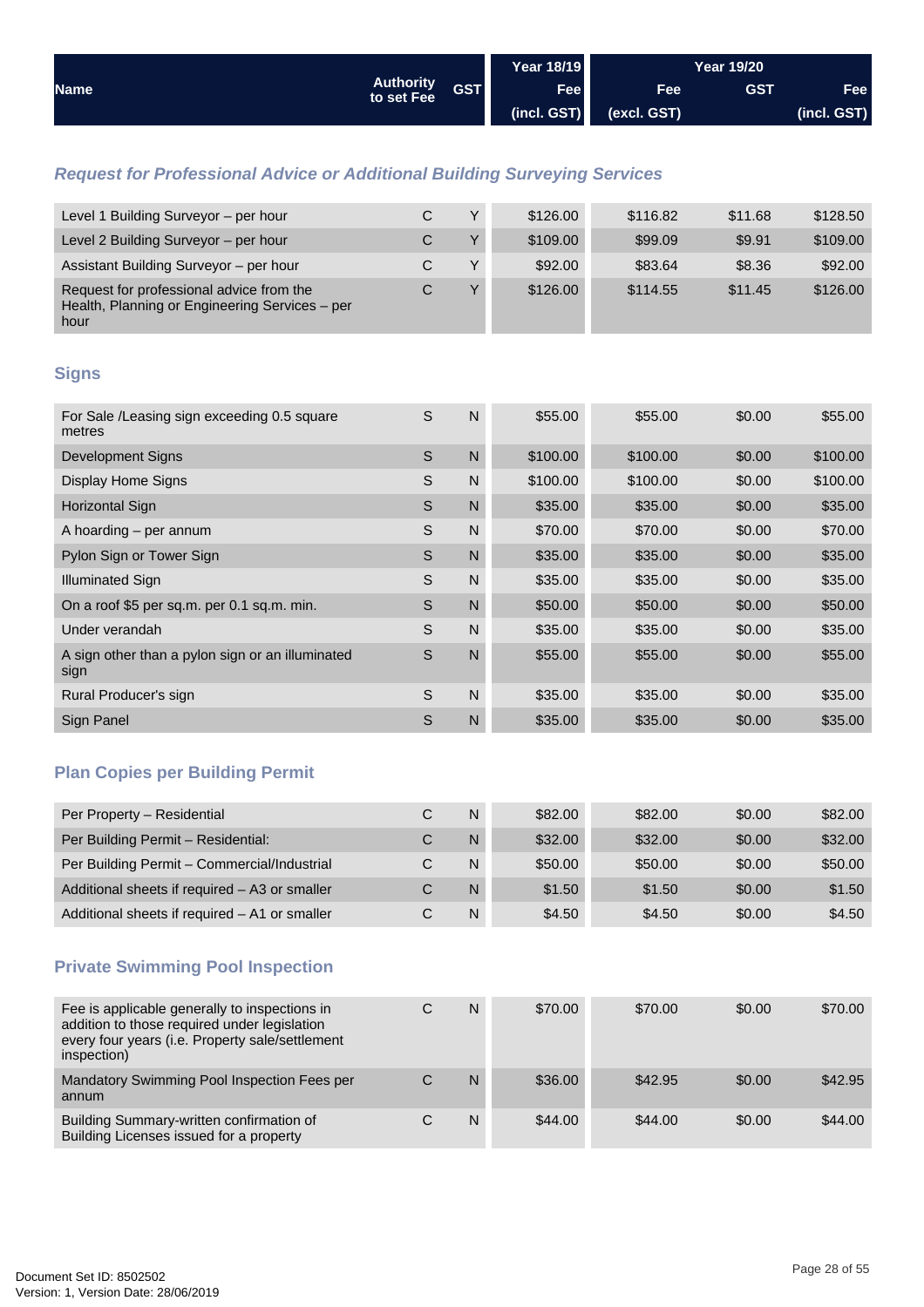| Name | Authority to set Fee | GST | Year 18/19 Fee (incl. GST) | Year 19/20 Fee (excl. GST) | GST | Fee (incl. GST) |
|---|---|---|---|---|---|---|

### *Request for Professional Advice or Additional Building Surveying Services*

| Name | Authority to set Fee | GST | Year 18/19 Fee (incl. GST) | Year 19/20 Fee (excl. GST) | GST | Fee (incl. GST) |
|---|---|---|---|---|---|---|
| Level 1 Building Surveyor – per hour | C | Y | $126.00 | $116.82 | $11.68 | $128.50 |
| Level 2 Building Surveyor – per hour | C | Y | $109.00 | $99.09 | $9.91 | $109.00 |
| Assistant Building Surveyor – per hour | C | Y | $92.00 | $83.64 | $8.36 | $92.00 |
| Request for professional advice from the Health, Planning or Engineering Services – per hour | C | Y | $126.00 | $114.55 | $11.45 | $126.00 |

### Signs

| Name | Authority to set Fee | GST | Year 18/19 Fee (incl. GST) | Year 19/20 Fee (excl. GST) | GST | Fee (incl. GST) |
|---|---|---|---|---|---|---|
| For Sale /Leasing sign exceeding 0.5 square metres | S | N | $55.00 | $55.00 | $0.00 | $55.00 |
| Development Signs | S | N | $100.00 | $100.00 | $0.00 | $100.00 |
| Display Home Signs | S | N | $100.00 | $100.00 | $0.00 | $100.00 |
| Horizontal Sign | S | N | $35.00 | $35.00 | $0.00 | $35.00 |
| A hoarding – per annum | S | N | $70.00 | $70.00 | $0.00 | $70.00 |
| Pylon Sign or Tower Sign | S | N | $35.00 | $35.00 | $0.00 | $35.00 |
| Illuminated Sign | S | N | $35.00 | $35.00 | $0.00 | $35.00 |
| On a roof $5 per sq.m. per 0.1 sq.m. min. | S | N | $50.00 | $50.00 | $0.00 | $50.00 |
| Under verandah | S | N | $35.00 | $35.00 | $0.00 | $35.00 |
| A sign other than a pylon sign or an illuminated sign | S | N | $55.00 | $55.00 | $0.00 | $55.00 |
| Rural Producer's sign | S | N | $35.00 | $35.00 | $0.00 | $35.00 |
| Sign Panel | S | N | $35.00 | $35.00 | $0.00 | $35.00 |

### Plan Copies per Building Permit

| Name | Authority to set Fee | GST | Year 18/19 Fee (incl. GST) | Year 19/20 Fee (excl. GST) | GST | Fee (incl. GST) |
|---|---|---|---|---|---|---|
| Per Property – Residential | C | N | $82.00 | $82.00 | $0.00 | $82.00 |
| Per Building Permit – Residential: | C | N | $32.00 | $32.00 | $0.00 | $32.00 |
| Per Building Permit – Commercial/Industrial | C | N | $50.00 | $50.00 | $0.00 | $50.00 |
| Additional sheets if required – A3 or smaller | C | N | $1.50 | $1.50 | $0.00 | $1.50 |
| Additional sheets if required – A1 or smaller | C | N | $4.50 | $4.50 | $0.00 | $4.50 |

### Private Swimming Pool Inspection

| Name | Authority to set Fee | GST | Year 18/19 Fee (incl. GST) | Year 19/20 Fee (excl. GST) | GST | Fee (incl. GST) |
|---|---|---|---|---|---|---|
| Fee is applicable generally to inspections in addition to those required under legislation every four years (i.e. Property sale/settlement inspection) | C | N | $70.00 | $70.00 | $0.00 | $70.00 |
| Mandatory Swimming Pool Inspection Fees per annum | C | N | $36.00 | $42.95 | $0.00 | $42.95 |
| Building Summary-written confirmation of Building Licenses issued for a property | C | N | $44.00 | $44.00 | $0.00 | $44.00 |

Document Set ID: 8502502
Version: 1, Version Date: 28/06/2019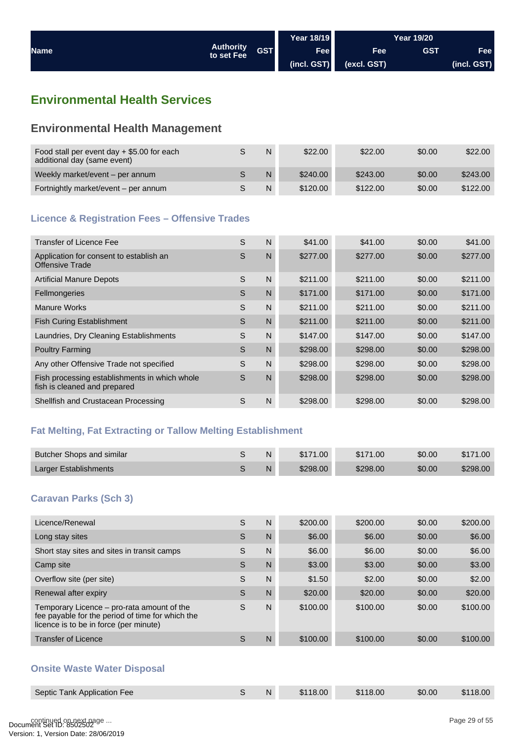| Name | Authority to set Fee | GST | Year 18/19 Fee (incl. GST) | Year 19/20 Fee (excl. GST) | GST | Fee (incl. GST) |
|---|---|---|---|---|---|---|

## Environmental Health Services

### Environmental Health Management

| Name | Authority to set Fee | GST | Year 18/19 Fee (incl. GST) | Year 19/20 Fee (excl. GST) | GST | Fee (incl. GST) |
|---|---|---|---|---|---|---|
| Food stall per event day + $5.00 for each additional day (same event) | S | N | $22.00 | $22.00 | $0.00 | $22.00 |
| Weekly market/event – per annum | S | N | $240.00 | $243.00 | $0.00 | $243.00 |
| Fortnightly market/event – per annum | S | N | $120.00 | $122.00 | $0.00 | $122.00 |

#### Licence & Registration Fees – Offensive Trades

| Name | Authority to set Fee | GST | Year 18/19 Fee (incl. GST) | Year 19/20 Fee (excl. GST) | GST | Fee (incl. GST) |
|---|---|---|---|---|---|---|
| Transfer of Licence Fee | S | N | $41.00 | $41.00 | $0.00 | $41.00 |
| Application for consent to establish an Offensive Trade | S | N | $277.00 | $277.00 | $0.00 | $277.00 |
| Artificial Manure Depots | S | N | $211.00 | $211.00 | $0.00 | $211.00 |
| Fellmongeries | S | N | $171.00 | $171.00 | $0.00 | $171.00 |
| Manure Works | S | N | $211.00 | $211.00 | $0.00 | $211.00 |
| Fish Curing Establishment | S | N | $211.00 | $211.00 | $0.00 | $211.00 |
| Laundries, Dry Cleaning Establishments | S | N | $147.00 | $147.00 | $0.00 | $147.00 |
| Poultry Farming | S | N | $298.00 | $298.00 | $0.00 | $298.00 |
| Any other Offensive Trade not specified | S | N | $298.00 | $298.00 | $0.00 | $298.00 |
| Fish processing establishments in which whole fish is cleaned and prepared | S | N | $298.00 | $298.00 | $0.00 | $298.00 |
| Shellfish and Crustacean Processing | S | N | $298.00 | $298.00 | $0.00 | $298.00 |

#### Fat Melting, Fat Extracting or Tallow Melting Establishment

| Name | Authority to set Fee | GST | Year 18/19 Fee (incl. GST) | Year 19/20 Fee (excl. GST) | GST | Fee (incl. GST) |
|---|---|---|---|---|---|---|
| Butcher Shops and similar | S | N | $171.00 | $171.00 | $0.00 | $171.00 |
| Larger Establishments | S | N | $298.00 | $298.00 | $0.00 | $298.00 |

#### Caravan Parks (Sch 3)

| Name | Authority to set Fee | GST | Year 18/19 Fee (incl. GST) | Year 19/20 Fee (excl. GST) | GST | Fee (incl. GST) |
|---|---|---|---|---|---|---|
| Licence/Renewal | S | N | $200.00 | $200.00 | $0.00 | $200.00 |
| Long stay sites | S | N | $6.00 | $6.00 | $0.00 | $6.00 |
| Short stay sites and sites in transit camps | S | N | $6.00 | $6.00 | $0.00 | $6.00 |
| Camp site | S | N | $3.00 | $3.00 | $0.00 | $3.00 |
| Overflow site (per site) | S | N | $1.50 | $2.00 | $0.00 | $2.00 |
| Renewal after expiry | S | N | $20.00 | $20.00 | $0.00 | $20.00 |
| Temporary Licence – pro-rata amount of the fee payable for the period of time for which the licence is to be in force (per minute) | S | N | $100.00 | $100.00 | $0.00 | $100.00 |
| Transfer of Licence | S | N | $100.00 | $100.00 | $0.00 | $100.00 |

#### Onsite Waste Water Disposal

| Name | Authority to set Fee | GST | Year 18/19 Fee (incl. GST) | Year 19/20 Fee (excl. GST) | GST | Fee (incl. GST) |
|---|---|---|---|---|---|---|
| Septic Tank Application Fee | S | N | $118.00 | $118.00 | $0.00 | $118.00 |

continued on next page ...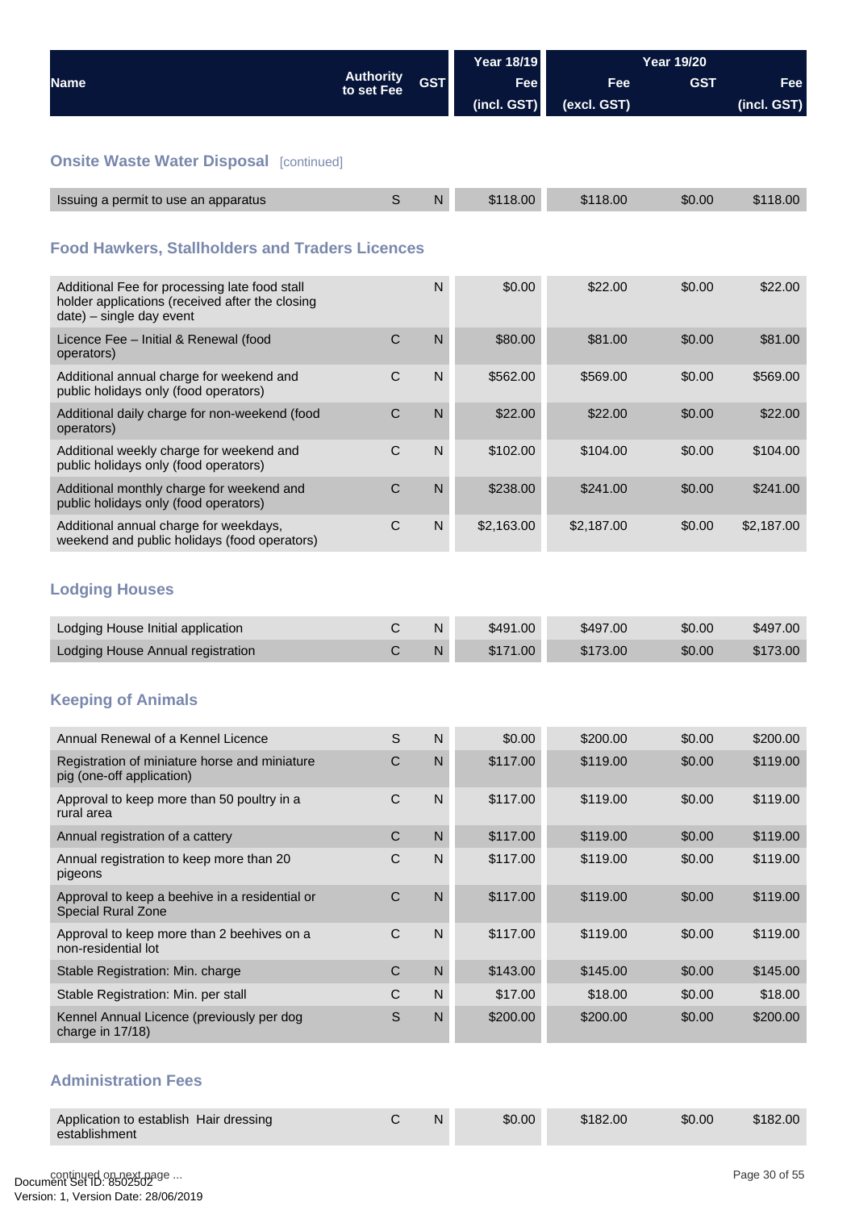| Name | Authority to set Fee | GST | Year 18/19 Fee (incl. GST) | Year 19/20 Fee (excl. GST) | Year 19/20 GST | Year 19/20 Fee (incl. GST) |
|---|---|---|---|---|---|---|

## Onsite Waste Water Disposal [continued]

| Name | Authority to set Fee | GST | Year 18/19 Fee (incl. GST) | Year 19/20 Fee (excl. GST) | Year 19/20 GST | Year 19/20 Fee (incl. GST) |
|---|---|---|---|---|---|---|
| Issuing a permit to use an apparatus | S | N | $118.00 | $118.00 | $0.00 | $118.00 |

## Food Hawkers, Stallholders and Traders Licences

| Name | Authority to set Fee | GST | Year 18/19 Fee (incl. GST) | Year 19/20 Fee (excl. GST) | Year 19/20 GST | Year 19/20 Fee (incl. GST) |
|---|---|---|---|---|---|---|
| Additional Fee for processing late food stall holder applications (received after the closing date) – single day event | | N | $0.00 | $22.00 | $0.00 | $22.00 |
| Licence Fee – Initial & Renewal (food operators) | C | N | $80.00 | $81.00 | $0.00 | $81.00 |
| Additional annual charge for weekend and public holidays only (food operators) | C | N | $562.00 | $569.00 | $0.00 | $569.00 |
| Additional daily charge for non-weekend (food operators) | C | N | $22.00 | $22.00 | $0.00 | $22.00 |
| Additional weekly charge for weekend and public holidays only (food operators) | C | N | $102.00 | $104.00 | $0.00 | $104.00 |
| Additional monthly charge for weekend and public holidays only (food operators) | C | N | $238.00 | $241.00 | $0.00 | $241.00 |
| Additional annual charge for weekdays, weekend and public holidays (food operators) | C | N | $2,163.00 | $2,187.00 | $0.00 | $2,187.00 |

## Lodging Houses

| Name | Authority to set Fee | GST | Year 18/19 Fee (incl. GST) | Year 19/20 Fee (excl. GST) | Year 19/20 GST | Year 19/20 Fee (incl. GST) |
|---|---|---|---|---|---|---|
| Lodging House Initial application | C | N | $491.00 | $497.00 | $0.00 | $497.00 |
| Lodging House Annual registration | C | N | $171.00 | $173.00 | $0.00 | $173.00 |

## Keeping of Animals

| Name | Authority to set Fee | GST | Year 18/19 Fee (incl. GST) | Year 19/20 Fee (excl. GST) | Year 19/20 GST | Year 19/20 Fee (incl. GST) |
|---|---|---|---|---|---|---|
| Annual Renewal of a Kennel Licence | S | N | $0.00 | $200.00 | $0.00 | $200.00 |
| Registration of miniature horse and miniature pig (one-off application) | C | N | $117.00 | $119.00 | $0.00 | $119.00 |
| Approval to keep more than 50 poultry in a rural area | C | N | $117.00 | $119.00 | $0.00 | $119.00 |
| Annual registration of a cattery | C | N | $117.00 | $119.00 | $0.00 | $119.00 |
| Annual registration to keep more than 20 pigeons | C | N | $117.00 | $119.00 | $0.00 | $119.00 |
| Approval to keep a beehive in a residential or Special Rural Zone | C | N | $117.00 | $119.00 | $0.00 | $119.00 |
| Approval to keep more than 2 beehives on a non-residential lot | C | N | $117.00 | $119.00 | $0.00 | $119.00 |
| Stable Registration: Min. charge | C | N | $143.00 | $145.00 | $0.00 | $145.00 |
| Stable Registration: Min. per stall | C | N | $17.00 | $18.00 | $0.00 | $18.00 |
| Kennel Annual Licence (previously per dog charge in 17/18) | S | N | $200.00 | $200.00 | $0.00 | $200.00 |

## Administration Fees

| Name | Authority to set Fee | GST | Year 18/19 Fee (incl. GST) | Year 19/20 Fee (excl. GST) | Year 19/20 GST | Year 19/20 Fee (incl. GST) |
|---|---|---|---|---|---|---|
| Application to establish Hair dressing establishment | C | N | $0.00 | $182.00 | $0.00 | $182.00 |

continued on next page ...

Document Set ID: 8502502
Version: 1, Version Date: 28/06/2019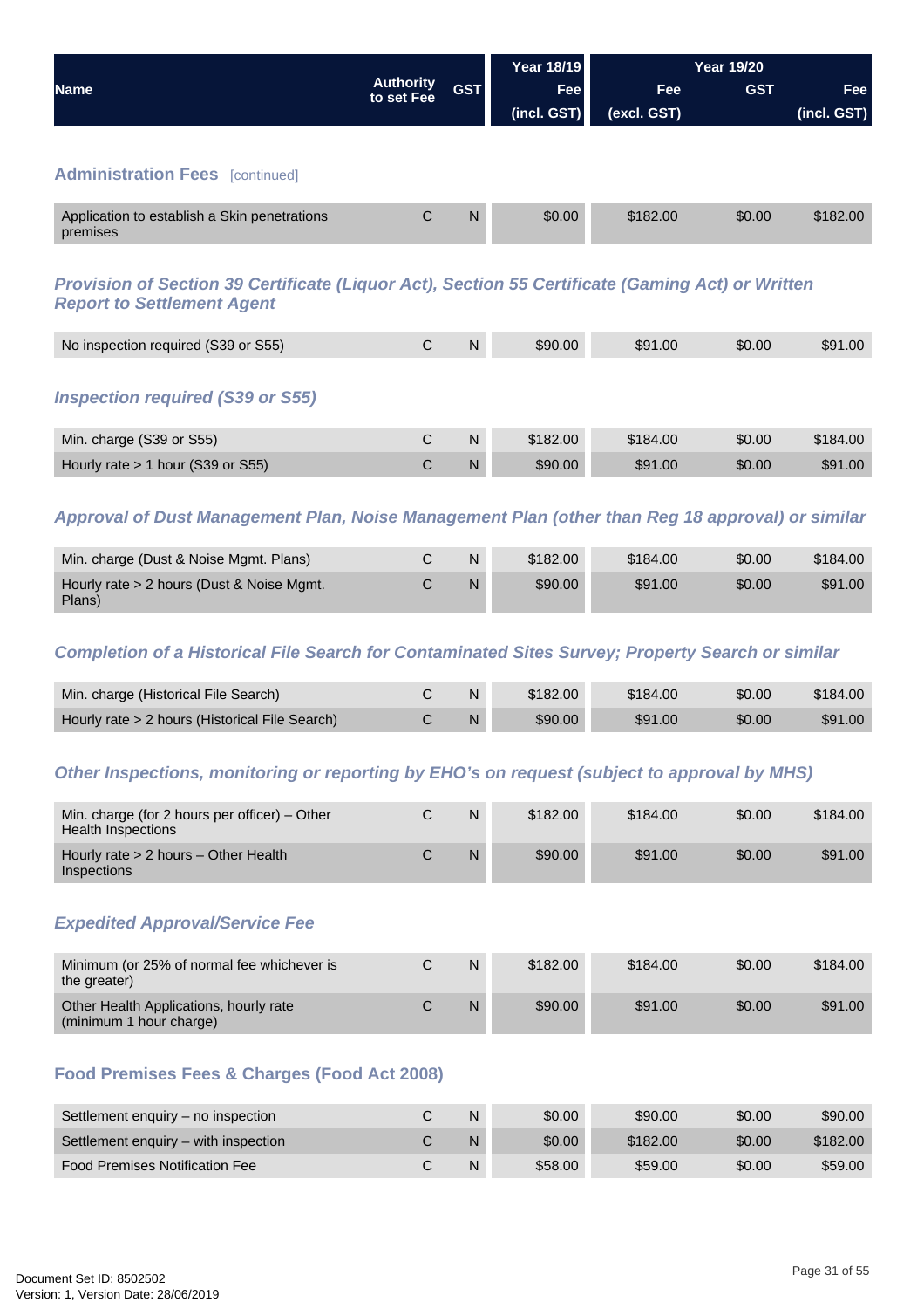| Name | Authority to set Fee | GST | Year 18/19 Fee (incl. GST) | Year 19/20 Fee (excl. GST) | GST | Fee (incl. GST) |
|---|---|---|---|---|---|---|

## Administration Fees [continued]

| Name | Authority to set Fee | GST | Year 18/19 Fee (incl. GST) | Year 19/20 Fee (excl. GST) | GST | Fee (incl. GST) |
|---|---|---|---|---|---|---|
| Application to establish a Skin penetrations premises | C | N | $0.00 | $182.00 | $0.00 | $182.00 |

### *Provision of Section 39 Certificate (Liquor Act), Section 55 Certificate (Gaming Act) or Written Report to Settlement Agent*

| Name | Authority to set Fee | GST | Year 18/19 Fee (incl. GST) | Year 19/20 Fee (excl. GST) | GST | Fee (incl. GST) |
|---|---|---|---|---|---|---|
| No inspection required (S39 or S55) | C | N | $90.00 | $91.00 | $0.00 | $91.00 |

### *Inspection required (S39 or S55)*

| Name | Authority to set Fee | GST | Year 18/19 Fee (incl. GST) | Year 19/20 Fee (excl. GST) | GST | Fee (incl. GST) |
|---|---|---|---|---|---|---|
| Min. charge (S39 or S55) | C | N | $182.00 | $184.00 | $0.00 | $184.00 |
| Hourly rate > 1 hour (S39 or S55) | C | N | $90.00 | $91.00 | $0.00 | $91.00 |

### *Approval of Dust Management Plan, Noise Management Plan (other than Reg 18 approval) or similar*

| Name | Authority to set Fee | GST | Year 18/19 Fee (incl. GST) | Year 19/20 Fee (excl. GST) | GST | Fee (incl. GST) |
|---|---|---|---|---|---|---|
| Min. charge (Dust & Noise Mgmt. Plans) | C | N | $182.00 | $184.00 | $0.00 | $184.00 |
| Hourly rate > 2 hours (Dust & Noise Mgmt. Plans) | C | N | $90.00 | $91.00 | $0.00 | $91.00 |

### *Completion of a Historical File Search for Contaminated Sites Survey; Property Search or similar*

| Name | Authority to set Fee | GST | Year 18/19 Fee (incl. GST) | Year 19/20 Fee (excl. GST) | GST | Fee (incl. GST) |
|---|---|---|---|---|---|---|
| Min. charge (Historical File Search) | C | N | $182.00 | $184.00 | $0.00 | $184.00 |
| Hourly rate > 2 hours (Historical File Search) | C | N | $90.00 | $91.00 | $0.00 | $91.00 |

### *Other Inspections, monitoring or reporting by EHO's on request (subject to approval by MHS)*

| Name | Authority to set Fee | GST | Year 18/19 Fee (incl. GST) | Year 19/20 Fee (excl. GST) | GST | Fee (incl. GST) |
|---|---|---|---|---|---|---|
| Min. charge (for 2 hours per officer) – Other Health Inspections | C | N | $182.00 | $184.00 | $0.00 | $184.00 |
| Hourly rate > 2 hours – Other Health Inspections | C | N | $90.00 | $91.00 | $0.00 | $91.00 |

### *Expedited Approval/Service Fee*

| Name | Authority to set Fee | GST | Year 18/19 Fee (incl. GST) | Year 19/20 Fee (excl. GST) | GST | Fee (incl. GST) |
|---|---|---|---|---|---|---|
| Minimum (or 25% of normal fee whichever is the greater) | C | N | $182.00 | $184.00 | $0.00 | $184.00 |
| Other Health Applications, hourly rate (minimum 1 hour charge) | C | N | $90.00 | $91.00 | $0.00 | $91.00 |

## Food Premises Fees & Charges (Food Act 2008)

| Name | Authority to set Fee | GST | Year 18/19 Fee (incl. GST) | Year 19/20 Fee (excl. GST) | GST | Fee (incl. GST) |
|---|---|---|---|---|---|---|
| Settlement enquiry – no inspection | C | N | $0.00 | $90.00 | $0.00 | $90.00 |
| Settlement enquiry – with inspection | C | N | $0.00 | $182.00 | $0.00 | $182.00 |
| Food Premises Notification Fee | C | N | $58.00 | $59.00 | $0.00 | $59.00 |

Document Set ID: 8502502
Version: 1, Version Date: 28/06/2019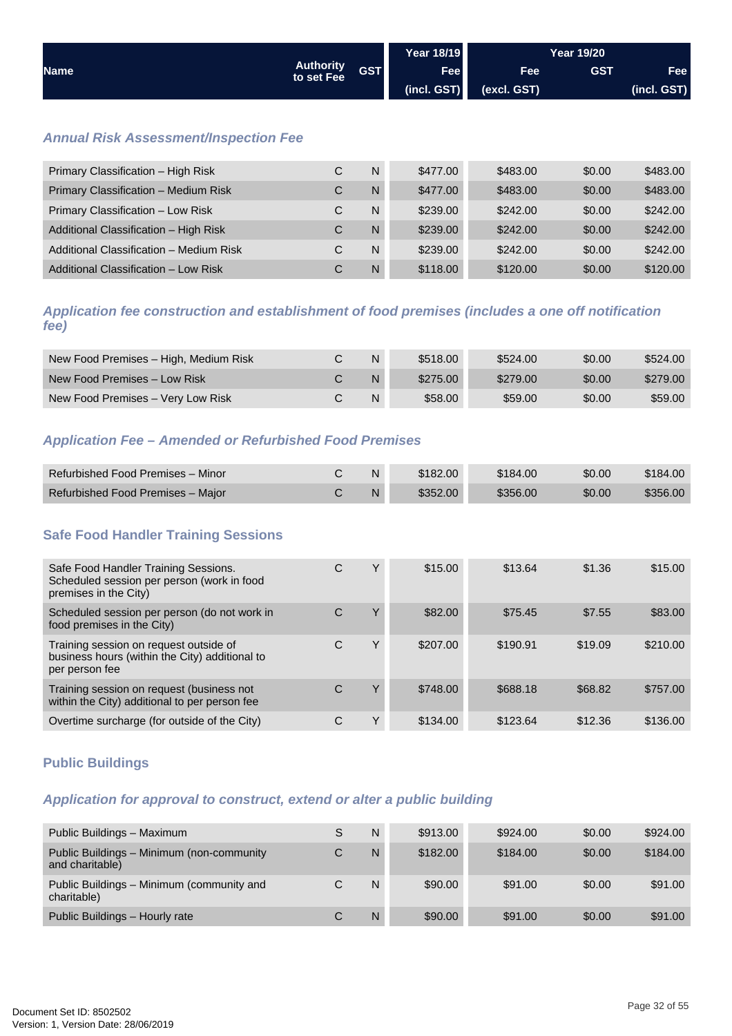| Name | Authority to set Fee | GST | Year 18/19 Fee (incl. GST) | Year 19/20 Fee (excl. GST) | GST | Fee (incl. GST) |
|---|---|---|---|---|---|---|

### *Annual Risk Assessment/Inspection Fee*

| Name | Authority to set Fee | GST | Year 18/19 Fee (incl. GST) | Year 19/20 Fee (excl. GST) | GST | Fee (incl. GST) |
|---|---|---|---|---|---|---|
| Primary Classification – High Risk | C | N | $477.00 | $483.00 | $0.00 | $483.00 |
| Primary Classification – Medium Risk | C | N | $477.00 | $483.00 | $0.00 | $483.00 |
| Primary Classification – Low Risk | C | N | $239.00 | $242.00 | $0.00 | $242.00 |
| Additional Classification – High Risk | C | N | $239.00 | $242.00 | $0.00 | $242.00 |
| Additional Classification – Medium Risk | C | N | $239.00 | $242.00 | $0.00 | $242.00 |
| Additional Classification – Low Risk | C | N | $118.00 | $120.00 | $0.00 | $120.00 |

### *Application fee construction and establishment of food premises (includes a one off notification fee)*

| Name | Authority to set Fee | GST | Year 18/19 Fee (incl. GST) | Year 19/20 Fee (excl. GST) | GST | Fee (incl. GST) |
|---|---|---|---|---|---|---|
| New Food Premises – High, Medium Risk | C | N | $518.00 | $524.00 | $0.00 | $524.00 |
| New Food Premises – Low Risk | C | N | $275.00 | $279.00 | $0.00 | $279.00 |
| New Food Premises – Very Low Risk | C | N | $58.00 | $59.00 | $0.00 | $59.00 |

### *Application Fee – Amended or Refurbished Food Premises*

| Name | Authority to set Fee | GST | Year 18/19 Fee (incl. GST) | Year 19/20 Fee (excl. GST) | GST | Fee (incl. GST) |
|---|---|---|---|---|---|---|
| Refurbished Food Premises – Minor | C | N | $182.00 | $184.00 | $0.00 | $184.00 |
| Refurbished Food Premises – Major | C | N | $352.00 | $356.00 | $0.00 | $356.00 |

## Safe Food Handler Training Sessions

| Name | Authority to set Fee | GST | Year 18/19 Fee (incl. GST) | Year 19/20 Fee (excl. GST) | GST | Fee (incl. GST) |
|---|---|---|---|---|---|---|
| Safe Food Handler Training Sessions. Scheduled session per person (work in food premises in the City) | C | Y | $15.00 | $13.64 | $1.36 | $15.00 |
| Scheduled session per person (do not work in food premises in the City) | C | Y | $82.00 | $75.45 | $7.55 | $83.00 |
| Training session on request outside of business hours (within the City) additional to per person fee | C | Y | $207.00 | $190.91 | $19.09 | $210.00 |
| Training session on request (business not within the City) additional to per person fee | C | Y | $748.00 | $688.18 | $68.82 | $757.00 |
| Overtime surcharge (for outside of the City) | C | Y | $134.00 | $123.64 | $12.36 | $136.00 |

## Public Buildings

### *Application for approval to construct, extend or alter a public building*

| Name | Authority to set Fee | GST | Year 18/19 Fee (incl. GST) | Year 19/20 Fee (excl. GST) | GST | Fee (incl. GST) |
|---|---|---|---|---|---|---|
| Public Buildings – Maximum | S | N | $913.00 | $924.00 | $0.00 | $924.00 |
| Public Buildings – Minimum (non-community and charitable) | C | N | $182.00 | $184.00 | $0.00 | $184.00 |
| Public Buildings – Minimum (community and charitable) | C | N | $90.00 | $91.00 | $0.00 | $91.00 |
| Public Buildings – Hourly rate | C | N | $90.00 | $91.00 | $0.00 | $91.00 |

Document Set ID: 8502502
Version: 1, Version Date: 28/06/2019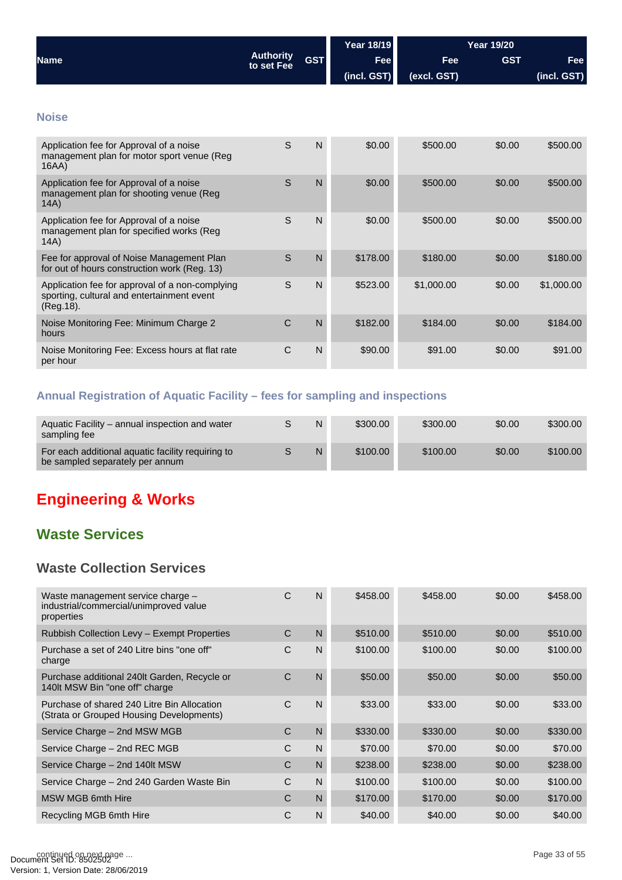| Name | Authority to set Fee | GST | Year 18/19 | Year 19/20 | | |
|---|---|---|---|---|---|---|
| | | | Fee (incl. GST) | Fee (excl. GST) | GST | Fee (incl. GST) |

### Noise

| Name | Authority to set Fee | GST | Year 18/19 Fee (incl. GST) | Year 19/20 Fee (excl. GST) | Year 19/20 GST | Year 19/20 Fee (incl. GST) |
|---|---|---|---|---|---|---|
| Application fee for Approval of a noise management plan for motor sport venue (Reg 16AA) | S | N | $0.00 | $500.00 | $0.00 | $500.00 |
| Application fee for Approval of a noise management plan for shooting venue (Reg 14A) | S | N | $0.00 | $500.00 | $0.00 | $500.00 |
| Application fee for Approval of a noise management plan for specified works (Reg 14A) | S | N | $0.00 | $500.00 | $0.00 | $500.00 |
| Fee for approval of Noise Management Plan for out of hours construction work (Reg. 13) | S | N | $178.00 | $180.00 | $0.00 | $180.00 |
| Application fee for approval of a non-complying sporting, cultural and entertainment event (Reg.18). | S | N | $523.00 | $1,000.00 | $0.00 | $1,000.00 |
| Noise Monitoring Fee: Minimum Charge 2 hours | C | N | $182.00 | $184.00 | $0.00 | $184.00 |
| Noise Monitoring Fee: Excess hours at flat rate per hour | C | N | $90.00 | $91.00 | $0.00 | $91.00 |

### Annual Registration of Aquatic Facility – fees for sampling and inspections

| Name | Authority to set Fee | GST | Year 18/19 Fee (incl. GST) | Year 19/20 Fee (excl. GST) | Year 19/20 GST | Year 19/20 Fee (incl. GST) |
|---|---|---|---|---|---|---|
| Aquatic Facility – annual inspection and water sampling fee | S | N | $300.00 | $300.00 | $0.00 | $300.00 |
| For each additional aquatic facility requiring to be sampled separately per annum | S | N | $100.00 | $100.00 | $0.00 | $100.00 |

# Engineering & Works

## Waste Services

### Waste Collection Services

| Name | Authority to set Fee | GST | Year 18/19 Fee (incl. GST) | Year 19/20 Fee (excl. GST) | Year 19/20 GST | Year 19/20 Fee (incl. GST) |
|---|---|---|---|---|---|---|
| Waste management service charge – industrial/commercial/unimproved value properties | C | N | $458.00 | $458.00 | $0.00 | $458.00 |
| Rubbish Collection Levy – Exempt Properties | C | N | $510.00 | $510.00 | $0.00 | $510.00 |
| Purchase a set of 240 Litre bins "one off" charge | C | N | $100.00 | $100.00 | $0.00 | $100.00 |
| Purchase additional 240lt Garden, Recycle or 140lt MSW Bin "one off" charge | C | N | $50.00 | $50.00 | $0.00 | $50.00 |
| Purchase of shared 240 Litre Bin Allocation (Strata or Grouped Housing Developments) | C | N | $33.00 | $33.00 | $0.00 | $33.00 |
| Service Charge – 2nd MSW MGB | C | N | $330.00 | $330.00 | $0.00 | $330.00 |
| Service Charge – 2nd REC MGB | C | N | $70.00 | $70.00 | $0.00 | $70.00 |
| Service Charge – 2nd 140lt MSW | C | N | $238.00 | $238.00 | $0.00 | $238.00 |
| Service Charge – 2nd 240 Garden Waste Bin | C | N | $100.00 | $100.00 | $0.00 | $100.00 |
| MSW MGB 6mth Hire | C | N | $170.00 | $170.00 | $0.00 | $170.00 |
| Recycling MGB 6mth Hire | C | N | $40.00 | $40.00 | $0.00 | $40.00 |

continued on next page ...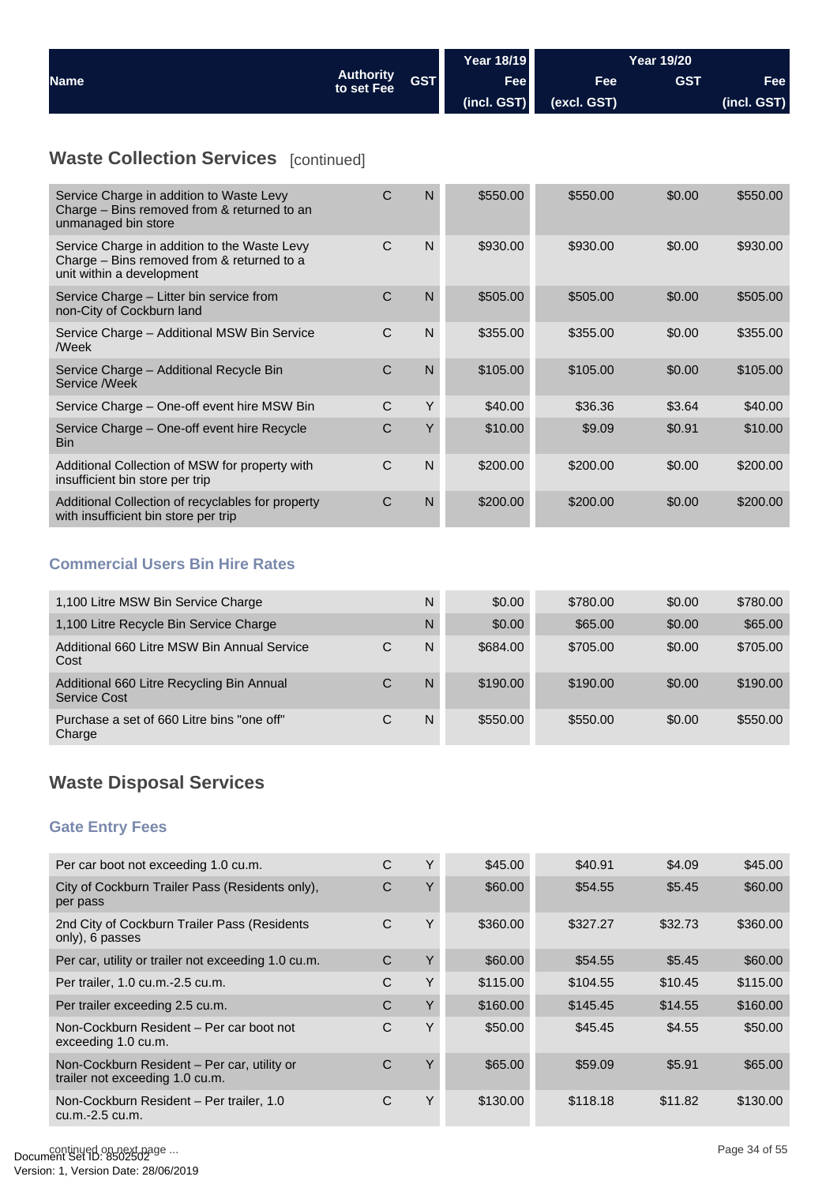| Name | Authority to set Fee | GST | Year 18/19 Fee (incl. GST) | Year 19/20 Fee (excl. GST) | Year 19/20 GST | Year 19/20 Fee (incl. GST) |
|---|---|---|---|---|---|---|

## Waste Collection Services [continued]

| Name | Authority to set Fee | GST | Year 18/19 Fee (incl. GST) | Year 19/20 Fee (excl. GST) | Year 19/20 GST | Year 19/20 Fee (incl. GST) |
|---|---|---|---|---|---|---|
| Service Charge in addition to Waste Levy Charge – Bins removed from & returned to an unmanaged bin store | C | N | $550.00 | $550.00 | $0.00 | $550.00 |
| Service Charge in addition to the Waste Levy Charge – Bins removed from & returned to a unit within a development | C | N | $930.00 | $930.00 | $0.00 | $930.00 |
| Service Charge – Litter bin service from non-City of Cockburn land | C | N | $505.00 | $505.00 | $0.00 | $505.00 |
| Service Charge – Additional MSW Bin Service /Week | C | N | $355.00 | $355.00 | $0.00 | $355.00 |
| Service Charge – Additional Recycle Bin Service /Week | C | N | $105.00 | $105.00 | $0.00 | $105.00 |
| Service Charge – One-off event hire MSW Bin | C | Y | $40.00 | $36.36 | $3.64 | $40.00 |
| Service Charge – One-off event hire Recycle Bin | C | Y | $10.00 | $9.09 | $0.91 | $10.00 |
| Additional Collection of MSW for property with insufficient bin store per trip | C | N | $200.00 | $200.00 | $0.00 | $200.00 |
| Additional Collection of recyclables for property with insufficient bin store per trip | C | N | $200.00 | $200.00 | $0.00 | $200.00 |

### Commercial Users Bin Hire Rates

| Name | Authority to set Fee | GST | Year 18/19 Fee (incl. GST) | Year 19/20 Fee (excl. GST) | Year 19/20 GST | Year 19/20 Fee (incl. GST) |
|---|---|---|---|---|---|---|
| 1,100 Litre MSW Bin Service Charge | | N | $0.00 | $780.00 | $0.00 | $780.00 |
| 1,100 Litre Recycle Bin Service Charge | | N | $0.00 | $65.00 | $0.00 | $65.00 |
| Additional 660 Litre MSW Bin Annual Service Cost | C | N | $684.00 | $705.00 | $0.00 | $705.00 |
| Additional 660 Litre Recycling Bin Annual Service Cost | C | N | $190.00 | $190.00 | $0.00 | $190.00 |
| Purchase a set of 660 Litre bins "one off" Charge | C | N | $550.00 | $550.00 | $0.00 | $550.00 |

## Waste Disposal Services

### Gate Entry Fees

| Name | Authority to set Fee | GST | Year 18/19 Fee (incl. GST) | Year 19/20 Fee (excl. GST) | Year 19/20 GST | Year 19/20 Fee (incl. GST) |
|---|---|---|---|---|---|---|
| Per car boot not exceeding 1.0 cu.m. | C | Y | $45.00 | $40.91 | $4.09 | $45.00 |
| City of Cockburn Trailer Pass (Residents only), per pass | C | Y | $60.00 | $54.55 | $5.45 | $60.00 |
| 2nd City of Cockburn Trailer Pass (Residents only), 6 passes | C | Y | $360.00 | $327.27 | $32.73 | $360.00 |
| Per car, utility or trailer not exceeding 1.0 cu.m. | C | Y | $60.00 | $54.55 | $5.45 | $60.00 |
| Per trailer, 1.0 cu.m.-2.5 cu.m. | C | Y | $115.00 | $104.55 | $10.45 | $115.00 |
| Per trailer exceeding 2.5 cu.m. | C | Y | $160.00 | $145.45 | $14.55 | $160.00 |
| Non-Cockburn Resident – Per car boot not exceeding 1.0 cu.m. | C | Y | $50.00 | $45.45 | $4.55 | $50.00 |
| Non-Cockburn Resident – Per car, utility or trailer not exceeding 1.0 cu.m. | C | Y | $65.00 | $59.09 | $5.91 | $65.00 |
| Non-Cockburn Resident – Per trailer, 1.0 cu.m.-2.5 cu.m. | C | Y | $130.00 | $118.18 | $11.82 | $130.00 |

continued on next page ...

Document Set ID: 8502502
Version: 1, Version Date: 28/06/2019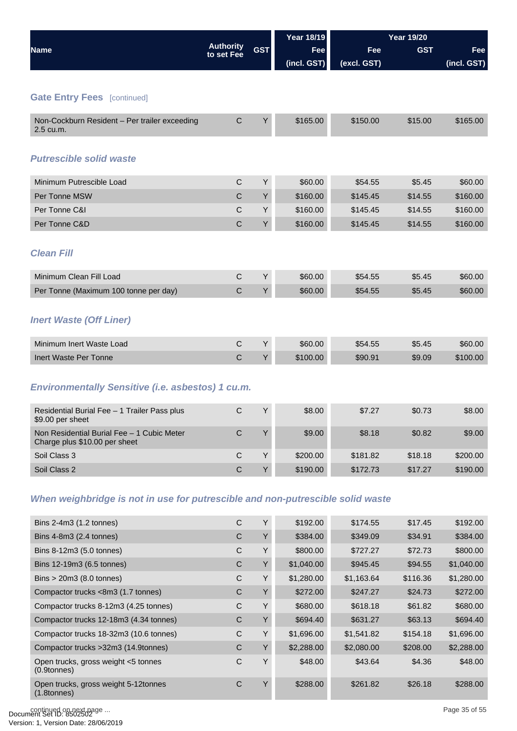| Name | Authority to set Fee | GST | Year 18/19 Fee (incl. GST) | Year 19/20 Fee (excl. GST) | GST | Fee (incl. GST) |
|---|---|---|---|---|---|---|

## Gate Entry Fees [continued]

| Name | Authority to set Fee | GST | Year 18/19 Fee (incl. GST) | Year 19/20 Fee (excl. GST) | GST | Fee (incl. GST) |
|---|---|---|---|---|---|---|
| Non-Cockburn Resident – Per trailer exceeding 2.5 cu.m. | C | Y | $165.00 | $150.00 | $15.00 | $165.00 |

### *Putrescible solid waste*

| Name | Authority to set Fee | GST | Year 18/19 Fee (incl. GST) | Year 19/20 Fee (excl. GST) | GST | Fee (incl. GST) |
|---|---|---|---|---|---|---|
| Minimum Putrescible Load | C | Y | $60.00 | $54.55 | $5.45 | $60.00 |
| Per Tonne MSW | C | Y | $160.00 | $145.45 | $14.55 | $160.00 |
| Per Tonne C&I | C | Y | $160.00 | $145.45 | $14.55 | $160.00 |
| Per Tonne C&D | C | Y | $160.00 | $145.45 | $14.55 | $160.00 |

### *Clean Fill*

| Name | Authority to set Fee | GST | Year 18/19 Fee (incl. GST) | Year 19/20 Fee (excl. GST) | GST | Fee (incl. GST) |
|---|---|---|---|---|---|---|
| Minimum Clean Fill Load | C | Y | $60.00 | $54.55 | $5.45 | $60.00 |
| Per Tonne (Maximum 100 tonne per day) | C | Y | $60.00 | $54.55 | $5.45 | $60.00 |

### *Inert Waste (Off Liner)*

| Name | Authority to set Fee | GST | Year 18/19 Fee (incl. GST) | Year 19/20 Fee (excl. GST) | GST | Fee (incl. GST) |
|---|---|---|---|---|---|---|
| Minimum Inert Waste Load | C | Y | $60.00 | $54.55 | $5.45 | $60.00 |
| Inert Waste Per Tonne | C | Y | $100.00 | $90.91 | $9.09 | $100.00 |

### *Environmentally Sensitive (i.e. asbestos) 1 cu.m.*

| Name | Authority to set Fee | GST | Year 18/19 Fee (incl. GST) | Year 19/20 Fee (excl. GST) | GST | Fee (incl. GST) |
|---|---|---|---|---|---|---|
| Residential Burial Fee – 1 Trailer Pass plus $9.00 per sheet | C | Y | $8.00 | $7.27 | $0.73 | $8.00 |
| Non Residential Burial Fee – 1 Cubic Meter Charge plus $10.00 per sheet | C | Y | $9.00 | $8.18 | $0.82 | $9.00 |
| Soil Class 3 | C | Y | $200.00 | $181.82 | $18.18 | $200.00 |
| Soil Class 2 | C | Y | $190.00 | $172.73 | $17.27 | $190.00 |

### *When weighbridge is not in use for putrescible and non-putrescible solid waste*

| Name | Authority to set Fee | GST | Year 18/19 Fee (incl. GST) | Year 19/20 Fee (excl. GST) | GST | Fee (incl. GST) |
|---|---|---|---|---|---|---|
| Bins 2-4m3 (1.2 tonnes) | C | Y | $192.00 | $174.55 | $17.45 | $192.00 |
| Bins 4-8m3 (2.4 tonnes) | C | Y | $384.00 | $349.09 | $34.91 | $384.00 |
| Bins 8-12m3 (5.0 tonnes) | C | Y | $800.00 | $727.27 | $72.73 | $800.00 |
| Bins 12-19m3 (6.5 tonnes) | C | Y | $1,040.00 | $945.45 | $94.55 | $1,040.00 |
| Bins > 20m3 (8.0 tonnes) | C | Y | $1,280.00 | $1,163.64 | $116.36 | $1,280.00 |
| Compactor trucks <8m3 (1.7 tonnes) | C | Y | $272.00 | $247.27 | $24.73 | $272.00 |
| Compactor trucks 8-12m3 (4.25 tonnes) | C | Y | $680.00 | $618.18 | $61.82 | $680.00 |
| Compactor trucks 12-18m3 (4.34 tonnes) | C | Y | $694.40 | $631.27 | $63.13 | $694.40 |
| Compactor trucks 18-32m3 (10.6 tonnes) | C | Y | $1,696.00 | $1,541.82 | $154.18 | $1,696.00 |
| Compactor trucks >32m3 (14.9tonnes) | C | Y | $2,288.00 | $2,080.00 | $208.00 | $2,288.00 |
| Open trucks, gross weight <5 tonnes (0.9tonnes) | C | Y | $48.00 | $43.64 | $4.36 | $48.00 |
| Open trucks, gross weight 5-12tonnes (1.8tonnes) | C | Y | $288.00 | $261.82 | $26.18 | $288.00 |

continued on next page ...

Document Set ID: 8502502
Version: 1, Version Date: 28/06/2019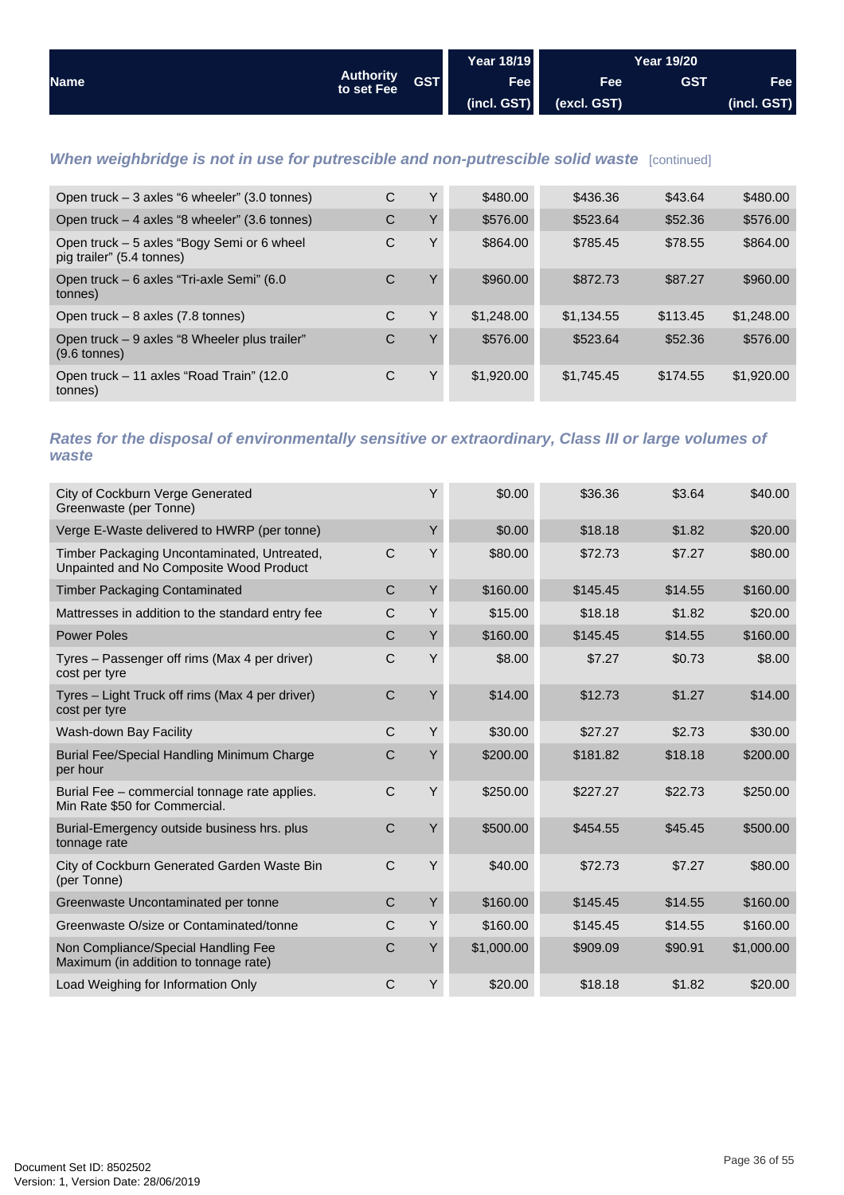| Name | Authority to set Fee | GST | Year 18/19 Fee (incl. GST) | Year 19/20 Fee (excl. GST) | GST | Fee (incl. GST) |
|---|---|---|---|---|---|---|

### *When weighbridge is not in use for putrescible and non-putrescible solid waste* [continued]

| Name | Authority to set Fee | GST | Year 18/19 Fee (incl. GST) | Year 19/20 Fee (excl. GST) | GST | Fee (incl. GST) |
|---|---|---|---|---|---|---|
| Open truck – 3 axles "6 wheeler" (3.0 tonnes) | C | Y | $480.00 | $436.36 | $43.64 | $480.00 |
| Open truck – 4 axles "8 wheeler" (3.6 tonnes) | C | Y | $576.00 | $523.64 | $52.36 | $576.00 |
| Open truck – 5 axles "Bogy Semi or 6 wheel pig trailer" (5.4 tonnes) | C | Y | $864.00 | $785.45 | $78.55 | $864.00 |
| Open truck – 6 axles "Tri-axle Semi" (6.0 tonnes) | C | Y | $960.00 | $872.73 | $87.27 | $960.00 |
| Open truck – 8 axles (7.8 tonnes) | C | Y | $1,248.00 | $1,134.55 | $113.45 | $1,248.00 |
| Open truck – 9 axles "8 Wheeler plus trailer" (9.6 tonnes) | C | Y | $576.00 | $523.64 | $52.36 | $576.00 |
| Open truck – 11 axles "Road Train" (12.0 tonnes) | C | Y | $1,920.00 | $1,745.45 | $174.55 | $1,920.00 |

### *Rates for the disposal of environmentally sensitive or extraordinary, Class III or large volumes of waste*

| Name | Authority to set Fee | GST | Year 18/19 Fee (incl. GST) | Year 19/20 Fee (excl. GST) | GST | Fee (incl. GST) |
|---|---|---|---|---|---|---|
| City of Cockburn Verge Generated Greenwaste (per Tonne) | | Y | $0.00 | $36.36 | $3.64 | $40.00 |
| Verge E-Waste delivered to HWRP (per tonne) | | Y | $0.00 | $18.18 | $1.82 | $20.00 |
| Timber Packaging Uncontaminated, Untreated, Unpainted and No Composite Wood Product | C | Y | $80.00 | $72.73 | $7.27 | $80.00 |
| Timber Packaging Contaminated | C | Y | $160.00 | $145.45 | $14.55 | $160.00 |
| Mattresses in addition to the standard entry fee | C | Y | $15.00 | $18.18 | $1.82 | $20.00 |
| Power Poles | C | Y | $160.00 | $145.45 | $14.55 | $160.00 |
| Tyres – Passenger off rims (Max 4 per driver) cost per tyre | C | Y | $8.00 | $7.27 | $0.73 | $8.00 |
| Tyres – Light Truck off rims (Max 4 per driver) cost per tyre | C | Y | $14.00 | $12.73 | $1.27 | $14.00 |
| Wash-down Bay Facility | C | Y | $30.00 | $27.27 | $2.73 | $30.00 |
| Burial Fee/Special Handling Minimum Charge per hour | C | Y | $200.00 | $181.82 | $18.18 | $200.00 |
| Burial Fee – commercial tonnage rate applies. Min Rate $50 for Commercial. | C | Y | $250.00 | $227.27 | $22.73 | $250.00 |
| Burial-Emergency outside business hrs. plus tonnage rate | C | Y | $500.00 | $454.55 | $45.45 | $500.00 |
| City of Cockburn Generated Garden Waste Bin (per Tonne) | C | Y | $40.00 | $72.73 | $7.27 | $80.00 |
| Greenwaste Uncontaminated per tonne | C | Y | $160.00 | $145.45 | $14.55 | $160.00 |
| Greenwaste O/size or Contaminated/tonne | C | Y | $160.00 | $145.45 | $14.55 | $160.00 |
| Non Compliance/Special Handling Fee Maximum (in addition to tonnage rate) | C | Y | $1,000.00 | $909.09 | $90.91 | $1,000.00 |
| Load Weighing for Information Only | C | Y | $20.00 | $18.18 | $1.82 | $20.00 |

Document Set ID: 8502502
Version: 1, Version Date: 28/06/2019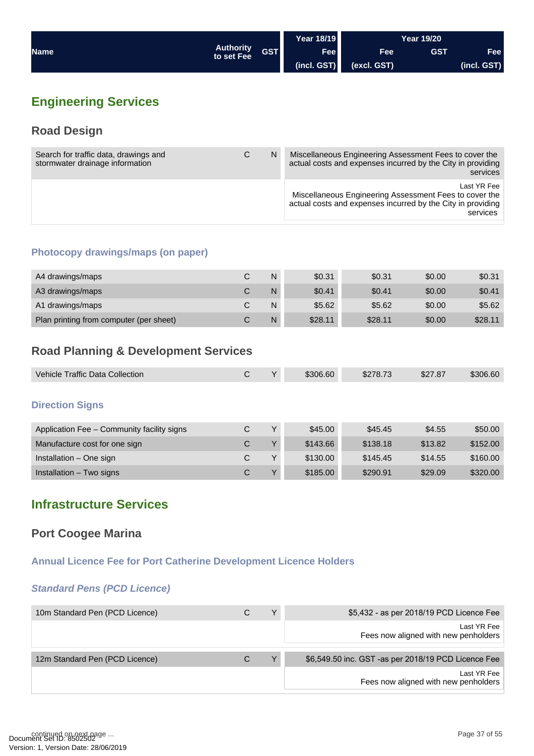| Name | Authority to set Fee | GST | Year 18/19 Fee (incl. GST) | Year 19/20 Fee (excl. GST) | GST | Fee (incl. GST) |
|---|---|---|---|---|---|---|

## Engineering Services

### Road Design

| Name | Authority to set Fee | GST | Year 18/19 Fee (incl. GST) | Year 19/20 Fee (excl. GST) | GST | Fee (incl. GST) |
|---|---|---|---|---|---|---|
| Search for traffic data, drawings and stormwater drainage information | C | N | Miscellaneous Engineering Assessment Fees to cover the actual costs and expenses incurred by the City in providing services | | | |
| | | | Last YR Fee Miscellaneous Engineering Assessment Fees to cover the actual costs and expenses incurred by the City in providing services | | | |

#### Photocopy drawings/maps (on paper)

| Name | Authority to set Fee | GST | Year 18/19 Fee (incl. GST) | Year 19/20 Fee (excl. GST) | GST | Fee (incl. GST) |
|---|---|---|---|---|---|---|
| A4 drawings/maps | C | N | $0.31 | $0.31 | $0.00 | $0.31 |
| A3 drawings/maps | C | N | $0.41 | $0.41 | $0.00 | $0.41 |
| A1 drawings/maps | C | N | $5.62 | $5.62 | $0.00 | $5.62 |
| Plan printing from computer (per sheet) | C | N | $28.11 | $28.11 | $0.00 | $28.11 |

### Road Planning & Development Services

| Name | Authority to set Fee | GST | Year 18/19 Fee (incl. GST) | Year 19/20 Fee (excl. GST) | GST | Fee (incl. GST) |
|---|---|---|---|---|---|---|
| Vehicle Traffic Data Collection | C | Y | $306.60 | $278.73 | $27.87 | $306.60 |

#### Direction Signs

| Name | Authority to set Fee | GST | Year 18/19 Fee (incl. GST) | Year 19/20 Fee (excl. GST) | GST | Fee (incl. GST) |
|---|---|---|---|---|---|---|
| Application Fee – Community facility signs | C | Y | $45.00 | $45.45 | $4.55 | $50.00 |
| Manufacture cost for one sign | C | Y | $143.66 | $138.18 | $13.82 | $152.00 |
| Installation – One sign | C | Y | $130.00 | $145.45 | $14.55 | $160.00 |
| Installation – Two signs | C | Y | $185.00 | $290.91 | $29.09 | $320.00 |

## Infrastructure Services

### Port Coogee Marina

#### Annual Licence Fee for Port Catherine Development Licence Holders

##### *Standard Pens (PCD Licence)*

| Name | Authority to set Fee | GST | Year 18/19 Fee (incl. GST) | Year 19/20 Fee (excl. GST) | GST | Fee (incl. GST) |
|---|---|---|---|---|---|---|
| 10m Standard Pen (PCD Licence) | C | Y | $5,432 - as per 2018/19 PCD Licence Fee | | | |
| | | | Last YR Fee Fees now aligned with new penholders | | | |
| 12m Standard Pen (PCD Licence) | C | Y | $6,549.50 inc. GST -as per 2018/19 PCD Licence Fee | | | |
| | | | Last YR Fee Fees now aligned with new penholders | | | |

continued on next page ...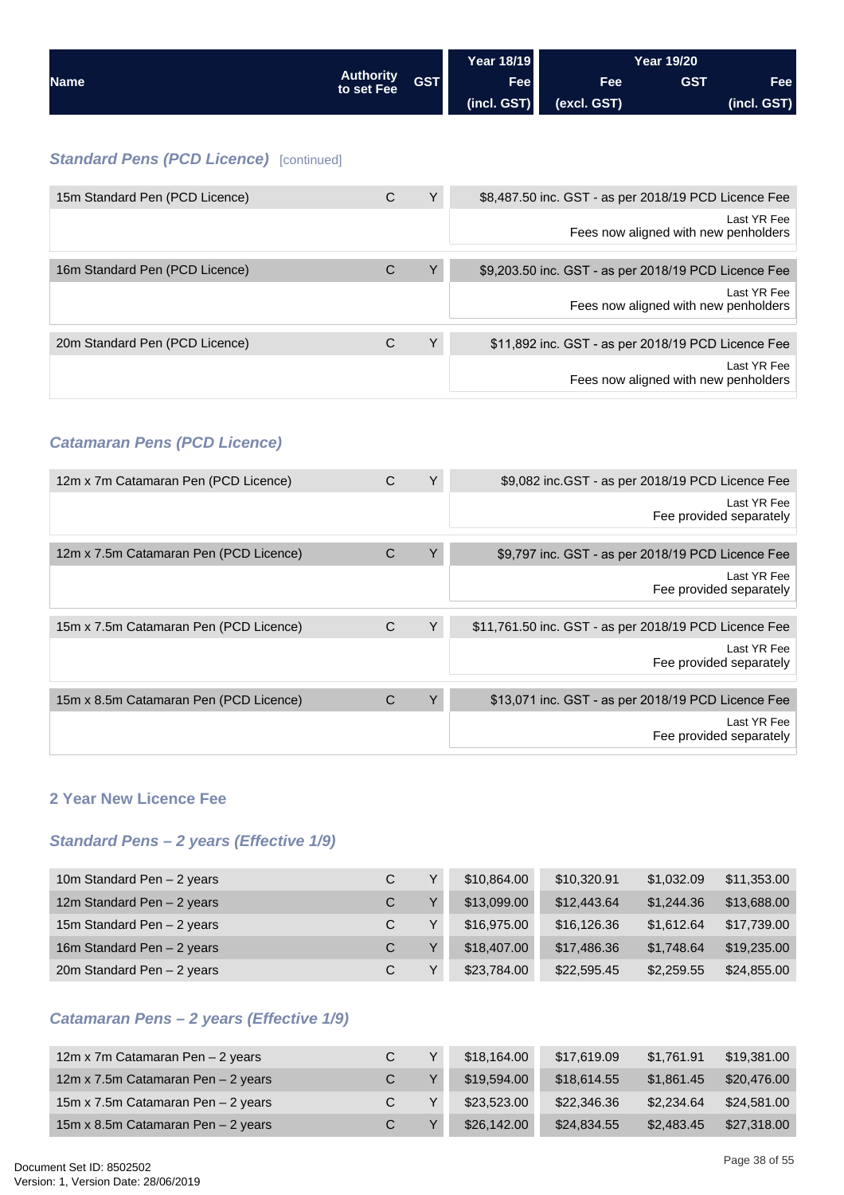| Name | Authority to set Fee | GST | Year 18/19 Fee (incl. GST) | Year 19/20 Fee (excl. GST) | GST | Fee (incl. GST) |
|---|---|---|---|---|---|---|

### *Standard Pens (PCD Licence)* [continued]

| Name | Authority to set Fee | GST | Fee |
|---|---|---|---|
| 15m Standard Pen (PCD Licence) | C | Y | $8,487.50 inc. GST - as per 2018/19 PCD Licence Fee |
| | | | Last YR Fee<br>Fees now aligned with new penholders |
| 16m Standard Pen (PCD Licence) | C | Y | $9,203.50 inc. GST - as per 2018/19 PCD Licence Fee |
| | | | Last YR Fee<br>Fees now aligned with new penholders |
| 20m Standard Pen (PCD Licence) | C | Y | $11,892 inc. GST - as per 2018/19 PCD Licence Fee |
| | | | Last YR Fee<br>Fees now aligned with new penholders |

### *Catamaran Pens (PCD Licence)*

| Name | Authority to set Fee | GST | Fee |
|---|---|---|---|
| 12m x 7m Catamaran Pen (PCD Licence) | C | Y | $9,082 inc.GST - as per 2018/19 PCD Licence Fee |
| | | | Last YR Fee<br>Fee provided separately |
| 12m x 7.5m Catamaran Pen (PCD Licence) | C | Y | $9,797 inc. GST - as per 2018/19 PCD Licence Fee |
| | | | Last YR Fee<br>Fee provided separately |
| 15m x 7.5m Catamaran Pen (PCD Licence) | C | Y | $11,761.50 inc. GST - as per 2018/19 PCD Licence Fee |
| | | | Last YR Fee<br>Fee provided separately |
| 15m x 8.5m Catamaran Pen (PCD Licence) | C | Y | $13,071 inc. GST - as per 2018/19 PCD Licence Fee |
| | | | Last YR Fee<br>Fee provided separately |

## 2 Year New Licence Fee

### *Standard Pens – 2 years (Effective 1/9)*

| Name | Authority to set Fee | GST | Year 18/19 Fee (incl. GST) | Year 19/20 Fee (excl. GST) | GST | Fee (incl. GST) |
|---|---|---|---|---|---|---|
| 10m Standard Pen – 2 years | C | Y | $10,864.00 | $10,320.91 | $1,032.09 | $11,353.00 |
| 12m Standard Pen – 2 years | C | Y | $13,099.00 | $12,443.64 | $1,244.36 | $13,688.00 |
| 15m Standard Pen – 2 years | C | Y | $16,975.00 | $16,126.36 | $1,612.64 | $17,739.00 |
| 16m Standard Pen – 2 years | C | Y | $18,407.00 | $17,486.36 | $1,748.64 | $19,235.00 |
| 20m Standard Pen – 2 years | C | Y | $23,784.00 | $22,595.45 | $2,259.55 | $24,855.00 |

### *Catamaran Pens – 2 years (Effective 1/9)*

| Name | Authority to set Fee | GST | Year 18/19 Fee (incl. GST) | Year 19/20 Fee (excl. GST) | GST | Fee (incl. GST) |
|---|---|---|---|---|---|---|
| 12m x 7m Catamaran Pen – 2 years | C | Y | $18,164.00 | $17,619.09 | $1,761.91 | $19,381.00 |
| 12m x 7.5m Catamaran Pen – 2 years | C | Y | $19,594.00 | $18,614.55 | $1,861.45 | $20,476.00 |
| 15m x 7.5m Catamaran Pen – 2 years | C | Y | $23,523.00 | $22,346.36 | $2,234.64 | $24,581.00 |
| 15m x 8.5m Catamaran Pen – 2 years | C | Y | $26,142.00 | $24,834.55 | $2,483.45 | $27,318.00 |

Document Set ID: 8502502
Version: 1, Version Date: 28/06/2019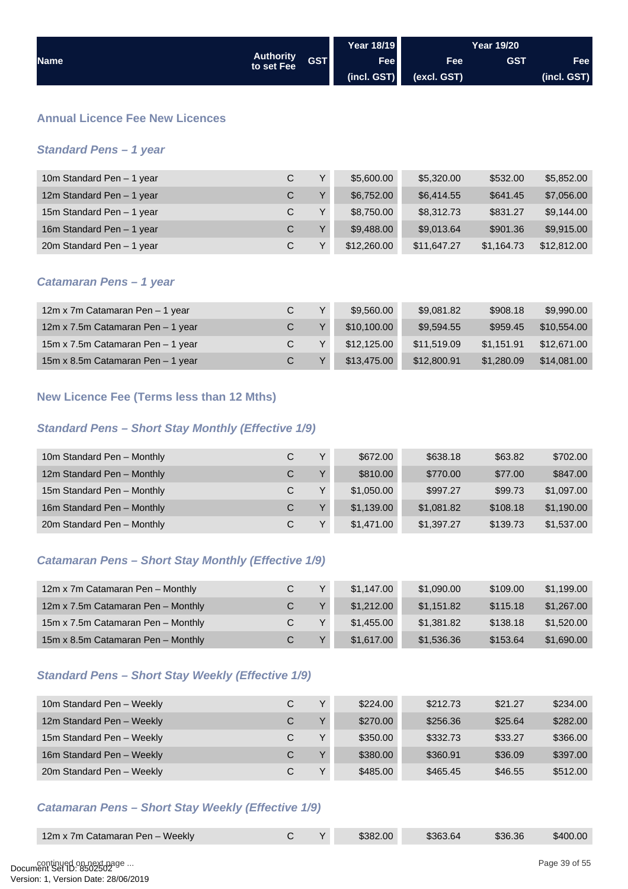| Name | Authority to set Fee | GST | Year 18/19 Fee (incl. GST) | Year 19/20 Fee (excl. GST) | GST | Fee (incl. GST) |
|---|---|---|---|---|---|---|

## Annual Licence Fee New Licences

### *Standard Pens – 1 year*

| Name | Authority to set Fee | GST | Year 18/19 Fee (incl. GST) | Year 19/20 Fee (excl. GST) | GST | Fee (incl. GST) |
|---|---|---|---|---|---|---|
| 10m Standard Pen – 1 year | C | Y | $5,600.00 | $5,320.00 | $532.00 | $5,852.00 |
| 12m Standard Pen – 1 year | C | Y | $6,752.00 | $6,414.55 | $641.45 | $7,056.00 |
| 15m Standard Pen – 1 year | C | Y | $8,750.00 | $8,312.73 | $831.27 | $9,144.00 |
| 16m Standard Pen – 1 year | C | Y | $9,488.00 | $9,013.64 | $901.36 | $9,915.00 |
| 20m Standard Pen – 1 year | C | Y | $12,260.00 | $11,647.27 | $1,164.73 | $12,812.00 |

### *Catamaran Pens – 1 year*

| Name | Authority to set Fee | GST | Year 18/19 Fee (incl. GST) | Year 19/20 Fee (excl. GST) | GST | Fee (incl. GST) |
|---|---|---|---|---|---|---|
| 12m x 7m Catamaran Pen – 1 year | C | Y | $9,560.00 | $9,081.82 | $908.18 | $9,990.00 |
| 12m x 7.5m Catamaran Pen – 1 year | C | Y | $10,100.00 | $9,594.55 | $959.45 | $10,554.00 |
| 15m x 7.5m Catamaran Pen – 1 year | C | Y | $12,125.00 | $11,519.09 | $1,151.91 | $12,671.00 |
| 15m x 8.5m Catamaran Pen – 1 year | C | Y | $13,475.00 | $12,800.91 | $1,280.09 | $14,081.00 |

## New Licence Fee (Terms less than 12 Mths)

### *Standard Pens – Short Stay Monthly (Effective 1/9)*

| Name | Authority to set Fee | GST | Year 18/19 Fee (incl. GST) | Year 19/20 Fee (excl. GST) | GST | Fee (incl. GST) |
|---|---|---|---|---|---|---|
| 10m Standard Pen – Monthly | C | Y | $672.00 | $638.18 | $63.82 | $702.00 |
| 12m Standard Pen – Monthly | C | Y | $810.00 | $770.00 | $77.00 | $847.00 |
| 15m Standard Pen – Monthly | C | Y | $1,050.00 | $997.27 | $99.73 | $1,097.00 |
| 16m Standard Pen – Monthly | C | Y | $1,139.00 | $1,081.82 | $108.18 | $1,190.00 |
| 20m Standard Pen – Monthly | C | Y | $1,471.00 | $1,397.27 | $139.73 | $1,537.00 |

### *Catamaran Pens – Short Stay Monthly (Effective 1/9)*

| Name | Authority to set Fee | GST | Year 18/19 Fee (incl. GST) | Year 19/20 Fee (excl. GST) | GST | Fee (incl. GST) |
|---|---|---|---|---|---|---|
| 12m x 7m Catamaran Pen – Monthly | C | Y | $1,147.00 | $1,090.00 | $109.00 | $1,199.00 |
| 12m x 7.5m Catamaran Pen – Monthly | C | Y | $1,212.00 | $1,151.82 | $115.18 | $1,267.00 |
| 15m x 7.5m Catamaran Pen – Monthly | C | Y | $1,455.00 | $1,381.82 | $138.18 | $1,520.00 |
| 15m x 8.5m Catamaran Pen – Monthly | C | Y | $1,617.00 | $1,536.36 | $153.64 | $1,690.00 |

### *Standard Pens – Short Stay Weekly (Effective 1/9)*

| Name | Authority to set Fee | GST | Year 18/19 Fee (incl. GST) | Year 19/20 Fee (excl. GST) | GST | Fee (incl. GST) |
|---|---|---|---|---|---|---|
| 10m Standard Pen – Weekly | C | Y | $224.00 | $212.73 | $21.27 | $234.00 |
| 12m Standard Pen – Weekly | C | Y | $270.00 | $256.36 | $25.64 | $282.00 |
| 15m Standard Pen – Weekly | C | Y | $350.00 | $332.73 | $33.27 | $366.00 |
| 16m Standard Pen – Weekly | C | Y | $380.00 | $360.91 | $36.09 | $397.00 |
| 20m Standard Pen – Weekly | C | Y | $485.00 | $465.45 | $46.55 | $512.00 |

### *Catamaran Pens – Short Stay Weekly (Effective 1/9)*

| Name | Authority to set Fee | GST | Year 18/19 Fee (incl. GST) | Year 19/20 Fee (excl. GST) | GST | Fee (incl. GST) |
|---|---|---|---|---|---|---|
| 12m x 7m Catamaran Pen – Weekly | C | Y | $382.00 | $363.64 | $36.36 | $400.00 |

continued on next page ...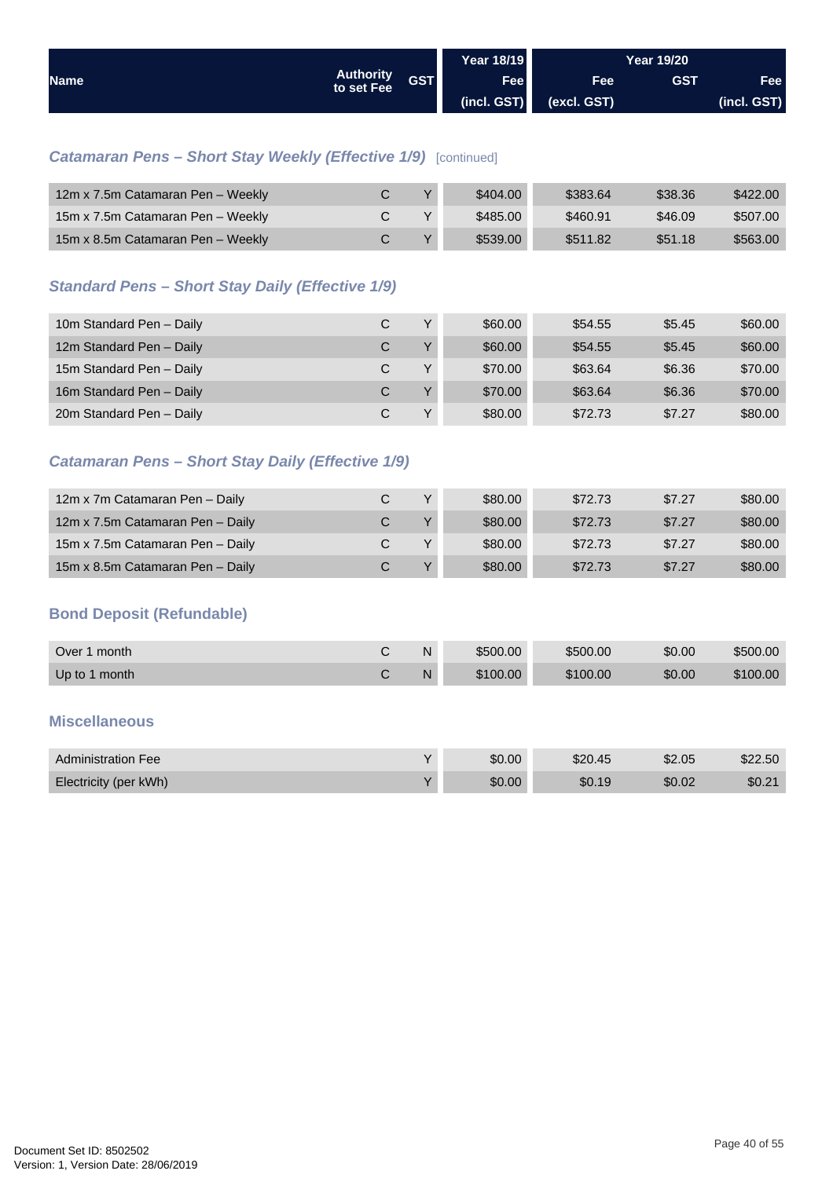| Name | Authority to set Fee | GST | Year 18/19 Fee (incl. GST) | Year 19/20 Fee (excl. GST) | GST | Fee (incl. GST) |
|---|---|---|---|---|---|---|

### *Catamaran Pens – Short Stay Weekly (Effective 1/9)* [continued]

| Name | Authority to set Fee | GST | Year 18/19 Fee (incl. GST) | Year 19/20 Fee (excl. GST) | GST | Fee (incl. GST) |
|---|---|---|---|---|---|---|
| 12m x 7.5m Catamaran Pen – Weekly | C | Y | $404.00 | $383.64 | $38.36 | $422.00 |
| 15m x 7.5m Catamaran Pen – Weekly | C | Y | $485.00 | $460.91 | $46.09 | $507.00 |
| 15m x 8.5m Catamaran Pen – Weekly | C | Y | $539.00 | $511.82 | $51.18 | $563.00 |

### *Standard Pens – Short Stay Daily (Effective 1/9)*

| Name | Authority to set Fee | GST | Year 18/19 Fee (incl. GST) | Year 19/20 Fee (excl. GST) | GST | Fee (incl. GST) |
|---|---|---|---|---|---|---|
| 10m Standard Pen – Daily | C | Y | $60.00 | $54.55 | $5.45 | $60.00 |
| 12m Standard Pen – Daily | C | Y | $60.00 | $54.55 | $5.45 | $60.00 |
| 15m Standard Pen – Daily | C | Y | $70.00 | $63.64 | $6.36 | $70.00 |
| 16m Standard Pen – Daily | C | Y | $70.00 | $63.64 | $6.36 | $70.00 |
| 20m Standard Pen – Daily | C | Y | $80.00 | $72.73 | $7.27 | $80.00 |

### *Catamaran Pens – Short Stay Daily (Effective 1/9)*

| Name | Authority to set Fee | GST | Year 18/19 Fee (incl. GST) | Year 19/20 Fee (excl. GST) | GST | Fee (incl. GST) |
|---|---|---|---|---|---|---|
| 12m x 7m Catamaran Pen – Daily | C | Y | $80.00 | $72.73 | $7.27 | $80.00 |
| 12m x 7.5m Catamaran Pen – Daily | C | Y | $80.00 | $72.73 | $7.27 | $80.00 |
| 15m x 7.5m Catamaran Pen – Daily | C | Y | $80.00 | $72.73 | $7.27 | $80.00 |
| 15m x 8.5m Catamaran Pen – Daily | C | Y | $80.00 | $72.73 | $7.27 | $80.00 |

### Bond Deposit (Refundable)

| Name | Authority to set Fee | GST | Year 18/19 Fee (incl. GST) | Year 19/20 Fee (excl. GST) | GST | Fee (incl. GST) |
|---|---|---|---|---|---|---|
| Over 1 month | C | N | $500.00 | $500.00 | $0.00 | $500.00 |
| Up to 1 month | C | N | $100.00 | $100.00 | $0.00 | $100.00 |

### Miscellaneous

| Name | Authority to set Fee | GST | Year 18/19 Fee (incl. GST) | Year 19/20 Fee (excl. GST) | GST | Fee (incl. GST) |
|---|---|---|---|---|---|---|
| Administration Fee | | Y | $0.00 | $20.45 | $2.05 | $22.50 |
| Electricity (per kWh) | | Y | $0.00 | $0.19 | $0.02 | $0.21 |

Document Set ID: 8502502
Version: 1, Version Date: 28/06/2019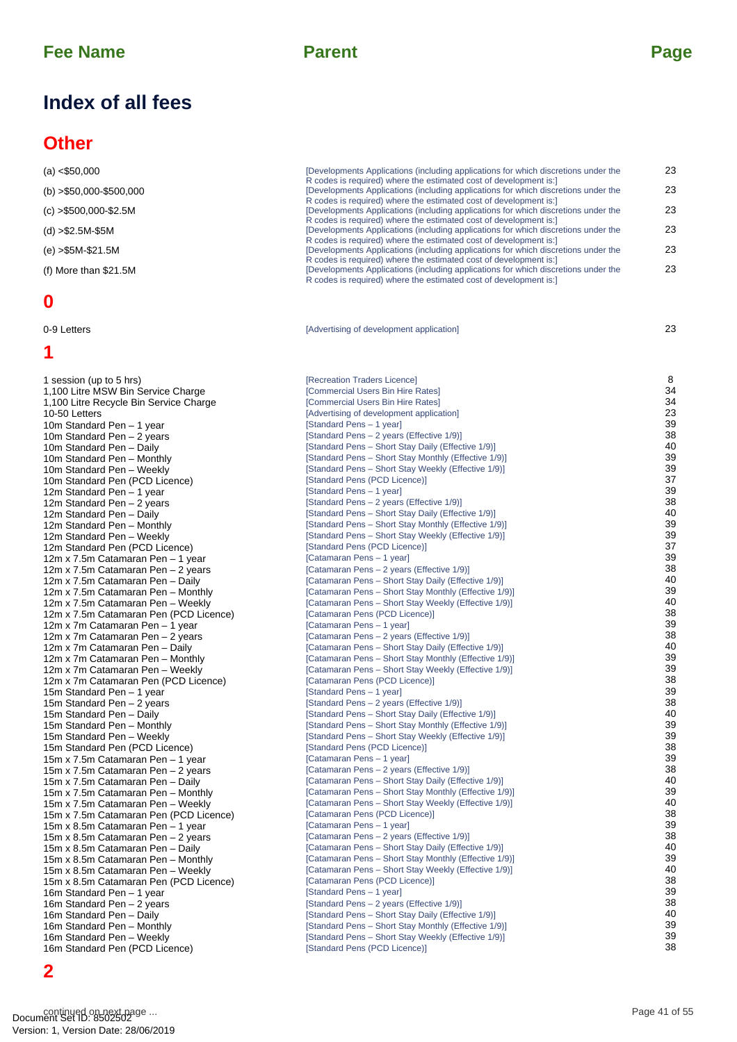| Fee Name | Parent | Page |
|---|---|---|

# Index of all fees

## Other

| Fee Name | Parent | Page |
|---|---|---|
| (a) <$50,000 | [Developments Applications (including applications for which discretions under the R codes is required) where the estimated cost of development is:] | 23 |
| (b) >$50,000-$500,000 | [Developments Applications (including applications for which discretions under the R codes is required) where the estimated cost of development is:] | 23 |
| (c) >$500,000-$2.5M | [Developments Applications (including applications for which discretions under the R codes is required) where the estimated cost of development is:] | 23 |
| (d) >$2.5M-$5M | [Developments Applications (including applications for which discretions under the R codes is required) where the estimated cost of development is:] | 23 |
| (e) >$5M-$21.5M | [Developments Applications (including applications for which discretions under the R codes is required) where the estimated cost of development is:] | 23 |
| (f) More than $21.5M | [Developments Applications (including applications for which discretions under the R codes is required) where the estimated cost of development is:] | 23 |

## 0

| Fee Name | Parent | Page |
|---|---|---|
| 0-9 Letters | [Advertising of development application] | 23 |

## 1

| Fee Name | Parent | Page |
|---|---|---|
| 1 session (up to 5 hrs) | [Recreation Traders Licence] | 8 |
| 1,100 Litre MSW Bin Service Charge | [Commercial Users Bin Hire Rates] | 34 |
| 1,100 Litre Recycle Bin Service Charge | [Commercial Users Bin Hire Rates] | 34 |
| 10-50 Letters | [Advertising of development application] | 23 |
| 10m Standard Pen – 1 year | [Standard Pens – 1 year] | 39 |
| 10m Standard Pen – 2 years | [Standard Pens – 2 years (Effective 1/9)] | 38 |
| 10m Standard Pen – Daily | [Standard Pens – Short Stay Daily (Effective 1/9)] | 40 |
| 10m Standard Pen – Monthly | [Standard Pens – Short Stay Monthly (Effective 1/9)] | 39 |
| 10m Standard Pen – Weekly | [Standard Pens – Short Stay Weekly (Effective 1/9)] | 39 |
| 10m Standard Pen (PCD Licence) | [Standard Pens (PCD Licence)] | 37 |
| 12m Standard Pen – 1 year | [Standard Pens – 1 year] | 39 |
| 12m Standard Pen – 2 years | [Standard Pens – 2 years (Effective 1/9)] | 38 |
| 12m Standard Pen – Daily | [Standard Pens – Short Stay Daily (Effective 1/9)] | 40 |
| 12m Standard Pen – Monthly | [Standard Pens – Short Stay Monthly (Effective 1/9)] | 39 |
| 12m Standard Pen – Weekly | [Standard Pens – Short Stay Weekly (Effective 1/9)] | 39 |
| 12m Standard Pen (PCD Licence) | [Standard Pens (PCD Licence)] | 37 |
| 12m x 7.5m Catamaran Pen – 1 year | [Catamaran Pens – 1 year] | 39 |
| 12m x 7.5m Catamaran Pen – 2 years | [Catamaran Pens – 2 years (Effective 1/9)] | 38 |
| 12m x 7.5m Catamaran Pen – Daily | [Catamaran Pens – Short Stay Daily (Effective 1/9)] | 40 |
| 12m x 7.5m Catamaran Pen – Monthly | [Catamaran Pens – Short Stay Monthly (Effective 1/9)] | 39 |
| 12m x 7.5m Catamaran Pen – Weekly | [Catamaran Pens – Short Stay Weekly (Effective 1/9)] | 40 |
| 12m x 7.5m Catamaran Pen (PCD Licence) | [Catamaran Pens (PCD Licence)] | 38 |
| 12m x 7m Catamaran Pen – 1 year | [Catamaran Pens – 1 year] | 39 |
| 12m x 7m Catamaran Pen – 2 years | [Catamaran Pens – 2 years (Effective 1/9)] | 38 |
| 12m x 7m Catamaran Pen – Daily | [Catamaran Pens – Short Stay Daily (Effective 1/9)] | 40 |
| 12m x 7m Catamaran Pen – Monthly | [Catamaran Pens – Short Stay Monthly (Effective 1/9)] | 39 |
| 12m x 7m Catamaran Pen – Weekly | [Catamaran Pens – Short Stay Weekly (Effective 1/9)] | 39 |
| 12m x 7m Catamaran Pen (PCD Licence) | [Catamaran Pens (PCD Licence)] | 38 |
| 15m Standard Pen – 1 year | [Standard Pens – 1 year] | 39 |
| 15m Standard Pen – 2 years | [Standard Pens – 2 years (Effective 1/9)] | 38 |
| 15m Standard Pen – Daily | [Standard Pens – Short Stay Daily (Effective 1/9)] | 40 |
| 15m Standard Pen – Monthly | [Standard Pens – Short Stay Monthly (Effective 1/9)] | 39 |
| 15m Standard Pen – Weekly | [Standard Pens – Short Stay Weekly (Effective 1/9)] | 39 |
| 15m Standard Pen (PCD Licence) | [Standard Pens (PCD Licence)] | 38 |
| 15m x 7.5m Catamaran Pen – 1 year | [Catamaran Pens – 1 year] | 39 |
| 15m x 7.5m Catamaran Pen – 2 years | [Catamaran Pens – 2 years (Effective 1/9)] | 38 |
| 15m x 7.5m Catamaran Pen – Daily | [Catamaran Pens – Short Stay Daily (Effective 1/9)] | 40 |
| 15m x 7.5m Catamaran Pen – Monthly | [Catamaran Pens – Short Stay Monthly (Effective 1/9)] | 39 |
| 15m x 7.5m Catamaran Pen – Weekly | [Catamaran Pens – Short Stay Weekly (Effective 1/9)] | 40 |
| 15m x 7.5m Catamaran Pen (PCD Licence) | [Catamaran Pens (PCD Licence)] | 38 |
| 15m x 8.5m Catamaran Pen – 1 year | [Catamaran Pens – 1 year] | 39 |
| 15m x 8.5m Catamaran Pen – 2 years | [Catamaran Pens – 2 years (Effective 1/9)] | 38 |
| 15m x 8.5m Catamaran Pen – Daily | [Catamaran Pens – Short Stay Daily (Effective 1/9)] | 40 |
| 15m x 8.5m Catamaran Pen – Monthly | [Catamaran Pens – Short Stay Monthly (Effective 1/9)] | 39 |
| 15m x 8.5m Catamaran Pen – Weekly | [Catamaran Pens – Short Stay Weekly (Effective 1/9)] | 40 |
| 15m x 8.5m Catamaran Pen (PCD Licence) | [Catamaran Pens (PCD Licence)] | 38 |
| 16m Standard Pen – 1 year | [Standard Pens – 1 year] | 39 |
| 16m Standard Pen – 2 years | [Standard Pens – 2 years (Effective 1/9)] | 38 |
| 16m Standard Pen – Daily | [Standard Pens – Short Stay Daily (Effective 1/9)] | 40 |
| 16m Standard Pen – Monthly | [Standard Pens – Short Stay Monthly (Effective 1/9)] | 39 |
| 16m Standard Pen – Weekly | [Standard Pens – Short Stay Weekly (Effective 1/9)] | 39 |
| 16m Standard Pen (PCD Licence) | [Standard Pens (PCD Licence)] | 38 |

## 2

continued on next page ...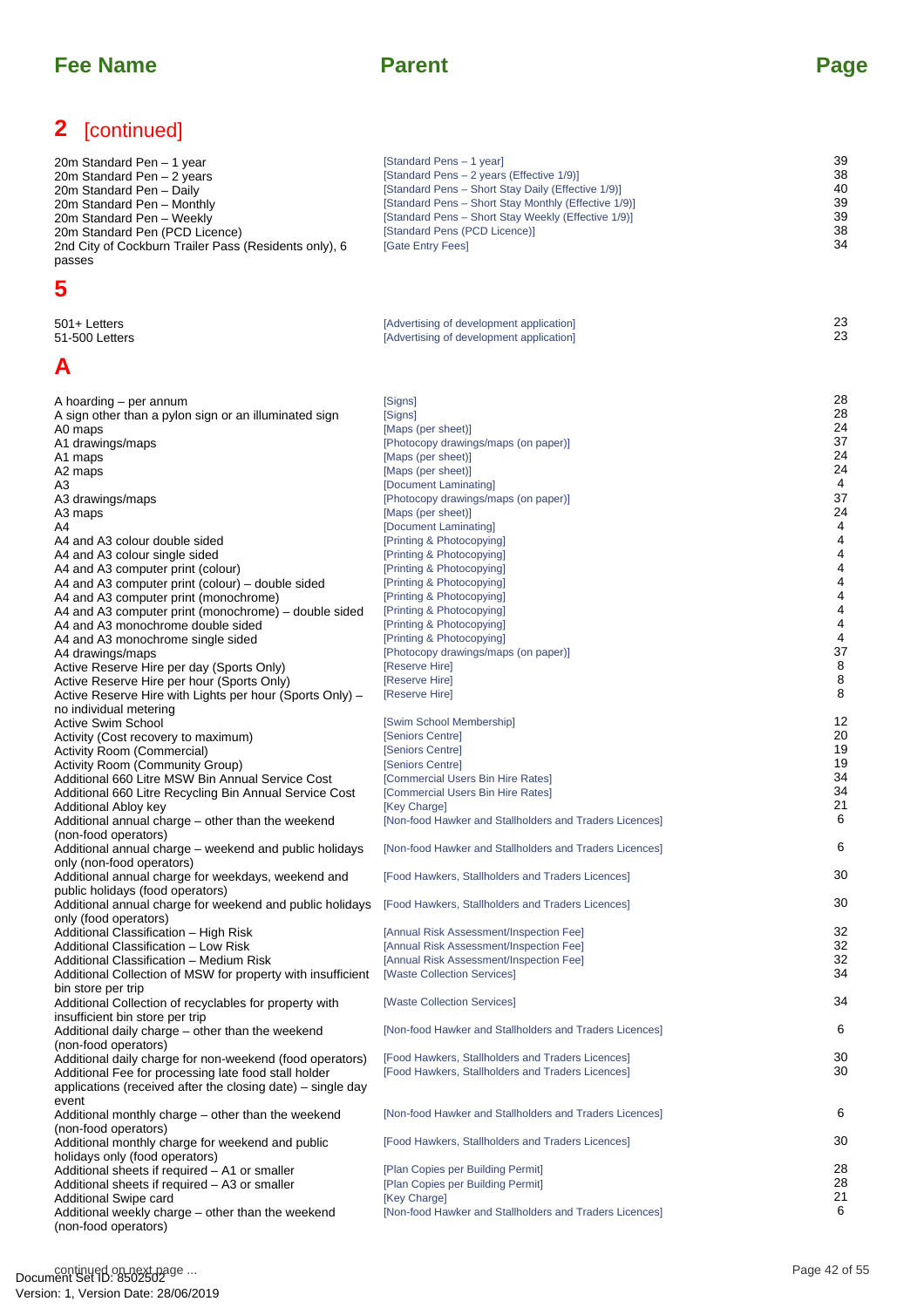| Fee Name | Parent | Page |
|---|---|---|

## 2 [continued]

| Fee Name | Parent | Page |
|---|---|---|
| 20m Standard Pen – 1 year | [Standard Pens – 1 year] | 39 |
| 20m Standard Pen – 2 years | [Standard Pens – 2 years (Effective 1/9)] | 38 |
| 20m Standard Pen – Daily | [Standard Pens – Short Stay Daily (Effective 1/9)] | 40 |
| 20m Standard Pen – Monthly | [Standard Pens – Short Stay Monthly (Effective 1/9)] | 39 |
| 20m Standard Pen – Weekly | [Standard Pens – Short Stay Weekly (Effective 1/9)] | 39 |
| 20m Standard Pen (PCD Licence) | [Standard Pens (PCD Licence)] | 38 |
| 2nd City of Cockburn Trailer Pass (Residents only), 6 passes | [Gate Entry Fees] | 34 |

## 5

| Fee Name | Parent | Page |
|---|---|---|
| 501+ Letters | [Advertising of development application] | 23 |
| 51-500 Letters | [Advertising of development application] | 23 |

## A

| Fee Name | Parent | Page |
|---|---|---|
| A hoarding – per annum | [Signs] | 28 |
| A sign other than a pylon sign or an illuminated sign | [Signs] | 28 |
| A0 maps | [Maps (per sheet)] | 24 |
| A1 drawings/maps | [Photocopy drawings/maps (on paper)] | 37 |
| A1 maps | [Maps (per sheet)] | 24 |
| A2 maps | [Maps (per sheet)] | 24 |
| A3 | [Document Laminating] | 4 |
| A3 drawings/maps | [Photocopy drawings/maps (on paper)] | 37 |
| A3 maps | [Maps (per sheet)] | 24 |
| A4 | [Document Laminating] | 4 |
| A4 and A3 colour double sided | [Printing & Photocopying] | 4 |
| A4 and A3 colour single sided | [Printing & Photocopying] | 4 |
| A4 and A3 computer print (colour) | [Printing & Photocopying] | 4 |
| A4 and A3 computer print (colour) – double sided | [Printing & Photocopying] | 4 |
| A4 and A3 computer print (monochrome) | [Printing & Photocopying] | 4 |
| A4 and A3 computer print (monochrome) – double sided | [Printing & Photocopying] | 4 |
| A4 and A3 monochrome double sided | [Printing & Photocopying] | 4 |
| A4 and A3 monochrome single sided | [Printing & Photocopying] | 4 |
| A4 drawings/maps | [Photocopy drawings/maps (on paper)] | 37 |
| Active Reserve Hire per day (Sports Only) | [Reserve Hire] | 8 |
| Active Reserve Hire per hour (Sports Only) | [Reserve Hire] | 8 |
| Active Reserve Hire with Lights per hour (Sports Only) – no individual metering | [Reserve Hire] | 8 |
| Active Swim School | [Swim School Membership] | 12 |
| Activity (Cost recovery to maximum) | [Seniors Centre] | 20 |
| Activity Room (Commercial) | [Seniors Centre] | 19 |
| Activity Room (Community Group) | [Seniors Centre] | 19 |
| Additional 660 Litre MSW Bin Annual Service Cost | [Commercial Users Bin Hire Rates] | 34 |
| Additional 660 Litre Recycling Bin Annual Service Cost | [Commercial Users Bin Hire Rates] | 34 |
| Additional Abloy key | [Key Charge] | 21 |
| Additional annual charge – other than the weekend (non-food operators) | [Non-food Hawker and Stallholders and Traders Licences] | 6 |
| Additional annual charge – weekend and public holidays only (non-food operators) | [Non-food Hawker and Stallholders and Traders Licences] | 6 |
| Additional annual charge for weekdays, weekend and public holidays (food operators) | [Food Hawkers, Stallholders and Traders Licences] | 30 |
| Additional annual charge for weekend and public holidays only (food operators) | [Food Hawkers, Stallholders and Traders Licences] | 30 |
| Additional Classification – High Risk | [Annual Risk Assessment/Inspection Fee] | 32 |
| Additional Classification – Low Risk | [Annual Risk Assessment/Inspection Fee] | 32 |
| Additional Classification – Medium Risk | [Annual Risk Assessment/Inspection Fee] | 32 |
| Additional Collection of MSW for property with insufficient bin store per trip | [Waste Collection Services] | 34 |
| Additional Collection of recyclables for property with insufficient bin store per trip | [Waste Collection Services] | 34 |
| Additional daily charge – other than the weekend (non-food operators) | [Non-food Hawker and Stallholders and Traders Licences] | 6 |
| Additional daily charge for non-weekend (food operators) | [Food Hawkers, Stallholders and Traders Licences] | 30 |
| Additional Fee for processing late food stall holder applications (received after the closing date) – single day event | [Food Hawkers, Stallholders and Traders Licences] | 30 |
| Additional monthly charge – other than the weekend (non-food operators) | [Non-food Hawker and Stallholders and Traders Licences] | 6 |
| Additional monthly charge for weekend and public holidays only (food operators) | [Food Hawkers, Stallholders and Traders Licences] | 30 |
| Additional sheets if required – A1 or smaller | [Plan Copies per Building Permit] | 28 |
| Additional sheets if required – A3 or smaller | [Plan Copies per Building Permit] | 28 |
| Additional Swipe card | [Key Charge] | 21 |
| Additional weekly charge – other than the weekend (non-food operators) | [Non-food Hawker and Stallholders and Traders Licences] | 6 |

continued on next page ...

Document Set ID: 8502502
Version: 1, Version Date: 28/06/2019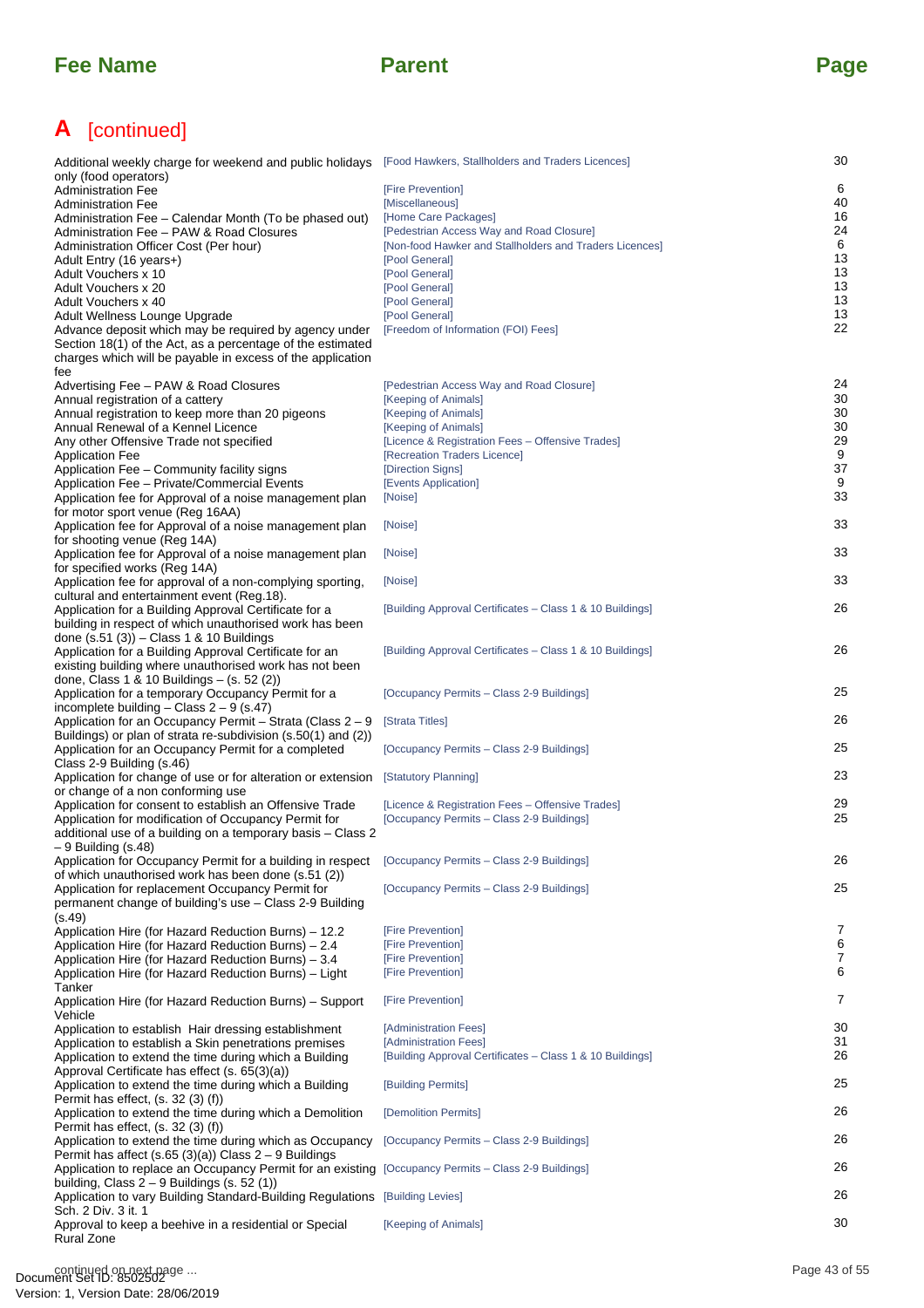| Fee Name | Parent | Page |
|---|---|---|

## A [continued]

| Fee Name | Parent | Page |
|---|---|---|
| Additional weekly charge for weekend and public holidays only (food operators) | [Food Hawkers, Stallholders and Traders Licences] | 30 |
| Administration Fee | [Fire Prevention] | 6 |
| Administration Fee | [Miscellaneous] | 40 |
| Administration Fee – Calendar Month (To be phased out) | [Home Care Packages] | 16 |
| Administration Fee – PAW & Road Closures | [Pedestrian Access Way and Road Closure] | 24 |
| Administration Officer Cost (Per hour) | [Non-food Hawker and Stallholders and Traders Licences] | 6 |
| Adult Entry (16 years+) | [Pool General] | 13 |
| Adult Vouchers x 10 | [Pool General] | 13 |
| Adult Vouchers x 20 | [Pool General] | 13 |
| Adult Vouchers x 40 | [Pool General] | 13 |
| Adult Wellness Lounge Upgrade | [Pool General] | 13 |
| Advance deposit which may be required by agency under Section 18(1) of the Act, as a percentage of the estimated charges which will be payable in excess of the application fee | [Freedom of Information (FOI) Fees] | 22 |
| Advertising Fee – PAW & Road Closures | [Pedestrian Access Way and Road Closure] | 24 |
| Annual registration of a cattery | [Keeping of Animals] | 30 |
| Annual registration to keep more than 20 pigeons | [Keeping of Animals] | 30 |
| Annual Renewal of a Kennel Licence | [Keeping of Animals] | 30 |
| Any other Offensive Trade not specified | [Licence & Registration Fees – Offensive Trades] | 29 |
| Application Fee | [Recreation Traders Licence] | 9 |
| Application Fee – Community facility signs | [Direction Signs] | 37 |
| Application Fee – Private/Commercial Events | [Events Application] | 9 |
| Application fee for Approval of a noise management plan for motor sport venue (Reg 16AA) | [Noise] | 33 |
| Application fee for Approval of a noise management plan for shooting venue (Reg 14A) | [Noise] | 33 |
| Application fee for Approval of a noise management plan for specified works (Reg 14A) | [Noise] | 33 |
| Application fee for approval of a non-complying sporting, cultural and entertainment event (Reg.18). | [Noise] | 33 |
| Application for a Building Approval Certificate for a building in respect of which unauthorised work has been done (s.51 (3)) – Class 1 & 10 Buildings | [Building Approval Certificates – Class 1 & 10 Buildings] | 26 |
| Application for a Building Approval Certificate for an existing building where unauthorised work has not been done, Class 1 & 10 Buildings – (s. 52 (2)) | [Building Approval Certificates – Class 1 & 10 Buildings] | 26 |
| Application for a temporary Occupancy Permit for a incomplete building – Class 2 – 9 (s.47) | [Occupancy Permits – Class 2-9 Buildings] | 25 |
| Application for an Occupancy Permit – Strata (Class 2 – 9 Buildings) or plan of strata re-subdivision (s.50(1) and (2)) | [Strata Titles] | 26 |
| Application for an Occupancy Permit for a completed Class 2-9 Building (s.46) | [Occupancy Permits – Class 2-9 Buildings] | 25 |
| Application for change of use or for alteration or extension or change of a non conforming use | [Statutory Planning] | 23 |
| Application for consent to establish an Offensive Trade | [Licence & Registration Fees – Offensive Trades] | 29 |
| Application for modification of Occupancy Permit for additional use of a building on a temporary basis – Class 2 – 9 Building (s.48) | [Occupancy Permits – Class 2-9 Buildings] | 25 |
| Application for Occupancy Permit for a building in respect of which unauthorised work has been done (s.51 (2)) | [Occupancy Permits – Class 2-9 Buildings] | 26 |
| Application for replacement Occupancy Permit for permanent change of building's use – Class 2-9 Building (s.49) | [Occupancy Permits – Class 2-9 Buildings] | 25 |
| Application Hire (for Hazard Reduction Burns) – 12.2 | [Fire Prevention] | 7 |
| Application Hire (for Hazard Reduction Burns) – 2.4 | [Fire Prevention] | 6 |
| Application Hire (for Hazard Reduction Burns) – 3.4 | [Fire Prevention] | 7 |
| Application Hire (for Hazard Reduction Burns) – Light Tanker | [Fire Prevention] | 6 |
| Application Hire (for Hazard Reduction Burns) – Support Vehicle | [Fire Prevention] | 7 |
| Application to establish Hair dressing establishment | [Administration Fees] | 30 |
| Application to establish a Skin penetrations premises | [Administration Fees] | 31 |
| Application to extend the time during which a Building Approval Certificate has effect (s. 65(3)(a)) | [Building Approval Certificates – Class 1 & 10 Buildings] | 26 |
| Application to extend the time during which a Building Permit has effect, (s. 32 (3) (f)) | [Building Permits] | 25 |
| Application to extend the time during which a Demolition Permit has effect, (s. 32 (3) (f)) | [Demolition Permits] | 26 |
| Application to extend the time during which as Occupancy Permit has affect (s.65 (3)(a)) Class 2 – 9 Buildings | [Occupancy Permits – Class 2-9 Buildings] | 26 |
| Application to replace an Occupancy Permit for an existing building, Class 2 – 9 Buildings (s. 52 (1)) | [Occupancy Permits – Class 2-9 Buildings] | 26 |
| Application to vary Building Standard-Building Regulations Sch. 2 Div. 3 it. 1 | [Building Levies] | 26 |
| Approval to keep a beehive in a residential or Special Rural Zone | [Keeping of Animals] | 30 |

continued on next page ...

Document Set ID: 8502502
Version: 1, Version Date: 28/06/2019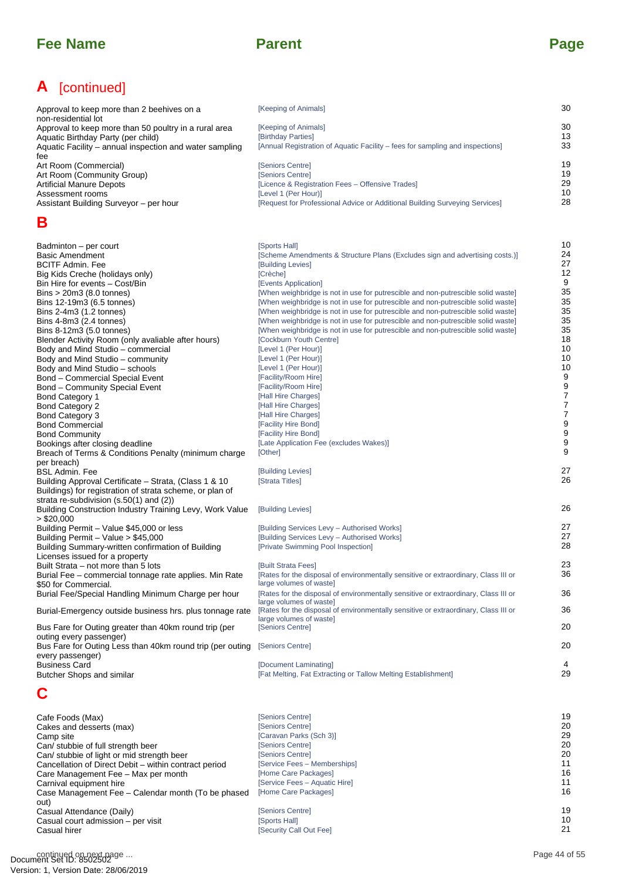| Fee Name | Parent | Page |
|---|---|---|

## A [continued]

| Fee Name | Parent | Page |
|---|---|---|
| Approval to keep more than 2 beehives on a non-residential lot | [Keeping of Animals] | 30 |
| Approval to keep more than 50 poultry in a rural area | [Keeping of Animals] | 30 |
| Aquatic Birthday Party (per child) | [Birthday Parties] | 13 |
| Aquatic Facility – annual inspection and water sampling fee | [Annual Registration of Aquatic Facility – fees for sampling and inspections] | 33 |
| Art Room (Commercial) | [Seniors Centre] | 19 |
| Art Room (Community Group) | [Seniors Centre] | 19 |
| Artificial Manure Depots | [Licence & Registration Fees – Offensive Trades] | 29 |
| Assessment rooms | [Level 1 (Per Hour)] | 10 |
| Assistant Building Surveyor – per hour | [Request for Professional Advice or Additional Building Surveying Services] | 28 |

## B

| Fee Name | Parent | Page |
|---|---|---|
| Badminton – per court | [Sports Hall] | 10 |
| Basic Amendment | [Scheme Amendments & Structure Plans (Excludes sign and advertising costs.)] | 24 |
| BCITF Admin. Fee | [Building Levies] | 27 |
| Big Kids Creche (holidays only) | [Crèche] | 12 |
| Bin Hire for events – Cost/Bin | [Events Application] | 9 |
| Bins > 20m3 (8.0 tonnes) | [When weighbridge is not in use for putrescible and non-putrescible solid waste] | 35 |
| Bins 12-19m3 (6.5 tonnes) | [When weighbridge is not in use for putrescible and non-putrescible solid waste] | 35 |
| Bins 2-4m3 (1.2 tonnes) | [When weighbridge is not in use for putrescible and non-putrescible solid waste] | 35 |
| Bins 4-8m3 (2.4 tonnes) | [When weighbridge is not in use for putrescible and non-putrescible solid waste] | 35 |
| Bins 8-12m3 (5.0 tonnes) | [When weighbridge is not in use for putrescible and non-putrescible solid waste] | 35 |
| Blender Activity Room (only avaliable after hours) | [Cockburn Youth Centre] | 18 |
| Body and Mind Studio – commercial | [Level 1 (Per Hour)] | 10 |
| Body and Mind Studio – community | [Level 1 (Per Hour)] | 10 |
| Body and Mind Studio – schools | [Level 1 (Per Hour)] | 10 |
| Bond – Commercial Special Event | [Facility/Room Hire] | 9 |
| Bond – Community Special Event | [Facility/Room Hire] | 9 |
| Bond Category 1 | [Hall Hire Charges] | 7 |
| Bond Category 2 | [Hall Hire Charges] | 7 |
| Bond Category 3 | [Hall Hire Charges] | 7 |
| Bond Commercial | [Facility Hire Bond] | 9 |
| Bond Community | [Facility Hire Bond] | 9 |
| Bookings after closing deadline | [Late Application Fee (excludes Wakes)] | 9 |
| Breach of Terms & Conditions Penalty (minimum charge per breach) | [Other] | 9 |
| BSL Admin. Fee | [Building Levies] | 27 |
| Building Approval Certificate – Strata, (Class 1 & 10 Buildings) for registration of strata scheme, or plan of strata re-subdivision (s.50(1) and (2)) | [Strata Titles] | 26 |
| Building Construction Industry Training Levy, Work Value > $20,000 | [Building Levies] | 26 |
| Building Permit – Value $45,000 or less | [Building Services Levy – Authorised Works] | 27 |
| Building Permit – Value > $45,000 | [Building Services Levy – Authorised Works] | 27 |
| Building Summary-written confirmation of Building Licenses issued for a property | [Private Swimming Pool Inspection] | 28 |
| Built Strata – not more than 5 lots | [Built Strata Fees] | 23 |
| Burial Fee – commercial tonnage rate applies. Min Rate $50 for Commercial. | [Rates for the disposal of environmentally sensitive or extraordinary, Class III or large volumes of waste] | 36 |
| Burial Fee/Special Handling Minimum Charge per hour | [Rates for the disposal of environmentally sensitive or extraordinary, Class III or large volumes of waste] | 36 |
| Burial-Emergency outside business hrs. plus tonnage rate | [Rates for the disposal of environmentally sensitive or extraordinary, Class III or large volumes of waste] | 36 |
| Bus Fare for Outing greater than 40km round trip (per outing every passenger) | [Seniors Centre] | 20 |
| Bus Fare for Outing Less than 40km round trip (per outing every passenger) | [Seniors Centre] | 20 |
| Business Card | [Document Laminating] | 4 |
| Butcher Shops and similar | [Fat Melting, Fat Extracting or Tallow Melting Establishment] | 29 |

## C

| Fee Name | Parent | Page |
|---|---|---|
| Cafe Foods (Max) | [Seniors Centre] | 19 |
| Cakes and desserts (max) | [Seniors Centre] | 20 |
| Camp site | [Caravan Parks (Sch 3)] | 29 |
| Can/ stubbie of full strength beer | [Seniors Centre] | 20 |
| Can/ stubbie of light or mid strength beer | [Seniors Centre] | 20 |
| Cancellation of Direct Debit – within contract period | [Service Fees – Memberships] | 11 |
| Care Management Fee – Max per month | [Home Care Packages] | 16 |
| Carnival equipment hire | [Service Fees – Aquatic Hire] | 11 |
| Case Management Fee – Calendar month (To be phased out) | [Home Care Packages] | 16 |
| Casual Attendance (Daily) | [Seniors Centre] | 19 |
| Casual court admission – per visit | [Sports Hall] | 10 |
| Casual hirer | [Security Call Out Fee] | 21 |

continued on next page ...

Document Set ID: 8502502
Version: 1, Version Date: 28/06/2019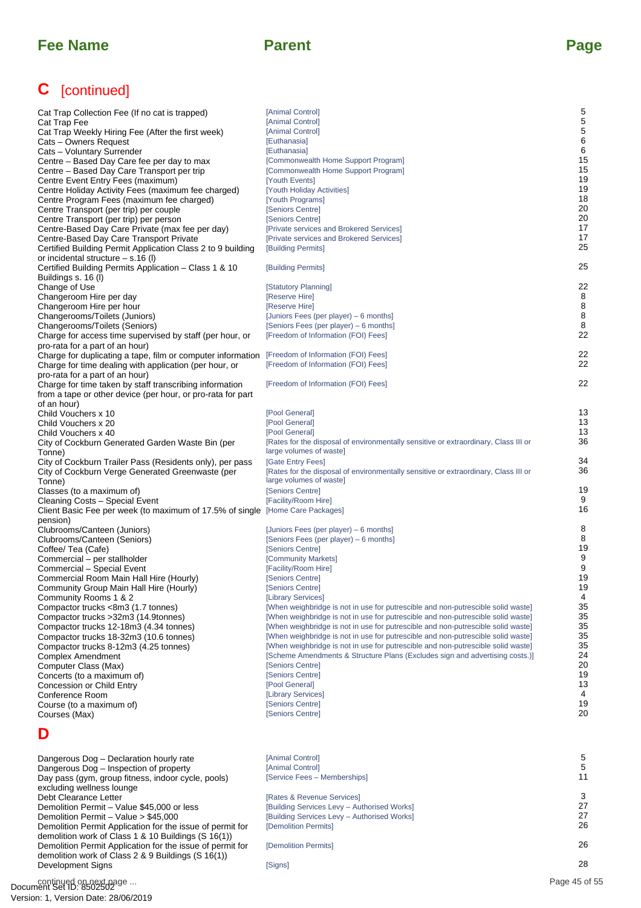| Fee Name | Parent | Page |
|---|---|---|

## C [continued]

| Fee Name | Parent | Page |
|---|---|---|
| Cat Trap Collection Fee (If no cat is trapped) | [Animal Control] | 5 |
| Cat Trap Fee | [Animal Control] | 5 |
| Cat Trap Weekly Hiring Fee (After the first week) | [Animal Control] | 5 |
| Cats – Owners Request | [Euthanasia] | 6 |
| Cats – Voluntary Surrender | [Euthanasia] | 6 |
| Centre – Based Day Care fee per day to max | [Commonwealth Home Support Program] | 15 |
| Centre – Based Day Care Transport per trip | [Commonwealth Home Support Program] | 15 |
| Centre Event Entry Fees (maximum) | [Youth Events] | 19 |
| Centre Holiday Activity Fees (maximum fee charged) | [Youth Holiday Activities] | 19 |
| Centre Program Fees (maximum fee charged) | [Youth Programs] | 18 |
| Centre Transport (per trip) per couple | [Seniors Centre] | 20 |
| Centre Transport (per trip) per person | [Seniors Centre] | 20 |
| Centre-Based Day Care Private (max fee per day) | [Private services and Brokered Services] | 17 |
| Centre-Based Day Care Transport Private | [Private services and Brokered Services] | 17 |
| Certified Building Permit Application Class 2 to 9 building or incidental structure – s.16 (l) | [Building Permits] | 25 |
| Certified Building Permits Application – Class 1 & 10 Buildings s. 16 (l) | [Building Permits] | 25 |
| Change of Use | [Statutory Planning] | 22 |
| Changeroom Hire per day | [Reserve Hire] | 8 |
| Changeroom Hire per hour | [Reserve Hire] | 8 |
| Changerooms/Toilets (Juniors) | [Juniors Fees (per player) – 6 months] | 8 |
| Changerooms/Toilets (Seniors) | [Seniors Fees (per player) – 6 months] | 8 |
| Charge for access time supervised by staff (per hour, or pro-rata for a part of an hour) | [Freedom of Information (FOI) Fees] | 22 |
| Charge for duplicating a tape, film or computer information | [Freedom of Information (FOI) Fees] | 22 |
| Charge for time dealing with application (per hour, or pro-rata for a part of an hour) | [Freedom of Information (FOI) Fees] | 22 |
| Charge for time taken by staff transcribing information from a tape or other device (per hour, or pro-rata for part of an hour) | [Freedom of Information (FOI) Fees] | 22 |
| Child Vouchers x 10 | [Pool General] | 13 |
| Child Vouchers x 20 | [Pool General] | 13 |
| Child Vouchers x 40 | [Pool General] | 13 |
| City of Cockburn Generated Garden Waste Bin (per Tonne) | [Rates for the disposal of environmentally sensitive or extraordinary, Class III or large volumes of waste] | 36 |
| City of Cockburn Trailer Pass (Residents only), per pass | [Gate Entry Fees] | 34 |
| City of Cockburn Verge Generated Greenwaste (per Tonne) | [Rates for the disposal of environmentally sensitive or extraordinary, Class III or large volumes of waste] | 36 |
| Classes (to a maximum of) | [Seniors Centre] | 19 |
| Cleaning Costs – Special Event | [Facility/Room Hire] | 9 |
| Client Basic Fee per week (to maximum of 17.5% of single pension) | [Home Care Packages] | 16 |
| Clubrooms/Canteen (Juniors) | [Juniors Fees (per player) – 6 months] | 8 |
| Clubrooms/Canteen (Seniors) | [Seniors Fees (per player) – 6 months] | 8 |
| Coffee/ Tea (Cafe) | [Seniors Centre] | 19 |
| Commercial – per stallholder | [Community Markets] | 9 |
| Commercial – Special Event | [Facility/Room Hire] | 9 |
| Commercial Room Main Hall Hire (Hourly) | [Seniors Centre] | 19 |
| Community Group Main Hall Hire (Hourly) | [Seniors Centre] | 19 |
| Community Rooms 1 & 2 | [Library Services] | 4 |
| Compactor trucks <8m3 (1.7 tonnes) | [When weighbridge is not in use for putrescible and non-putrescible solid waste] | 35 |
| Compactor trucks >32m3 (14.9tonnes) | [When weighbridge is not in use for putrescible and non-putrescible solid waste] | 35 |
| Compactor trucks 12-18m3 (4.34 tonnes) | [When weighbridge is not in use for putrescible and non-putrescible solid waste] | 35 |
| Compactor trucks 18-32m3 (10.6 tonnes) | [When weighbridge is not in use for putrescible and non-putrescible solid waste] | 35 |
| Compactor trucks 8-12m3 (4.25 tonnes) | [When weighbridge is not in use for putrescible and non-putrescible solid waste] | 35 |
| Complex Amendment | [Scheme Amendments & Structure Plans (Excludes sign and advertising costs.)] | 24 |
| Computer Class (Max) | [Seniors Centre] | 20 |
| Concerts (to a maximum of) | [Seniors Centre] | 19 |
| Concession or Child Entry | [Pool General] | 13 |
| Conference Room | [Library Services] | 4 |
| Course (to a maximum of) | [Seniors Centre] | 19 |
| Courses (Max) | [Seniors Centre] | 20 |

## D

| Fee Name | Parent | Page |
|---|---|---|
| Dangerous Dog – Declaration hourly rate | [Animal Control] | 5 |
| Dangerous Dog – Inspection of property | [Animal Control] | 5 |
| Day pass (gym, group fitness, indoor cycle, pools) excluding wellness lounge | [Service Fees – Memberships] | 11 |
| Debt Clearance Letter | [Rates & Revenue Services] | 3 |
| Demolition Permit – Value $45,000 or less | [Building Services Levy – Authorised Works] | 27 |
| Demolition Permit – Value > $45,000 | [Building Services Levy – Authorised Works] | 27 |
| Demolition Permit Application for the issue of permit for demolition work of Class 1 & 10 Buildings (S 16(1)) | [Demolition Permits] | 26 |
| Demolition Permit Application for the issue of permit for demolition work of Class 2 & 9 Buildings (S 16(1)) | [Demolition Permits] | 26 |
| Development Signs | [Signs] | 28 |

continued on next page ...

Document Set ID: 8502502
Version: 1, Version Date: 28/06/2019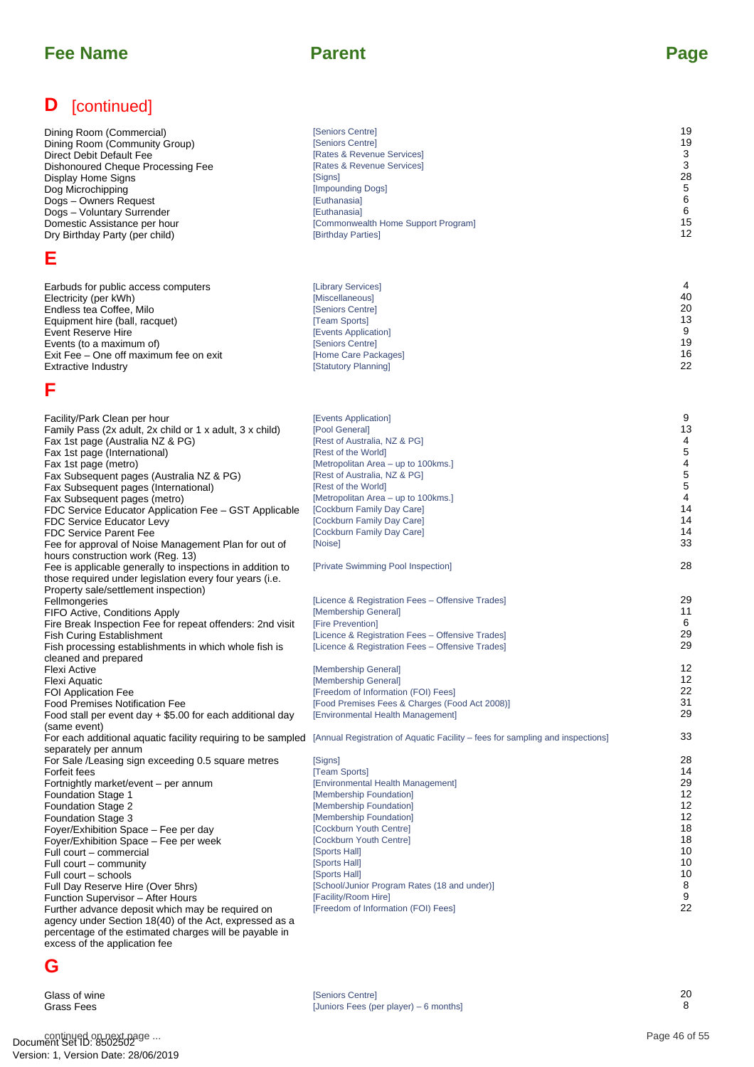| Fee Name | Parent | Page |
|---|---|---|

## D [continued]

| Fee Name | Parent | Page |
|---|---|---|
| Dining Room (Commercial) | [Seniors Centre] | 19 |
| Dining Room (Community Group) | [Seniors Centre] | 19 |
| Direct Debit Default Fee | [Rates & Revenue Services] | 3 |
| Dishonoured Cheque Processing Fee | [Rates & Revenue Services] | 3 |
| Display Home Signs | [Signs] | 28 |
| Dog Microchipping | [Impounding Dogs] | 5 |
| Dogs – Owners Request | [Euthanasia] | 6 |
| Dogs – Voluntary Surrender | [Euthanasia] | 6 |
| Domestic Assistance per hour | [Commonwealth Home Support Program] | 15 |
| Dry Birthday Party (per child) | [Birthday Parties] | 12 |

## E

| Fee Name | Parent | Page |
|---|---|---|
| Earbuds for public access computers | [Library Services] | 4 |
| Electricity (per kWh) | [Miscellaneous] | 40 |
| Endless tea Coffee, Milo | [Seniors Centre] | 20 |
| Equipment hire (ball, racquet) | [Team Sports] | 13 |
| Event Reserve Hire | [Events Application] | 9 |
| Events (to a maximum of) | [Seniors Centre] | 19 |
| Exit Fee – One off maximum fee on exit | [Home Care Packages] | 16 |
| Extractive Industry | [Statutory Planning] | 22 |

## F

| Fee Name | Parent | Page |
|---|---|---|
| Facility/Park Clean per hour | [Events Application] | 9 |
| Family Pass (2x adult, 2x child or 1 x adult, 3 x child) | [Pool General] | 13 |
| Fax 1st page (Australia NZ & PG) | [Rest of Australia, NZ & PG] | 4 |
| Fax 1st page (International) | [Rest of the World] | 5 |
| Fax 1st page (metro) | [Metropolitan Area – up to 100kms.] | 4 |
| Fax Subsequent pages (Australia NZ & PG) | [Rest of Australia, NZ & PG] | 5 |
| Fax Subsequent pages (International) | [Rest of the World] | 5 |
| Fax Subsequent pages (metro) | [Metropolitan Area – up to 100kms.] | 4 |
| FDC Service Educator Application Fee – GST Applicable | [Cockburn Family Day Care] | 14 |
| FDC Service Educator Levy | [Cockburn Family Day Care] | 14 |
| FDC Service Parent Fee | [Cockburn Family Day Care] | 14 |
| Fee for approval of Noise Management Plan for out of hours construction work (Reg. 13) | [Noise] | 33 |
| Fee is applicable generally to inspections in addition to those required under legislation every four years (i.e. Property sale/settlement inspection) | [Private Swimming Pool Inspection] | 28 |
| Fellmongeries | [Licence & Registration Fees – Offensive Trades] | 29 |
| FIFO Active, Conditions Apply | [Membership General] | 11 |
| Fire Break Inspection Fee for repeat offenders: 2nd visit | [Fire Prevention] | 6 |
| Fish Curing Establishment | [Licence & Registration Fees – Offensive Trades] | 29 |
| Fish processing establishments in which whole fish is cleaned and prepared | [Licence & Registration Fees – Offensive Trades] | 29 |
| Flexi Active | [Membership General] | 12 |
| Flexi Aquatic | [Membership General] | 12 |
| FOI Application Fee | [Freedom of Information (FOI) Fees] | 22 |
| Food Premises Notification Fee | [Food Premises Fees & Charges (Food Act 2008)] | 31 |
| Food stall per event day + $5.00 for each additional day (same event) | [Environmental Health Management] | 29 |
| For each additional aquatic facility requiring to be sampled separately per annum | [Annual Registration of Aquatic Facility – fees for sampling and inspections] | 33 |
| For Sale /Leasing sign exceeding 0.5 square metres | [Signs] | 28 |
| Forfeit fees | [Team Sports] | 14 |
| Fortnightly market/event – per annum | [Environmental Health Management] | 29 |
| Foundation Stage 1 | [Membership Foundation] | 12 |
| Foundation Stage 2 | [Membership Foundation] | 12 |
| Foundation Stage 3 | [Membership Foundation] | 12 |
| Foyer/Exhibition Space – Fee per day | [Cockburn Youth Centre] | 18 |
| Foyer/Exhibition Space – Fee per week | [Cockburn Youth Centre] | 18 |
| Full court – commercial | [Sports Hall] | 10 |
| Full court – community | [Sports Hall] | 10 |
| Full court – schools | [Sports Hall] | 10 |
| Full Day Reserve Hire (Over 5hrs) | [School/Junior Program Rates (18 and under)] | 8 |
| Function Supervisor – After Hours | [Facility/Room Hire] | 9 |
| Further advance deposit which may be required on agency under Section 18(40) of the Act, expressed as a percentage of the estimated charges will be payable in excess of the application fee | [Freedom of Information (FOI) Fees] | 22 |

## G

| Fee Name | Parent | Page |
|---|---|---|
| Glass of wine | [Seniors Centre] | 20 |
| Grass Fees | [Juniors Fees (per player) – 6 months] | 8 |

continued on next page ...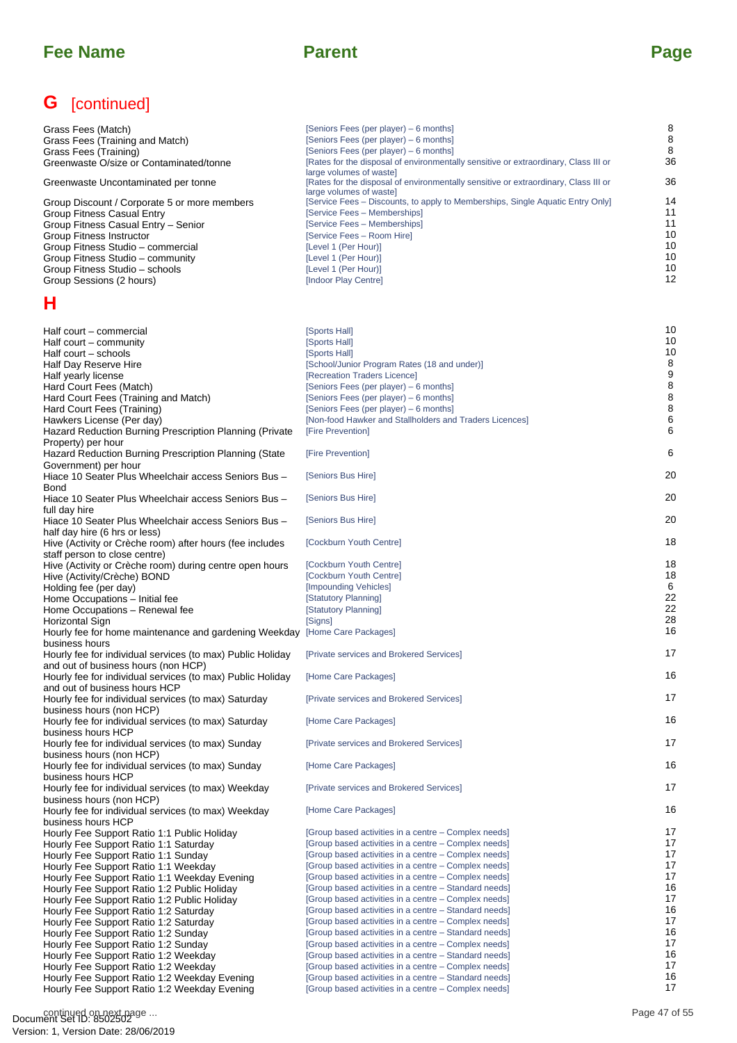| Fee Name | Parent | Page |
|---|---|---|

## G [continued]

| Fee Name | Parent | Page |
|---|---|---|
| Grass Fees (Match) | [Seniors Fees (per player) – 6 months] | 8 |
| Grass Fees (Training and Match) | [Seniors Fees (per player) – 6 months] | 8 |
| Grass Fees (Training) | [Seniors Fees (per player) – 6 months] | 8 |
| Greenwaste O/size or Contaminated/tonne | [Rates for the disposal of environmentally sensitive or extraordinary, Class III or large volumes of waste] | 36 |
| Greenwaste Uncontaminated per tonne | [Rates for the disposal of environmentally sensitive or extraordinary, Class III or large volumes of waste] | 36 |
| Group Discount / Corporate 5 or more members | [Service Fees – Discounts, to apply to Memberships, Single Aquatic Entry Only] | 14 |
| Group Fitness Casual Entry | [Service Fees – Memberships] | 11 |
| Group Fitness Casual Entry – Senior | [Service Fees – Memberships] | 11 |
| Group Fitness Instructor | [Service Fees – Room Hire] | 10 |
| Group Fitness Studio – commercial | [Level 1 (Per Hour)] | 10 |
| Group Fitness Studio – community | [Level 1 (Per Hour)] | 10 |
| Group Fitness Studio – schools | [Level 1 (Per Hour)] | 10 |
| Group Sessions (2 hours) | [Indoor Play Centre] | 12 |

## H

| Fee Name | Parent | Page |
|---|---|---|
| Half court – commercial | [Sports Hall] | 10 |
| Half court – community | [Sports Hall] | 10 |
| Half court – schools | [Sports Hall] | 10 |
| Half Day Reserve Hire | [School/Junior Program Rates (18 and under)] | 8 |
| Half yearly license | [Recreation Traders Licence] | 9 |
| Hard Court Fees (Match) | [Seniors Fees (per player) – 6 months] | 8 |
| Hard Court Fees (Training and Match) | [Seniors Fees (per player) – 6 months] | 8 |
| Hard Court Fees (Training) | [Seniors Fees (per player) – 6 months] | 8 |
| Hawkers License (Per day) | [Non-food Hawker and Stallholders and Traders Licences] | 6 |
| Hazard Reduction Burning Prescription Planning (Private Property) per hour | [Fire Prevention] | 6 |
| Hazard Reduction Burning Prescription Planning (State Government) per hour | [Fire Prevention] | 6 |
| Hiace 10 Seater Plus Wheelchair access Seniors Bus – Bond | [Seniors Bus Hire] | 20 |
| Hiace 10 Seater Plus Wheelchair access Seniors Bus – full day hire | [Seniors Bus Hire] | 20 |
| Hiace 10 Seater Plus Wheelchair access Seniors Bus – half day hire (6 hrs or less) | [Seniors Bus Hire] | 20 |
| Hive (Activity or Crèche room) after hours (fee includes staff person to close centre) | [Cockburn Youth Centre] | 18 |
| Hive (Activity or Crèche room) during centre open hours | [Cockburn Youth Centre] | 18 |
| Hive (Activity/Crèche) BOND | [Cockburn Youth Centre] | 18 |
| Holding fee (per day) | [Impounding Vehicles] | 6 |
| Home Occupations – Initial fee | [Statutory Planning] | 22 |
| Home Occupations – Renewal fee | [Statutory Planning] | 22 |
| Horizontal Sign | [Signs] | 28 |
| Hourly fee for home maintenance and gardening Weekday business hours | [Home Care Packages] | 16 |
| Hourly fee for individual services (to max) Public Holiday and out of business hours (non HCP) | [Private services and Brokered Services] | 17 |
| Hourly fee for individual services (to max) Public Holiday and out of business hours HCP | [Home Care Packages] | 16 |
| Hourly fee for individual services (to max) Saturday business hours (non HCP) | [Private services and Brokered Services] | 17 |
| Hourly fee for individual services (to max) Saturday business hours HCP | [Home Care Packages] | 16 |
| Hourly fee for individual services (to max) Sunday business hours (non HCP) | [Private services and Brokered Services] | 17 |
| Hourly fee for individual services (to max) Sunday business hours HCP | [Home Care Packages] | 16 |
| Hourly fee for individual services (to max) Weekday business hours (non HCP) | [Private services and Brokered Services] | 17 |
| Hourly fee for individual services (to max) Weekday business hours HCP | [Home Care Packages] | 16 |
| Hourly Fee Support Ratio 1:1 Public Holiday | [Group based activities in a centre – Complex needs] | 17 |
| Hourly Fee Support Ratio 1:1 Saturday | [Group based activities in a centre – Complex needs] | 17 |
| Hourly Fee Support Ratio 1:1 Sunday | [Group based activities in a centre – Complex needs] | 17 |
| Hourly Fee Support Ratio 1:1 Weekday | [Group based activities in a centre – Complex needs] | 17 |
| Hourly Fee Support Ratio 1:1 Weekday Evening | [Group based activities in a centre – Complex needs] | 17 |
| Hourly Fee Support Ratio 1:2 Public Holiday | [Group based activities in a centre – Standard needs] | 16 |
| Hourly Fee Support Ratio 1:2 Public Holiday | [Group based activities in a centre – Complex needs] | 17 |
| Hourly Fee Support Ratio 1:2 Saturday | [Group based activities in a centre – Standard needs] | 16 |
| Hourly Fee Support Ratio 1:2 Saturday | [Group based activities in a centre – Complex needs] | 17 |
| Hourly Fee Support Ratio 1:2 Sunday | [Group based activities in a centre – Standard needs] | 16 |
| Hourly Fee Support Ratio 1:2 Sunday | [Group based activities in a centre – Complex needs] | 17 |
| Hourly Fee Support Ratio 1:2 Weekday | [Group based activities in a centre – Standard needs] | 16 |
| Hourly Fee Support Ratio 1:2 Weekday | [Group based activities in a centre – Complex needs] | 17 |
| Hourly Fee Support Ratio 1:2 Weekday Evening | [Group based activities in a centre – Standard needs] | 16 |
| Hourly Fee Support Ratio 1:2 Weekday Evening | [Group based activities in a centre – Complex needs] | 17 |

continued on next page ...

Document Set ID: 8502502
Version: 1, Version Date: 28/06/2019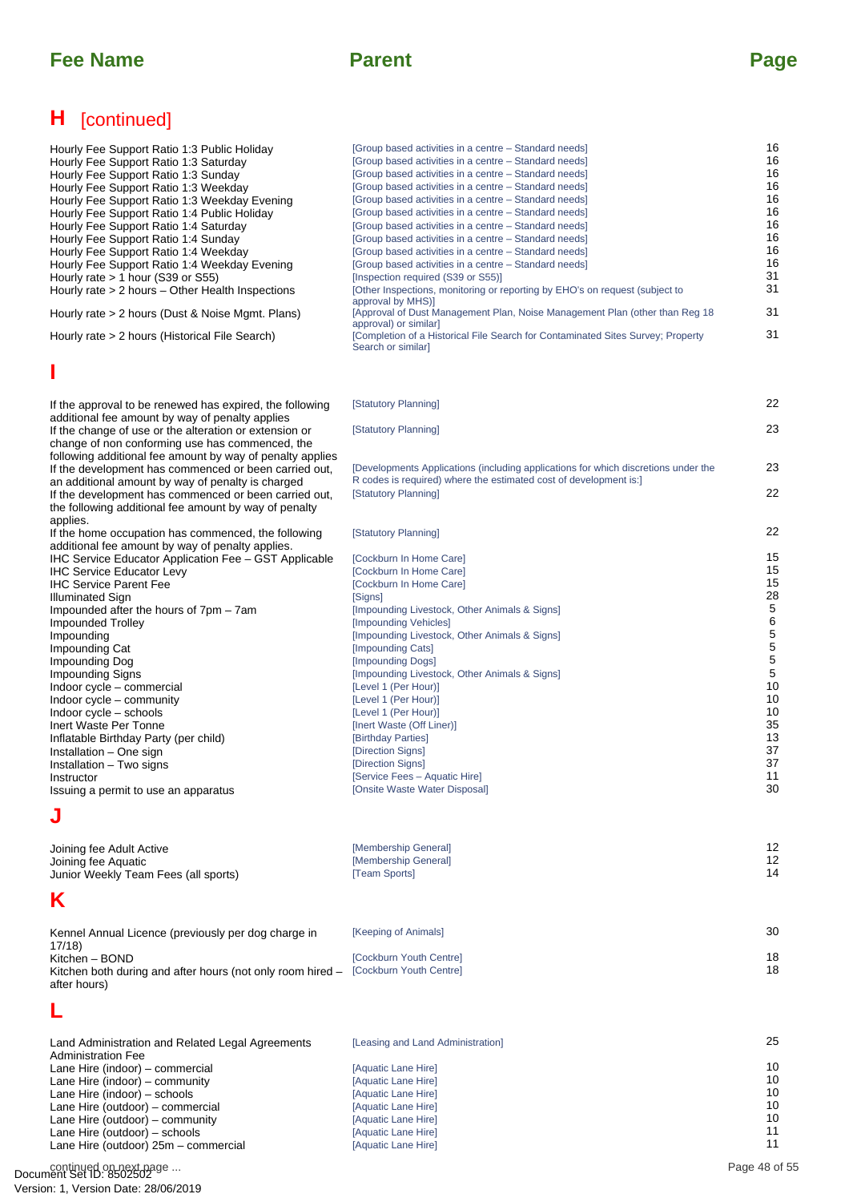| Fee Name | Parent | Page |
|---|---|---|

## H [continued]

| Fee Name | Parent | Page |
|---|---|---|
| Hourly Fee Support Ratio 1:3 Public Holiday | [Group based activities in a centre – Standard needs] | 16 |
| Hourly Fee Support Ratio 1:3 Saturday | [Group based activities in a centre – Standard needs] | 16 |
| Hourly Fee Support Ratio 1:3 Sunday | [Group based activities in a centre – Standard needs] | 16 |
| Hourly Fee Support Ratio 1:3 Weekday | [Group based activities in a centre – Standard needs] | 16 |
| Hourly Fee Support Ratio 1:3 Weekday Evening | [Group based activities in a centre – Standard needs] | 16 |
| Hourly Fee Support Ratio 1:4 Public Holiday | [Group based activities in a centre – Standard needs] | 16 |
| Hourly Fee Support Ratio 1:4 Saturday | [Group based activities in a centre – Standard needs] | 16 |
| Hourly Fee Support Ratio 1:4 Sunday | [Group based activities in a centre – Standard needs] | 16 |
| Hourly Fee Support Ratio 1:4 Weekday | [Group based activities in a centre – Standard needs] | 16 |
| Hourly Fee Support Ratio 1:4 Weekday Evening | [Group based activities in a centre – Standard needs] | 16 |
| Hourly rate > 1 hour (S39 or S55) | [Inspection required (S39 or S55)] | 31 |
| Hourly rate > 2 hours – Other Health Inspections | [Other Inspections, monitoring or reporting by EHO's on request (subject to approval by MHS)] | 31 |
| Hourly rate > 2 hours (Dust & Noise Mgmt. Plans) | [Approval of Dust Management Plan, Noise Management Plan (other than Reg 18 approval) or similar] | 31 |
| Hourly rate > 2 hours (Historical File Search) | [Completion of a Historical File Search for Contaminated Sites Survey; Property Search or similar] | 31 |

## I

| Fee Name | Parent | Page |
|---|---|---|
| If the approval to be renewed has expired, the following additional fee amount by way of penalty applies | [Statutory Planning] | 22 |
| If the change of use or the alteration or extension or change of non conforming use has commenced, the following additional fee amount by way of penalty applies | [Statutory Planning] | 23 |
| If the development has commenced or been carried out, an additional amount by way of penalty is charged | [Developments Applications (including applications for which discretions under the R codes is required) where the estimated cost of development is:] | 23 |
| If the development has commenced or been carried out, the following additional fee amount by way of penalty applies. | [Statutory Planning] | 22 |
| If the home occupation has commenced, the following additional fee amount by way of penalty applies. | [Statutory Planning] | 22 |
| IHC Service Educator Application Fee – GST Applicable | [Cockburn In Home Care] | 15 |
| IHC Service Educator Levy | [Cockburn In Home Care] | 15 |
| IHC Service Parent Fee | [Cockburn In Home Care] | 15 |
| Illuminated Sign | [Signs] | 28 |
| Impounded after the hours of 7pm – 7am | [Impounding Livestock, Other Animals & Signs] | 5 |
| Impounded Trolley | [Impounding Vehicles] | 6 |
| Impounding | [Impounding Livestock, Other Animals & Signs] | 5 |
| Impounding Cat | [Impounding Cats] | 5 |
| Impounding Dog | [Impounding Dogs] | 5 |
| Impounding Signs | [Impounding Livestock, Other Animals & Signs] | 5 |
| Indoor cycle – commercial | [Level 1 (Per Hour)] | 10 |
| Indoor cycle – community | [Level 1 (Per Hour)] | 10 |
| Indoor cycle – schools | [Level 1 (Per Hour)] | 10 |
| Inert Waste Per Tonne | [Inert Waste (Off Liner)] | 35 |
| Inflatable Birthday Party (per child) | [Birthday Parties] | 13 |
| Installation – One sign | [Direction Signs] | 37 |
| Installation – Two signs | [Direction Signs] | 37 |
| Instructor | [Service Fees – Aquatic Hire] | 11 |
| Issuing a permit to use an apparatus | [Onsite Waste Water Disposal] | 30 |

## J

| Fee Name | Parent | Page |
|---|---|---|
| Joining fee Adult Active | [Membership General] | 12 |
| Joining fee Aquatic | [Membership General] | 12 |
| Junior Weekly Team Fees (all sports) | [Team Sports] | 14 |

## K

| Fee Name | Parent | Page |
|---|---|---|
| Kennel Annual Licence (previously per dog charge in 17/18) | [Keeping of Animals] | 30 |
| Kitchen – BOND | [Cockburn Youth Centre] | 18 |
| Kitchen both during and after hours (not only room hired – after hours) | [Cockburn Youth Centre] | 18 |

## L

| Fee Name | Parent | Page |
|---|---|---|
| Land Administration and Related Legal Agreements Administration Fee | [Leasing and Land Administration] | 25 |
| Lane Hire (indoor) – commercial | [Aquatic Lane Hire] | 10 |
| Lane Hire (indoor) – community | [Aquatic Lane Hire] | 10 |
| Lane Hire (indoor) – schools | [Aquatic Lane Hire] | 10 |
| Lane Hire (outdoor) – commercial | [Aquatic Lane Hire] | 10 |
| Lane Hire (outdoor) – community | [Aquatic Lane Hire] | 10 |
| Lane Hire (outdoor) – schools | [Aquatic Lane Hire] | 11 |
| Lane Hire (outdoor) 25m – commercial | [Aquatic Lane Hire] | 11 |

continued on next page ...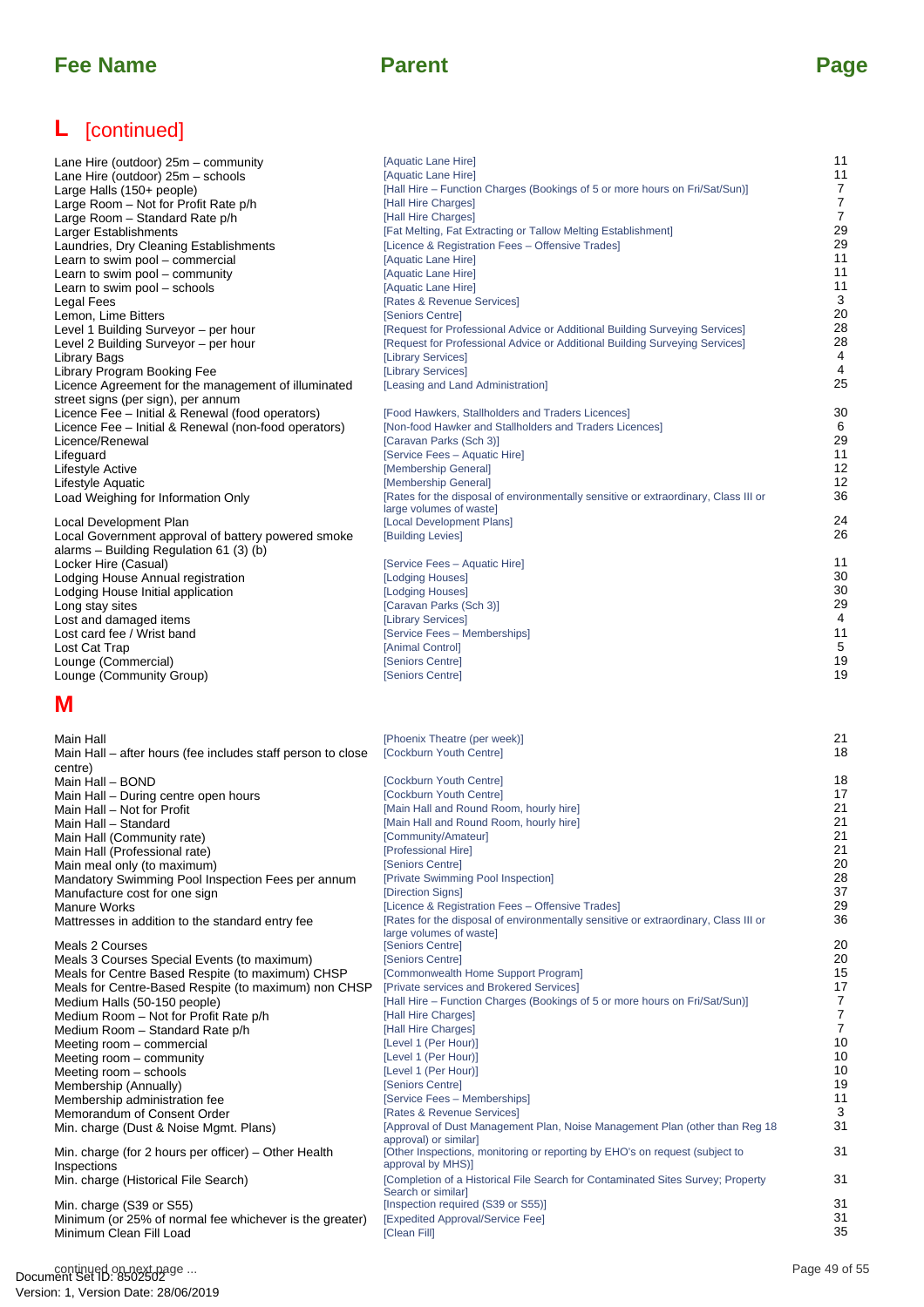| Fee Name | Parent | Page |
|---|---|---|

## L [continued]

| Fee Name | Parent | Page |
|---|---|---|
| Lane Hire (outdoor) 25m – community | [Aquatic Lane Hire] | 11 |
| Lane Hire (outdoor) 25m – schools | [Aquatic Lane Hire] | 11 |
| Large Halls (150+ people) | [Hall Hire – Function Charges (Bookings of 5 or more hours on Fri/Sat/Sun)] | 7 |
| Large Room – Not for Profit Rate p/h | [Hall Hire Charges] | 7 |
| Large Room – Standard Rate p/h | [Hall Hire Charges] | 7 |
| Larger Establishments | [Fat Melting, Fat Extracting or Tallow Melting Establishment] | 29 |
| Laundries, Dry Cleaning Establishments | [Licence & Registration Fees – Offensive Trades] | 29 |
| Learn to swim pool – commercial | [Aquatic Lane Hire] | 11 |
| Learn to swim pool – community | [Aquatic Lane Hire] | 11 |
| Learn to swim pool – schools | [Aquatic Lane Hire] | 11 |
| Legal Fees | [Rates & Revenue Services] | 3 |
| Lemon, Lime Bitters | [Seniors Centre] | 20 |
| Level 1 Building Surveyor – per hour | [Request for Professional Advice or Additional Building Surveying Services] | 28 |
| Level 2 Building Surveyor – per hour | [Request for Professional Advice or Additional Building Surveying Services] | 28 |
| Library Bags | [Library Services] | 4 |
| Library Program Booking Fee | [Library Services] | 4 |
| Licence Agreement for the management of illuminated street signs (per sign), per annum | [Leasing and Land Administration] | 25 |
| Licence Fee – Initial & Renewal (food operators) | [Food Hawkers, Stallholders and Traders Licences] | 30 |
| Licence Fee – Initial & Renewal (non-food operators) | [Non-food Hawker and Stallholders and Traders Licences] | 6 |
| Licence/Renewal | [Caravan Parks (Sch 3)] | 29 |
| Lifeguard | [Service Fees – Aquatic Hire] | 11 |
| Lifestyle Active | [Membership General] | 12 |
| Lifestyle Aquatic | [Membership General] | 12 |
| Load Weighing for Information Only | [Rates for the disposal of environmentally sensitive or extraordinary, Class III or large volumes of waste] | 36 |
| Local Development Plan | [Local Development Plans] | 24 |
| Local Government approval of battery powered smoke alarms – Building Regulation 61 (3) (b) | [Building Levies] | 26 |
| Locker Hire (Casual) | [Service Fees – Aquatic Hire] | 11 |
| Lodging House Annual registration | [Lodging Houses] | 30 |
| Lodging House Initial application | [Lodging Houses] | 30 |
| Long stay sites | [Caravan Parks (Sch 3)] | 29 |
| Lost and damaged items | [Library Services] | 4 |
| Lost card fee / Wrist band | [Service Fees – Memberships] | 11 |
| Lost Cat Trap | [Animal Control] | 5 |
| Lounge (Commercial) | [Seniors Centre] | 19 |
| Lounge (Community Group) | [Seniors Centre] | 19 |

## M

| Fee Name | Parent | Page |
|---|---|---|
| Main Hall | [Phoenix Theatre (per week)] | 21 |
| Main Hall – after hours (fee includes staff person to close centre) | [Cockburn Youth Centre] | 18 |
| Main Hall – BOND | [Cockburn Youth Centre] | 18 |
| Main Hall – During centre open hours | [Cockburn Youth Centre] | 17 |
| Main Hall – Not for Profit | [Main Hall and Round Room, hourly hire] | 21 |
| Main Hall – Standard | [Main Hall and Round Room, hourly hire] | 21 |
| Main Hall (Community rate) | [Community/Amateur] | 21 |
| Main Hall (Professional rate) | [Professional Hire] | 21 |
| Main meal only (to maximum) | [Seniors Centre] | 20 |
| Mandatory Swimming Pool Inspection Fees per annum | [Private Swimming Pool Inspection] | 28 |
| Manufacture cost for one sign | [Direction Signs] | 37 |
| Manure Works | [Licence & Registration Fees – Offensive Trades] | 29 |
| Mattresses in addition to the standard entry fee | [Rates for the disposal of environmentally sensitive or extraordinary, Class III or large volumes of waste] | 36 |
| Meals 2 Courses | [Seniors Centre] | 20 |
| Meals 3 Courses Special Events (to maximum) | [Seniors Centre] | 20 |
| Meals for Centre Based Respite (to maximum) CHSP | [Commonwealth Home Support Program] | 15 |
| Meals for Centre-Based Respite (to maximum) non CHSP | [Private services and Brokered Services] | 17 |
| Medium Halls (50-150 people) | [Hall Hire – Function Charges (Bookings of 5 or more hours on Fri/Sat/Sun)] | 7 |
| Medium Room – Not for Profit Rate p/h | [Hall Hire Charges] | 7 |
| Medium Room – Standard Rate p/h | [Hall Hire Charges] | 7 |
| Meeting room – commercial | [Level 1 (Per Hour)] | 10 |
| Meeting room – community | [Level 1 (Per Hour)] | 10 |
| Meeting room – schools | [Level 1 (Per Hour)] | 10 |
| Membership (Annually) | [Seniors Centre] | 19 |
| Membership administration fee | [Service Fees – Memberships] | 11 |
| Memorandum of Consent Order | [Rates & Revenue Services] | 3 |
| Min. charge (Dust & Noise Mgmt. Plans) | [Approval of Dust Management Plan, Noise Management Plan (other than Reg 18 approval) or similar] | 31 |
| Min. charge (for 2 hours per officer) – Other Health Inspections | [Other Inspections, monitoring or reporting by EHO's on request (subject to approval by MHS)] | 31 |
| Min. charge (Historical File Search) | [Completion of a Historical File Search for Contaminated Sites Survey; Property Search or similar] | 31 |
| Min. charge (S39 or S55) | [Inspection required (S39 or S55)] | 31 |
| Minimum (or 25% of normal fee whichever is the greater) | [Expedited Approval/Service Fee] | 31 |
| Minimum Clean Fill Load | [Clean Fill] | 35 |

continued on next page ...

Document Set ID: 8502502
Version: 1, Version Date: 28/06/2019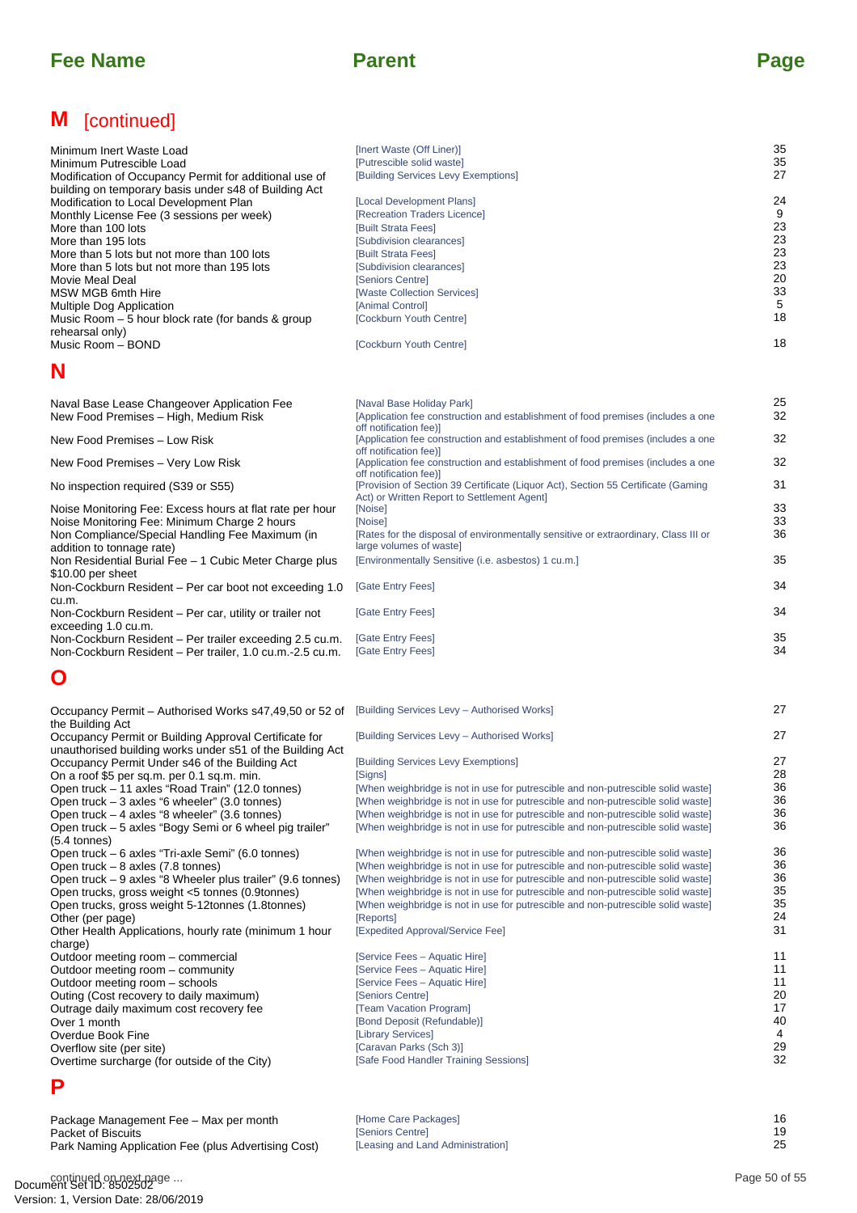| Fee Name | Parent | Page |
|---|---|---|

## M [continued]

| Fee Name | Parent | Page |
|---|---|---|
| Minimum Inert Waste Load | [Inert Waste (Off Liner)] | 35 |
| Minimum Putrescible Load | [Putrescible solid waste] | 35 |
| Modification of Occupancy Permit for additional use of building on temporary basis under s48 of Building Act | [Building Services Levy Exemptions] | 27 |
| Modification to Local Development Plan | [Local Development Plans] | 24 |
| Monthly License Fee (3 sessions per week) | [Recreation Traders Licence] | 9 |
| More than 100 lots | [Built Strata Fees] | 23 |
| More than 195 lots | [Subdivision clearances] | 23 |
| More than 5 lots but not more than 100 lots | [Built Strata Fees] | 23 |
| More than 5 lots but not more than 195 lots | [Subdivision clearances] | 23 |
| Movie Meal Deal | [Seniors Centre] | 20 |
| MSW MGB 6mth Hire | [Waste Collection Services] | 33 |
| Multiple Dog Application | [Animal Control] | 5 |
| Music Room – 5 hour block rate (for bands & group rehearsal only) | [Cockburn Youth Centre] | 18 |
| Music Room – BOND | [Cockburn Youth Centre] | 18 |

## N

| Fee Name | Parent | Page |
|---|---|---|
| Naval Base Lease Changeover Application Fee | [Naval Base Holiday Park] | 25 |
| New Food Premises – High, Medium Risk | [Application fee construction and establishment of food premises (includes a one off notification fee)] | 32 |
| New Food Premises – Low Risk | [Application fee construction and establishment of food premises (includes a one off notification fee)] | 32 |
| New Food Premises – Very Low Risk | [Application fee construction and establishment of food premises (includes a one off notification fee)] | 32 |
| No inspection required (S39 or S55) | [Provision of Section 39 Certificate (Liquor Act), Section 55 Certificate (Gaming Act) or Written Report to Settlement Agent] | 31 |
| Noise Monitoring Fee: Excess hours at flat rate per hour | [Noise] | 33 |
| Noise Monitoring Fee: Minimum Charge 2 hours | [Noise] | 33 |
| Non Compliance/Special Handling Fee Maximum (in addition to tonnage rate) | [Rates for the disposal of environmentally sensitive or extraordinary, Class III or large volumes of waste] | 36 |
| Non Residential Burial Fee – 1 Cubic Meter Charge plus $10.00 per sheet | [Environmentally Sensitive (i.e. asbestos) 1 cu.m.] | 35 |
| Non-Cockburn Resident – Per car boot not exceeding 1.0 cu.m. | [Gate Entry Fees] | 34 |
| Non-Cockburn Resident – Per car, utility or trailer not exceeding 1.0 cu.m. | [Gate Entry Fees] | 34 |
| Non-Cockburn Resident – Per trailer exceeding 2.5 cu.m. | [Gate Entry Fees] | 35 |
| Non-Cockburn Resident – Per trailer, 1.0 cu.m.-2.5 cu.m. | [Gate Entry Fees] | 34 |

## O

| Fee Name | Parent | Page |
|---|---|---|
| Occupancy Permit – Authorised Works s47,49,50 or 52 of the Building Act | [Building Services Levy – Authorised Works] | 27 |
| Occupancy Permit or Building Approval Certificate for unauthorised building works under s51 of the Building Act | [Building Services Levy – Authorised Works] | 27 |
| Occupancy Permit Under s46 of the Building Act | [Building Services Levy Exemptions] | 27 |
| On a roof $5 per sq.m. per 0.1 sq.m. min. | [Signs] | 28 |
| Open truck – 11 axles "Road Train" (12.0 tonnes) | [When weighbridge is not in use for putrescible and non-putrescible solid waste] | 36 |
| Open truck – 3 axles "6 wheeler" (3.0 tonnes) | [When weighbridge is not in use for putrescible and non-putrescible solid waste] | 36 |
| Open truck – 4 axles "8 wheeler" (3.6 tonnes) | [When weighbridge is not in use for putrescible and non-putrescible solid waste] | 36 |
| Open truck – 5 axles "Bogy Semi or 6 wheel pig trailer" (5.4 tonnes) | [When weighbridge is not in use for putrescible and non-putrescible solid waste] | 36 |
| Open truck – 6 axles "Tri-axle Semi" (6.0 tonnes) | [When weighbridge is not in use for putrescible and non-putrescible solid waste] | 36 |
| Open truck – 8 axles (7.8 tonnes) | [When weighbridge is not in use for putrescible and non-putrescible solid waste] | 36 |
| Open truck – 9 axles "8 Wheeler plus trailer" (9.6 tonnes) | [When weighbridge is not in use for putrescible and non-putrescible solid waste] | 36 |
| Open trucks, gross weight <5 tonnes (0.9tonnes) | [When weighbridge is not in use for putrescible and non-putrescible solid waste] | 35 |
| Open trucks, gross weight 5-12tonnes (1.8tonnes) | [When weighbridge is not in use for putrescible and non-putrescible solid waste] | 35 |
| Other (per page) | [Reports] | 24 |
| Other Health Applications, hourly rate (minimum 1 hour charge) | [Expedited Approval/Service Fee] | 31 |
| Outdoor meeting room – commercial | [Service Fees – Aquatic Hire] | 11 |
| Outdoor meeting room – community | [Service Fees – Aquatic Hire] | 11 |
| Outdoor meeting room – schools | [Service Fees – Aquatic Hire] | 11 |
| Outing (Cost recovery to daily maximum) | [Seniors Centre] | 20 |
| Outrage daily maximum cost recovery fee | [Team Vacation Program] | 17 |
| Over 1 month | [Bond Deposit (Refundable)] | 40 |
| Overdue Book Fine | [Library Services] | 4 |
| Overflow site (per site) | [Caravan Parks (Sch 3)] | 29 |
| Overtime surcharge (for outside of the City) | [Safe Food Handler Training Sessions] | 32 |

## P

| Fee Name | Parent | Page |
|---|---|---|
| Package Management Fee – Max per month | [Home Care Packages] | 16 |
| Packet of Biscuits | [Seniors Centre] | 19 |
| Park Naming Application Fee (plus Advertising Cost) | [Leasing and Land Administration] | 25 |

continued on next page ...

Document Set ID: 8502502
Version: 1, Version Date: 28/06/2019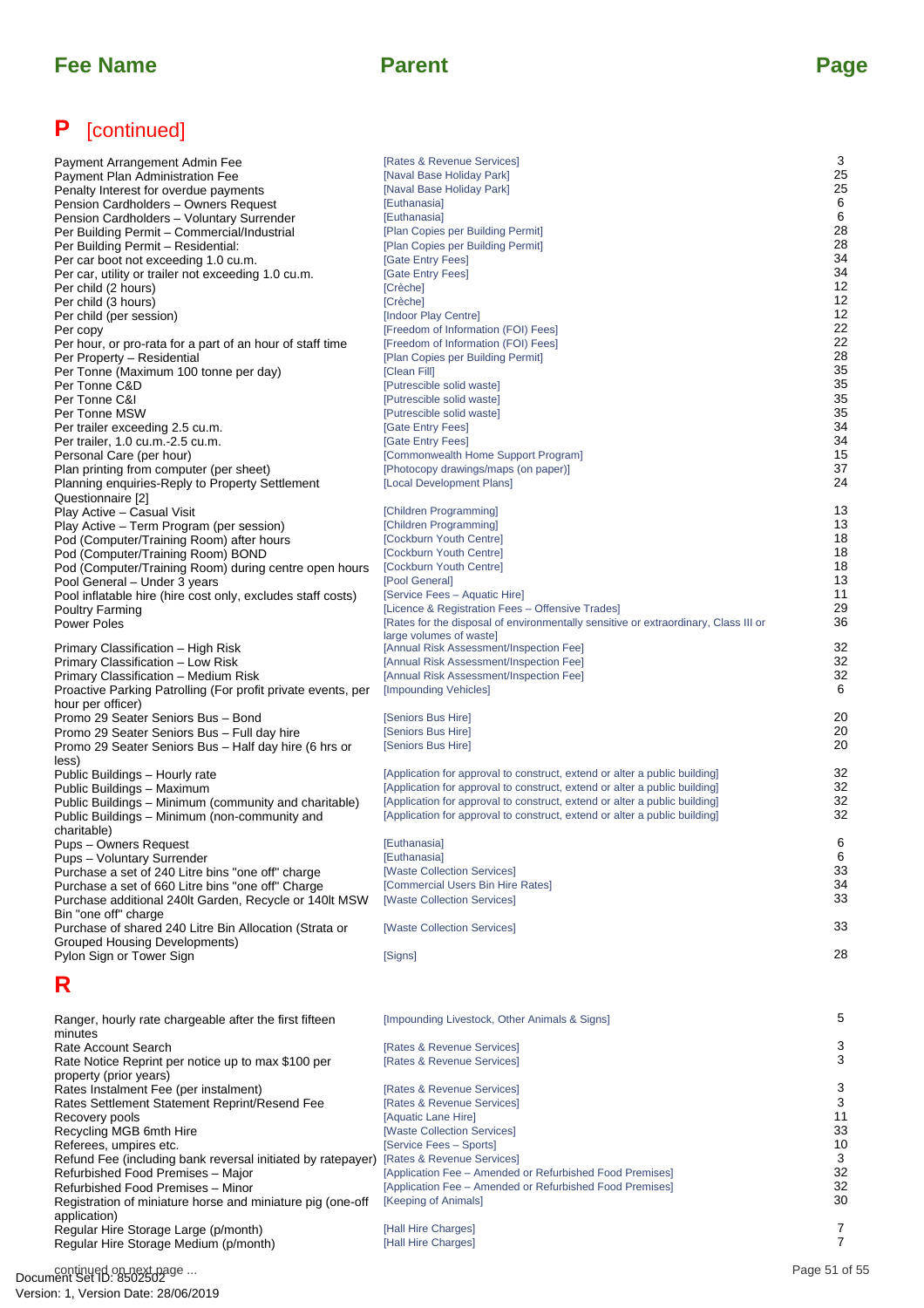| Fee Name | Parent | Page |
| --- | --- | --- |

## P [continued]

| Fee Name | Parent | Page |
| --- | --- | --- |
| Payment Arrangement Admin Fee | [Rates & Revenue Services] | 3 |
| Payment Plan Administration Fee | [Naval Base Holiday Park] | 25 |
| Penalty Interest for overdue payments | [Naval Base Holiday Park] | 25 |
| Pension Cardholders – Owners Request | [Euthanasia] | 6 |
| Pension Cardholders – Voluntary Surrender | [Euthanasia] | 6 |
| Per Building Permit – Commercial/Industrial | [Plan Copies per Building Permit] | 28 |
| Per Building Permit – Residential: | [Plan Copies per Building Permit] | 28 |
| Per car boot not exceeding 1.0 cu.m. | [Gate Entry Fees] | 34 |
| Per car, utility or trailer not exceeding 1.0 cu.m. | [Gate Entry Fees] | 34 |
| Per child (2 hours) | [Crèche] | 12 |
| Per child (3 hours) | [Crèche] | 12 |
| Per child (per session) | [Indoor Play Centre] | 12 |
| Per copy | [Freedom of Information (FOI) Fees] | 22 |
| Per hour, or pro-rata for a part of an hour of staff time | [Freedom of Information (FOI) Fees] | 22 |
| Per Property – Residential | [Plan Copies per Building Permit] | 28 |
| Per Tonne (Maximum 100 tonne per day) | [Clean Fill] | 35 |
| Per Tonne C&D | [Putrescible solid waste] | 35 |
| Per Tonne C&I | [Putrescible solid waste] | 35 |
| Per Tonne MSW | [Putrescible solid waste] | 35 |
| Per trailer exceeding 2.5 cu.m. | [Gate Entry Fees] | 34 |
| Per trailer, 1.0 cu.m.-2.5 cu.m. | [Gate Entry Fees] | 34 |
| Personal Care (per hour) | [Commonwealth Home Support Program] | 15 |
| Plan printing from computer (per sheet) | [Photocopy drawings/maps (on paper)] | 37 |
| Planning enquiries-Reply to Property Settlement Questionnaire [2] | [Local Development Plans] | 24 |
| Play Active – Casual Visit | [Children Programming] | 13 |
| Play Active – Term Program (per session) | [Children Programming] | 13 |
| Pod (Computer/Training Room) after hours | [Cockburn Youth Centre] | 18 |
| Pod (Computer/Training Room) BOND | [Cockburn Youth Centre] | 18 |
| Pod (Computer/Training Room) during centre open hours | [Cockburn Youth Centre] | 18 |
| Pool General – Under 3 years | [Pool General] | 13 |
| Pool inflatable hire (hire cost only, excludes staff costs) | [Service Fees – Aquatic Hire] | 11 |
| Poultry Farming | [Licence & Registration Fees – Offensive Trades] | 29 |
| Power Poles | [Rates for the disposal of environmentally sensitive or extraordinary, Class III or large volumes of waste] | 36 |
| Primary Classification – High Risk | [Annual Risk Assessment/Inspection Fee] | 32 |
| Primary Classification – Low Risk | [Annual Risk Assessment/Inspection Fee] | 32 |
| Primary Classification – Medium Risk | [Annual Risk Assessment/Inspection Fee] | 32 |
| Proactive Parking Patrolling (For profit private events, per hour per officer) | [Impounding Vehicles] | 6 |
| Promo 29 Seater Seniors Bus – Bond | [Seniors Bus Hire] | 20 |
| Promo 29 Seater Seniors Bus – Full day hire | [Seniors Bus Hire] | 20 |
| Promo 29 Seater Seniors Bus – Half day hire (6 hrs or less) | [Seniors Bus Hire] | 20 |
| Public Buildings – Hourly rate | [Application for approval to construct, extend or alter a public building] | 32 |
| Public Buildings – Maximum | [Application for approval to construct, extend or alter a public building] | 32 |
| Public Buildings – Minimum (community and charitable) | [Application for approval to construct, extend or alter a public building] | 32 |
| Public Buildings – Minimum (non-community and charitable) | [Application for approval to construct, extend or alter a public building] | 32 |
| Pups – Owners Request | [Euthanasia] | 6 |
| Pups – Voluntary Surrender | [Euthanasia] | 6 |
| Purchase a set of 240 Litre bins "one off" charge | [Waste Collection Services] | 33 |
| Purchase a set of 660 Litre bins "one off" Charge | [Commercial Users Bin Hire Rates] | 34 |
| Purchase additional 240lt Garden, Recycle or 140lt MSW Bin "one off" charge | [Waste Collection Services] | 33 |
| Purchase of shared 240 Litre Bin Allocation (Strata or Grouped Housing Developments) | [Waste Collection Services] | 33 |
| Pylon Sign or Tower Sign | [Signs] | 28 |

## R

| Fee Name | Parent | Page |
| --- | --- | --- |
| Ranger, hourly rate chargeable after the first fifteen minutes | [Impounding Livestock, Other Animals & Signs] | 5 |
| Rate Account Search | [Rates & Revenue Services] | 3 |
| Rate Notice Reprint per notice up to max $100 per property (prior years) | [Rates & Revenue Services] | 3 |
| Rates Instalment Fee (per instalment) | [Rates & Revenue Services] | 3 |
| Rates Settlement Statement Reprint/Resend Fee | [Rates & Revenue Services] | 3 |
| Recovery pools | [Aquatic Lane Hire] | 11 |
| Recycling MGB 6mth Hire | [Waste Collection Services] | 33 |
| Referees, umpires etc. | [Service Fees – Sports] | 10 |
| Refund Fee (including bank reversal initiated by ratepayer) | [Rates & Revenue Services] | 3 |
| Refurbished Food Premises – Major | [Application Fee – Amended or Refurbished Food Premises] | 32 |
| Refurbished Food Premises – Minor | [Application Fee – Amended or Refurbished Food Premises] | 32 |
| Registration of miniature horse and miniature pig (one-off application) | [Keeping of Animals] | 30 |
| Regular Hire Storage Large (p/month) | [Hall Hire Charges] | 7 |
| Regular Hire Storage Medium (p/month) | [Hall Hire Charges] | 7 |

continued on next page ...

Document Set ID: 8502502
Version: 1, Version Date: 28/06/2019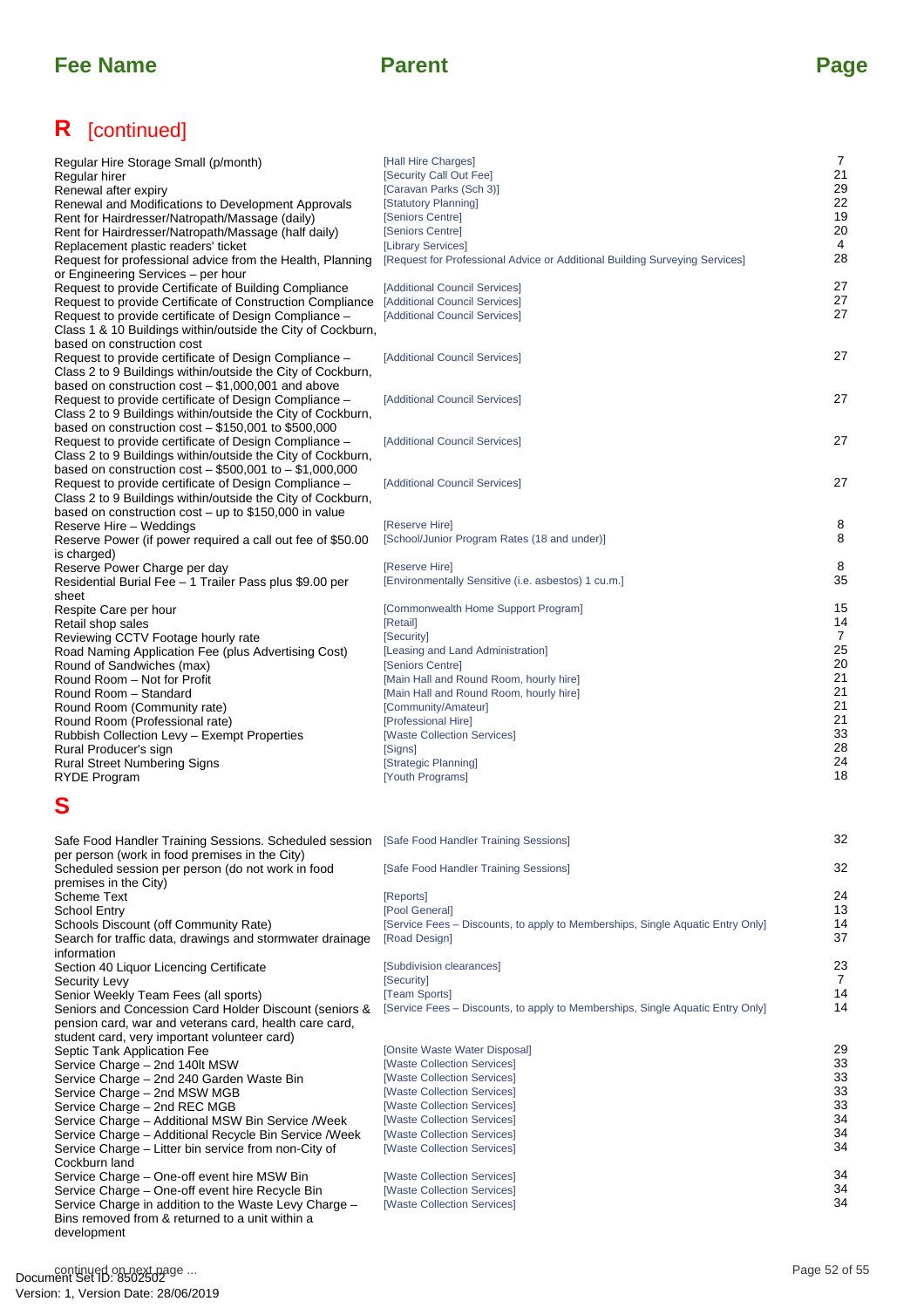| Fee Name | Parent | Page |
|---|---|---|

## R [continued]

| Fee Name | Parent | Page |
|---|---|---|
| Regular Hire Storage Small (p/month) | [Hall Hire Charges] | 7 |
| Regular hirer | [Security Call Out Fee] | 21 |
| Renewal after expiry | [Caravan Parks (Sch 3)] | 29 |
| Renewal and Modifications to Development Approvals | [Statutory Planning] | 22 |
| Rent for Hairdresser/Natropath/Massage (daily) | [Seniors Centre] | 19 |
| Rent for Hairdresser/Natropath/Massage (half daily) | [Seniors Centre] | 20 |
| Replacement plastic readers' ticket | [Library Services] | 4 |
| Request for professional advice from the Health, Planning or Engineering Services – per hour | [Request for Professional Advice or Additional Building Surveying Services] | 28 |
| Request to provide Certificate of Building Compliance | [Additional Council Services] | 27 |
| Request to provide Certificate of Construction Compliance | [Additional Council Services] | 27 |
| Request to provide certificate of Design Compliance – Class 1 & 10 Buildings within/outside the City of Cockburn, based on construction cost | [Additional Council Services] | 27 |
| Request to provide certificate of Design Compliance – Class 2 to 9 Buildings within/outside the City of Cockburn, based on construction cost – $1,000,001 and above | [Additional Council Services] | 27 |
| Request to provide certificate of Design Compliance – Class 2 to 9 Buildings within/outside the City of Cockburn, based on construction cost – $150,001 to $500,000 | [Additional Council Services] | 27 |
| Request to provide certificate of Design Compliance – Class 2 to 9 Buildings within/outside the City of Cockburn, based on construction cost – $500,001 to – $1,000,000 | [Additional Council Services] | 27 |
| Request to provide certificate of Design Compliance – Class 2 to 9 Buildings within/outside the City of Cockburn, based on construction cost – up to $150,000 in value | [Additional Council Services] | 27 |
| Reserve Hire – Weddings | [Reserve Hire] | 8 |
| Reserve Power (if power required a call out fee of $50.00 is charged) | [School/Junior Program Rates (18 and under)] | 8 |
| Reserve Power Charge per day | [Reserve Hire] | 8 |
| Residential Burial Fee – 1 Trailer Pass plus $9.00 per sheet | [Environmentally Sensitive (i.e. asbestos) 1 cu.m.] | 35 |
| Respite Care per hour | [Commonwealth Home Support Program] | 15 |
| Retail shop sales | [Retail] | 14 |
| Reviewing CCTV Footage hourly rate | [Security] | 7 |
| Road Naming Application Fee (plus Advertising Cost) | [Leasing and Land Administration] | 25 |
| Round of Sandwiches (max) | [Seniors Centre] | 20 |
| Round Room – Not for Profit | [Main Hall and Round Room, hourly hire] | 21 |
| Round Room – Standard | [Main Hall and Round Room, hourly hire] | 21 |
| Round Room (Community rate) | [Community/Amateur] | 21 |
| Round Room (Professional rate) | [Professional Hire] | 21 |
| Rubbish Collection Levy – Exempt Properties | [Waste Collection Services] | 33 |
| Rural Producer's sign | [Signs] | 28 |
| Rural Street Numbering Signs | [Strategic Planning] | 24 |
| RYDE Program | [Youth Programs] | 18 |

## S

| Fee Name | Parent | Page |
|---|---|---|
| Safe Food Handler Training Sessions. Scheduled session per person (work in food premises in the City) | [Safe Food Handler Training Sessions] | 32 |
| Scheduled session per person (do not work in food premises in the City) | [Safe Food Handler Training Sessions] | 32 |
| Scheme Text | [Reports] | 24 |
| School Entry | [Pool General] | 13 |
| Schools Discount (off Community Rate) | [Service Fees – Discounts, to apply to Memberships, Single Aquatic Entry Only] | 14 |
| Search for traffic data, drawings and stormwater drainage information | [Road Design] | 37 |
| Section 40 Liquor Licencing Certificate | [Subdivision clearances] | 23 |
| Security Levy | [Security] | 7 |
| Senior Weekly Team Fees (all sports) | [Team Sports] | 14 |
| Seniors and Concession Card Holder Discount (seniors & pension card, war and veterans card, health care card, student card, very important volunteer card) | [Service Fees – Discounts, to apply to Memberships, Single Aquatic Entry Only] | 14 |
| Septic Tank Application Fee | [Onsite Waste Water Disposal] | 29 |
| Service Charge – 2nd 140lt MSW | [Waste Collection Services] | 33 |
| Service Charge – 2nd 240 Garden Waste Bin | [Waste Collection Services] | 33 |
| Service Charge – 2nd MSW MGB | [Waste Collection Services] | 33 |
| Service Charge – 2nd REC MGB | [Waste Collection Services] | 33 |
| Service Charge – Additional MSW Bin Service /Week | [Waste Collection Services] | 34 |
| Service Charge – Additional Recycle Bin Service /Week | [Waste Collection Services] | 34 |
| Service Charge – Litter bin service from non-City of Cockburn land | [Waste Collection Services] | 34 |
| Service Charge – One-off event hire MSW Bin | [Waste Collection Services] | 34 |
| Service Charge – One-off event hire Recycle Bin | [Waste Collection Services] | 34 |
| Service Charge in addition to the Waste Levy Charge – Bins removed from & returned to a unit within a development | [Waste Collection Services] | 34 |

continued on next page ...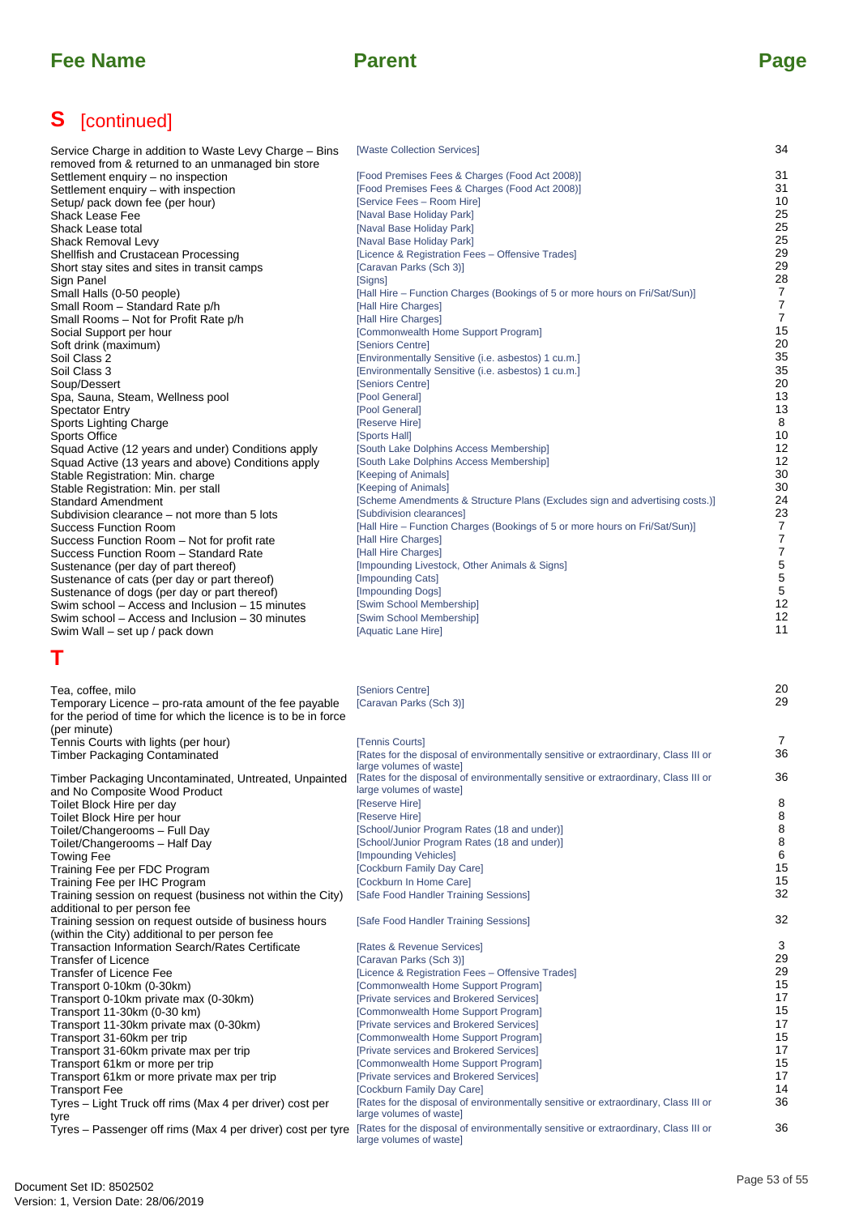| Fee Name | Parent | Page |
|---|---|---|

# S [continued]

| Fee Name | Parent | Page |
|---|---|---|
| Service Charge in addition to Waste Levy Charge – Bins removed from & returned to an unmanaged bin store | [Waste Collection Services] | 34 |
| Settlement enquiry – no inspection | [Food Premises Fees & Charges (Food Act 2008)] | 31 |
| Settlement enquiry – with inspection | [Food Premises Fees & Charges (Food Act 2008)] | 31 |
| Setup/ pack down fee (per hour) | [Service Fees – Room Hire] | 10 |
| Shack Lease Fee | [Naval Base Holiday Park] | 25 |
| Shack Lease total | [Naval Base Holiday Park] | 25 |
| Shack Removal Levy | [Naval Base Holiday Park] | 25 |
| Shellfish and Crustacean Processing | [Licence & Registration Fees – Offensive Trades] | 29 |
| Short stay sites and sites in transit camps | [Caravan Parks (Sch 3)] | 29 |
| Sign Panel | [Signs] | 28 |
| Small Halls (0-50 people) | [Hall Hire – Function Charges (Bookings of 5 or more hours on Fri/Sat/Sun)] | 7 |
| Small Room – Standard Rate p/h | [Hall Hire Charges] | 7 |
| Small Rooms – Not for Profit Rate p/h | [Hall Hire Charges] | 7 |
| Social Support per hour | [Commonwealth Home Support Program] | 15 |
| Soft drink (maximum) | [Seniors Centre] | 20 |
| Soil Class 2 | [Environmentally Sensitive (i.e. asbestos) 1 cu.m.] | 35 |
| Soil Class 3 | [Environmentally Sensitive (i.e. asbestos) 1 cu.m.] | 35 |
| Soup/Dessert | [Seniors Centre] | 20 |
| Spa, Sauna, Steam, Wellness pool | [Pool General] | 13 |
| Spectator Entry | [Pool General] | 13 |
| Sports Lighting Charge | [Reserve Hire] | 8 |
| Sports Office | [Sports Hall] | 10 |
| Squad Active (12 years and under) Conditions apply | [South Lake Dolphins Access Membership] | 12 |
| Squad Active (13 years and above) Conditions apply | [South Lake Dolphins Access Membership] | 12 |
| Stable Registration: Min. charge | [Keeping of Animals] | 30 |
| Stable Registration: Min. per stall | [Keeping of Animals] | 30 |
| Standard Amendment | [Scheme Amendments & Structure Plans (Excludes sign and advertising costs.)] | 24 |
| Subdivision clearance – not more than 5 lots | [Subdivision clearances] | 23 |
| Success Function Room | [Hall Hire – Function Charges (Bookings of 5 or more hours on Fri/Sat/Sun)] | 7 |
| Success Function Room – Not for profit rate | [Hall Hire Charges] | 7 |
| Success Function Room – Standard Rate | [Hall Hire Charges] | 7 |
| Sustenance (per day of part thereof) | [Impounding Livestock, Other Animals & Signs] | 5 |
| Sustenance of cats (per day or part thereof) | [Impounding Cats] | 5 |
| Sustenance of dogs (per day or part thereof) | [Impounding Dogs] | 5 |
| Swim school – Access and Inclusion – 15 minutes | [Swim School Membership] | 12 |
| Swim school – Access and Inclusion – 30 minutes | [Swim School Membership] | 12 |
| Swim Wall – set up / pack down | [Aquatic Lane Hire] | 11 |

# T

| Fee Name | Parent | Page |
|---|---|---|
| Tea, coffee, milo | [Seniors Centre] | 20 |
| Temporary Licence – pro-rata amount of the fee payable for the period of time for which the licence is to be in force (per minute) | [Caravan Parks (Sch 3)] | 29 |
| Tennis Courts with lights (per hour) | [Tennis Courts] | 7 |
| Timber Packaging Contaminated | [Rates for the disposal of environmentally sensitive or extraordinary, Class III or large volumes of waste] | 36 |
| Timber Packaging Uncontaminated, Untreated, Unpainted and No Composite Wood Product | [Rates for the disposal of environmentally sensitive or extraordinary, Class III or large volumes of waste] | 36 |
| Toilet Block Hire per day | [Reserve Hire] | 8 |
| Toilet Block Hire per hour | [Reserve Hire] | 8 |
| Toilet/Changerooms – Full Day | [School/Junior Program Rates (18 and under)] | 8 |
| Toilet/Changerooms – Half Day | [School/Junior Program Rates (18 and under)] | 8 |
| Towing Fee | [Impounding Vehicles] | 6 |
| Training Fee per FDC Program | [Cockburn Family Day Care] | 15 |
| Training Fee per IHC Program | [Cockburn In Home Care] | 15 |
| Training session on request (business not within the City) additional to per person fee | [Safe Food Handler Training Sessions] | 32 |
| Training session on request outside of business hours (within the City) additional to per person fee | [Safe Food Handler Training Sessions] | 32 |
| Transaction Information Search/Rates Certificate | [Rates & Revenue Services] | 3 |
| Transfer of Licence | [Caravan Parks (Sch 3)] | 29 |
| Transfer of Licence Fee | [Licence & Registration Fees – Offensive Trades] | 29 |
| Transport 0-10km (0-30km) | [Commonwealth Home Support Program] | 15 |
| Transport 0-10km private max (0-30km) | [Private services and Brokered Services] | 17 |
| Transport 11-30km (0-30 km) | [Commonwealth Home Support Program] | 15 |
| Transport 11-30km private max (0-30km) | [Private services and Brokered Services] | 17 |
| Transport 31-60km per trip | [Commonwealth Home Support Program] | 15 |
| Transport 31-60km private max per trip | [Private services and Brokered Services] | 17 |
| Transport 61km or more per trip | [Commonwealth Home Support Program] | 15 |
| Transport 61km or more private max per trip | [Private services and Brokered Services] | 17 |
| Transport Fee | [Cockburn Family Day Care] | 14 |
| Tyres – Light Truck off rims (Max 4 per driver) cost per tyre | [Rates for the disposal of environmentally sensitive or extraordinary, Class III or large volumes of waste] | 36 |
| Tyres – Passenger off rims (Max 4 per driver) cost per tyre | [Rates for the disposal of environmentally sensitive or extraordinary, Class III or large volumes of waste] | 36 |

Document Set ID: 8502502
Version: 1, Version Date: 28/06/2019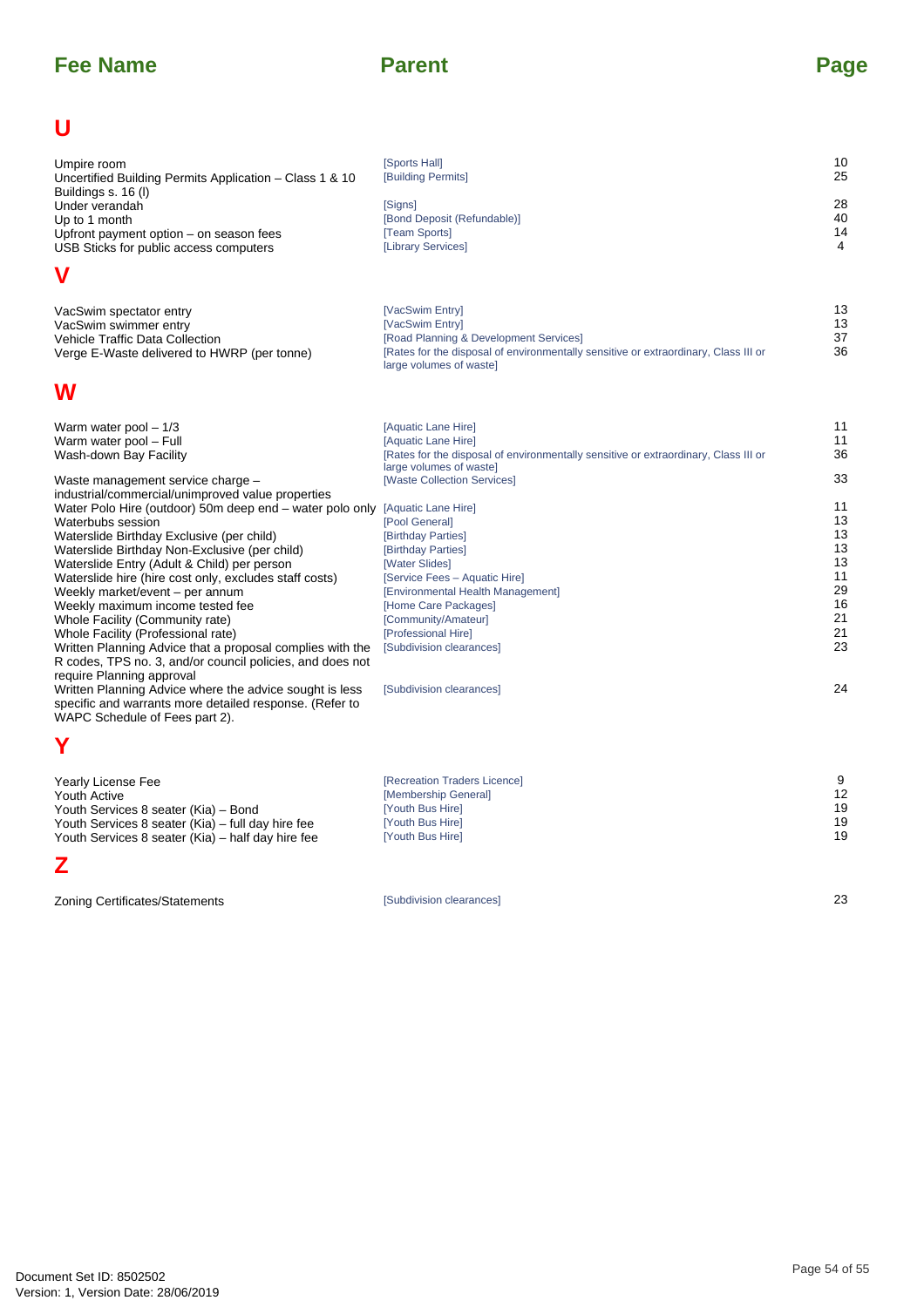| Fee Name | Parent | Page |
| --- | --- | --- |

## U

| Fee Name | Parent | Page |
| --- | --- | --- |
| Umpire room | [Sports Hall] | 10 |
| Uncertified Building Permits Application – Class 1 & 10 Buildings s. 16 (l) | [Building Permits] | 25 |
| Under verandah | [Signs] | 28 |
| Up to 1 month | [Bond Deposit (Refundable)] | 40 |
| Upfront payment option – on season fees | [Team Sports] | 14 |
| USB Sticks for public access computers | [Library Services] | 4 |

## V

| Fee Name | Parent | Page |
| --- | --- | --- |
| VacSwim spectator entry | [VacSwim Entry] | 13 |
| VacSwim swimmer entry | [VacSwim Entry] | 13 |
| Vehicle Traffic Data Collection | [Road Planning & Development Services] | 37 |
| Verge E-Waste delivered to HWRP (per tonne) | [Rates for the disposal of environmentally sensitive or extraordinary, Class III or large volumes of waste] | 36 |

## W

| Fee Name | Parent | Page |
| --- | --- | --- |
| Warm water pool – 1/3 | [Aquatic Lane Hire] | 11 |
| Warm water pool – Full | [Aquatic Lane Hire] | 11 |
| Wash-down Bay Facility | [Rates for the disposal of environmentally sensitive or extraordinary, Class III or large volumes of waste] | 36 |
| Waste management service charge – industrial/commercial/unimproved value properties | [Waste Collection Services] | 33 |
| Water Polo Hire (outdoor) 50m deep end – water polo only | [Aquatic Lane Hire] | 11 |
| Waterbubs session | [Pool General] | 13 |
| Waterslide Birthday Exclusive (per child) | [Birthday Parties] | 13 |
| Waterslide Birthday Non-Exclusive (per child) | [Birthday Parties] | 13 |
| Waterslide Entry (Adult & Child) per person | [Water Slides] | 13 |
| Waterslide hire (hire cost only, excludes staff costs) | [Service Fees – Aquatic Hire] | 11 |
| Weekly market/event – per annum | [Environmental Health Management] | 29 |
| Weekly maximum income tested fee | [Home Care Packages] | 16 |
| Whole Facility (Community rate) | [Community/Amateur] | 21 |
| Whole Facility (Professional rate) | [Professional Hire] | 21 |
| Written Planning Advice that a proposal complies with the R codes, TPS no. 3, and/or council policies, and does not require Planning approval | [Subdivision clearances] | 23 |
| Written Planning Advice where the advice sought is less specific and warrants more detailed response. (Refer to WAPC Schedule of Fees part 2). | [Subdivision clearances] | 24 |

## Y

| Fee Name | Parent | Page |
| --- | --- | --- |
| Yearly License Fee | [Recreation Traders Licence] | 9 |
| Youth Active | [Membership General] | 12 |
| Youth Services 8 seater (Kia) – Bond | [Youth Bus Hire] | 19 |
| Youth Services 8 seater (Kia) – full day hire fee | [Youth Bus Hire] | 19 |
| Youth Services 8 seater (Kia) – half day hire fee | [Youth Bus Hire] | 19 |

## Z

| Fee Name | Parent | Page |
| --- | --- | --- |
| Zoning Certificates/Statements | [Subdivision clearances] | 23 |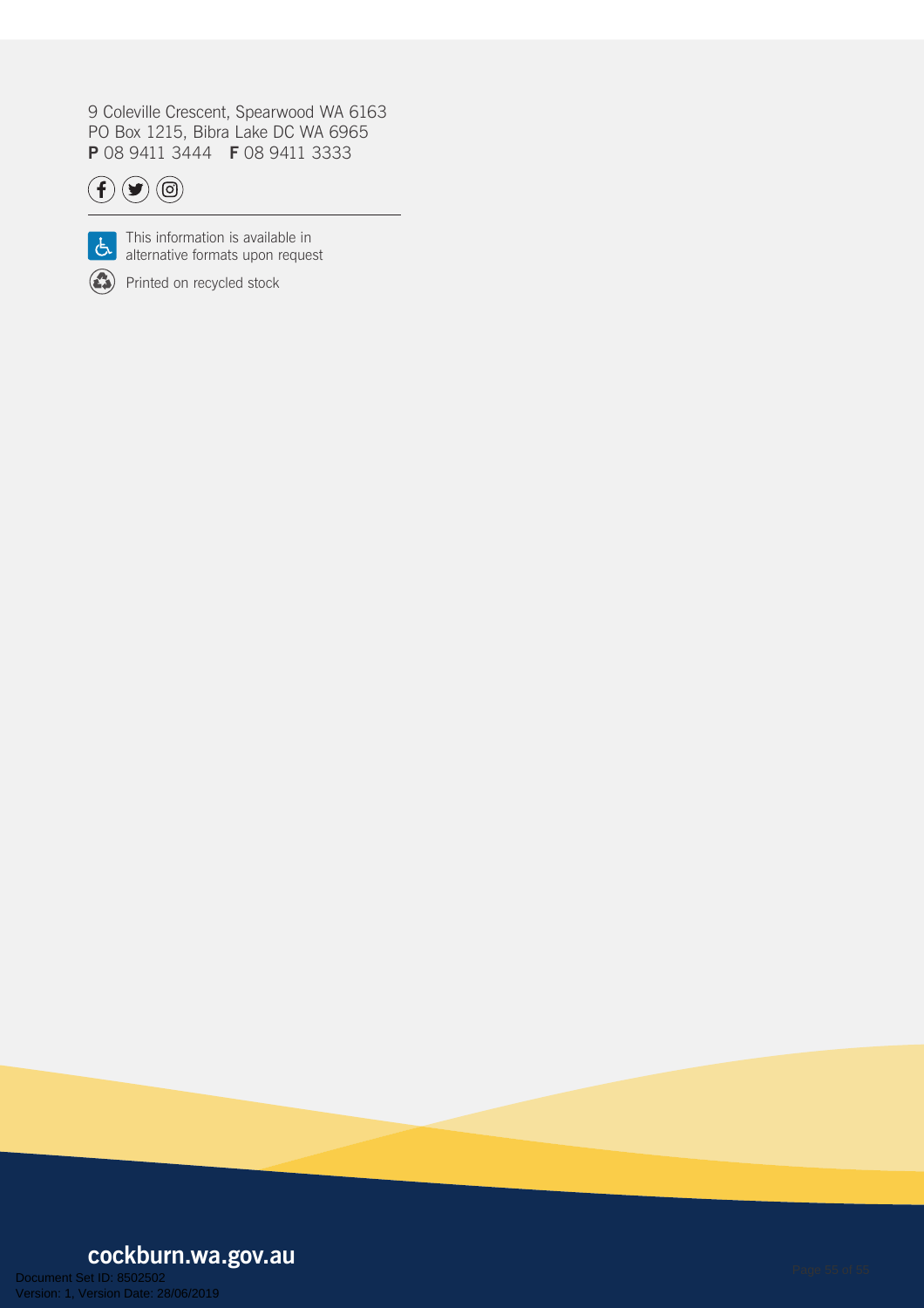9 Coleville Crescent, Spearwood WA 6163
PO Box 1215, Bibra Lake DC WA 6965
**P** 08 9411 3444 **F** 08 9411 3333

This information is available in alternative formats upon request

Printed on recycled stock

**cockburn.wa.gov.au**